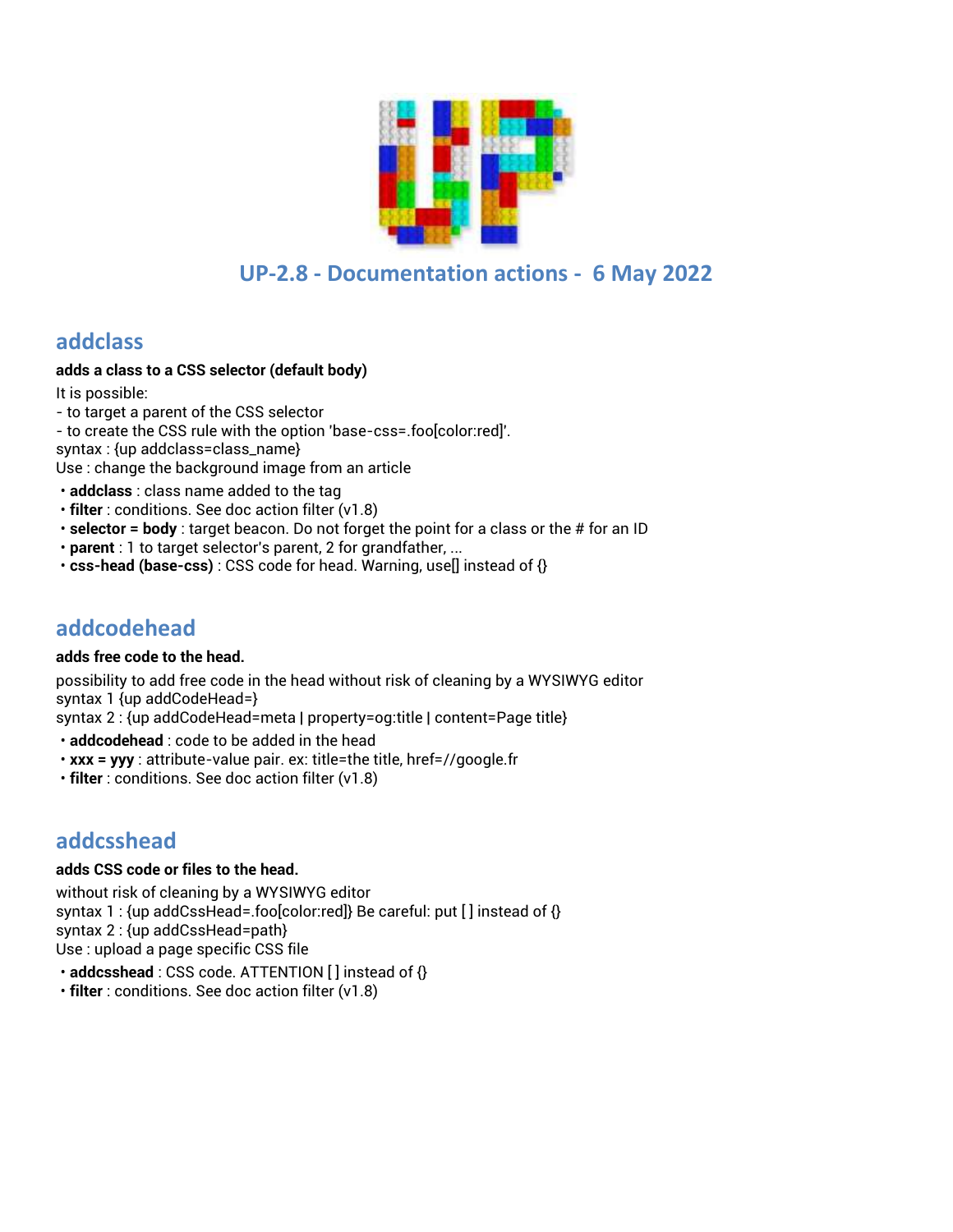# UP-2.8 - Documentation actions - 6 May 2022

## addclass

**adds a class to a CSS selector (default body)**

It is possible:
- to target a parent of the CSS selector
- to create the CSS rule with the option 'base-css=.foo[color:red]'.

syntax : {up addclass=class_name}
Use : change the background image from an article

- **addclass** : class name added to the tag
- **filter** : conditions. See doc action filter (v1.8)
- **selector = body** : target beacon. Do not forget the point for a class or the # for an ID
- **parent** : 1 to target selector's parent, 2 for grandfather, ...
- **css-head (base-css)** : CSS code for head. Warning, use[] instead of {}

## addcodehead

**adds free code to the head.**

possibility to add free code in the head without risk of cleaning by a WYSIWYG editor
syntax 1 {up addCodeHead=}
syntax 2 : {up addCodeHead=meta | property=og:title | content=Page title}

- **addcodehead** : code to be added in the head
- **xxx = yyy** : attribute-value pair. ex: title=the title, href=//google.fr
- **filter** : conditions. See doc action filter (v1.8)

## addcsshead

**adds CSS code or files to the head.**

without risk of cleaning by a WYSIWYG editor
syntax 1 : {up addCssHead=.foo[color:red]} Be careful: put [ ] instead of {}
syntax 2 : {up addCssHead=path}
Use : upload a page specific CSS file

- **addcsshead** : CSS code. ATTENTION [ ] instead of {}
- **filter** : conditions. See doc action filter (v1.8)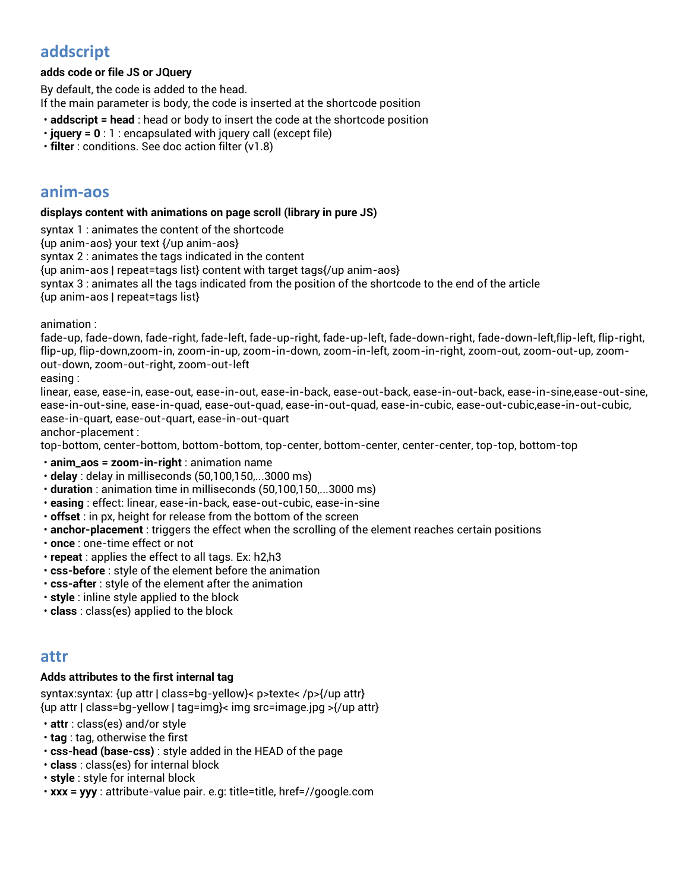## addscript

**adds code or file JS or JQuery**

By default, the code is added to the head.
If the main parameter is body, the code is inserted at the shortcode position

- **addscript = head** : head or body to insert the code at the shortcode position
- **jquery = 0** : 1 : encapsulated with jquery call (except file)
- **filter** : conditions. See doc action filter (v1.8)

## anim-aos

**displays content with animations on page scroll (library in pure JS)**

syntax 1 : animates the content of the shortcode
{up anim-aos} your text {/up anim-aos}
syntax 2 : animates the tags indicated in the content
{up anim-aos | repeat=tags list} content with target tags{/up anim-aos}
syntax 3 : animates all the tags indicated from the position of the shortcode to the end of the article
{up anim-aos | repeat=tags list}

animation :
fade-up, fade-down, fade-right, fade-left, fade-up-right, fade-up-left, fade-down-right, fade-down-left,flip-left, flip-right, flip-up, flip-down,zoom-in, zoom-in-up, zoom-in-down, zoom-in-left, zoom-in-right, zoom-out, zoom-out-up, zoom-out-down, zoom-out-right, zoom-out-left
easing :
linear, ease, ease-in, ease-out, ease-in-out, ease-in-back, ease-out-back, ease-in-out-back, ease-in-sine,ease-out-sine, ease-in-out-sine, ease-in-quad, ease-out-quad, ease-in-out-quad, ease-in-cubic, ease-out-cubic,ease-in-out-cubic, ease-in-quart, ease-out-quart, ease-in-out-quart
anchor-placement :
top-bottom, center-bottom, bottom-bottom, top-center, bottom-center, center-center, top-top, bottom-top

- **anim_aos = zoom-in-right** : animation name
- **delay** : delay in milliseconds (50,100,150,...3000 ms)
- **duration** : animation time in milliseconds (50,100,150,...3000 ms)
- **easing** : effect: linear, ease-in-back, ease-out-cubic, ease-in-sine
- **offset** : in px, height for release from the bottom of the screen
- **anchor-placement** : triggers the effect when the scrolling of the element reaches certain positions
- **once** : one-time effect or not
- **repeat** : applies the effect to all tags. Ex: h2,h3
- **css-before** : style of the element before the animation
- **css-after** : style of the element after the animation
- **style** : inline style applied to the block
- **class** : class(es) applied to the block

## attr

**Adds attributes to the first internal tag**

syntax:syntax: {up attr | class=bg-yellow}< p>texte< /p>{/up attr}
{up attr | class=bg-yellow | tag=img}< img src=image.jpg >{/up attr}

- **attr** : class(es) and/or style
- **tag** : tag, otherwise the first
- **css-head (base-css)** : style added in the HEAD of the page
- **class** : class(es) for internal block
- **style** : style for internal block
- **xxx = yyy** : attribute-value pair. e.g: title=title, href=//google.com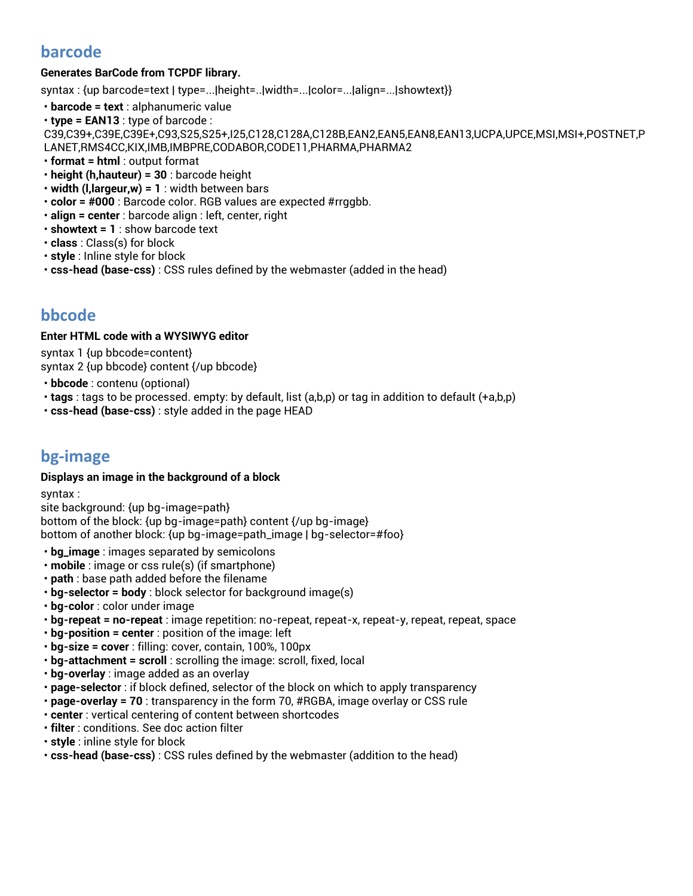## barcode

**Generates BarCode from TCPDF library.**

syntax : {up barcode=text | type=...|height=..|width=...|color=...|align=...|showtext}}

- **barcode = text** : alphanumeric value
- **type = EAN13** : type of barcode : C39,C39+,C39E,C39E+,C93,S25,S25+,I25,C128,C128A,C128B,EAN2,EAN5,EAN8,EAN13,UCPA,UPCE,MSI,MSI+,POSTNET,PLANET,RMS4CC,KIX,IMB,IMBPRE,CODABOR,CODE11,PHARMA,PHARMA2
- **format = html** : output format
- **height (h,hauteur) = 30** : barcode height
- **width (l,largeur,w) = 1** : width between bars
- **color = #000** : Barcode color. RGB values are expected #rrggbb.
- **align = center** : barcode align : left, center, right
- **showtext = 1** : show barcode text
- **class** : Class(s) for block
- **style** : Inline style for block
- **css-head (base-css)** : CSS rules defined by the webmaster (added in the head)

## bbcode

**Enter HTML code with a WYSIWYG editor**

syntax 1 {up bbcode=content}
syntax 2 {up bbcode} content {/up bbcode}

- **bbcode** : contenu (optional)
- **tags** : tags to be processed. empty: by default, list (a,b,p) or tag in addition to default (+a,b,p)
- **css-head (base-css)** : style added in the page HEAD

## bg-image

**Displays an image in the background of a block**

syntax :
site background: {up bg-image=path}
bottom of the block: {up bg-image=path} content {/up bg-image}
bottom of another block: {up bg-image=path_image | bg-selector=#foo}

- **bg_image** : images separated by semicolons
- **mobile** : image or css rule(s) (if smartphone)
- **path** : base path added before the filename
- **bg-selector = body** : block selector for background image(s)
- **bg-color** : color under image
- **bg-repeat = no-repeat** : image repetition: no-repeat, repeat-x, repeat-y, repeat, repeat, space
- **bg-position = center** : position of the image: left
- **bg-size = cover** : filling: cover, contain, 100%, 100px
- **bg-attachment = scroll** : scrolling the image: scroll, fixed, local
- **bg-overlay** : image added as an overlay
- **page-selector** : if block defined, selector of the block on which to apply transparency
- **page-overlay = 70** : transparency in the form 70, #RGBA, image overlay or CSS rule
- **center** : vertical centering of content between shortcodes
- **filter** : conditions. See doc action filter
- **style** : inline style for block
- **css-head (base-css)** : CSS rules defined by the webmaster (addition to the head)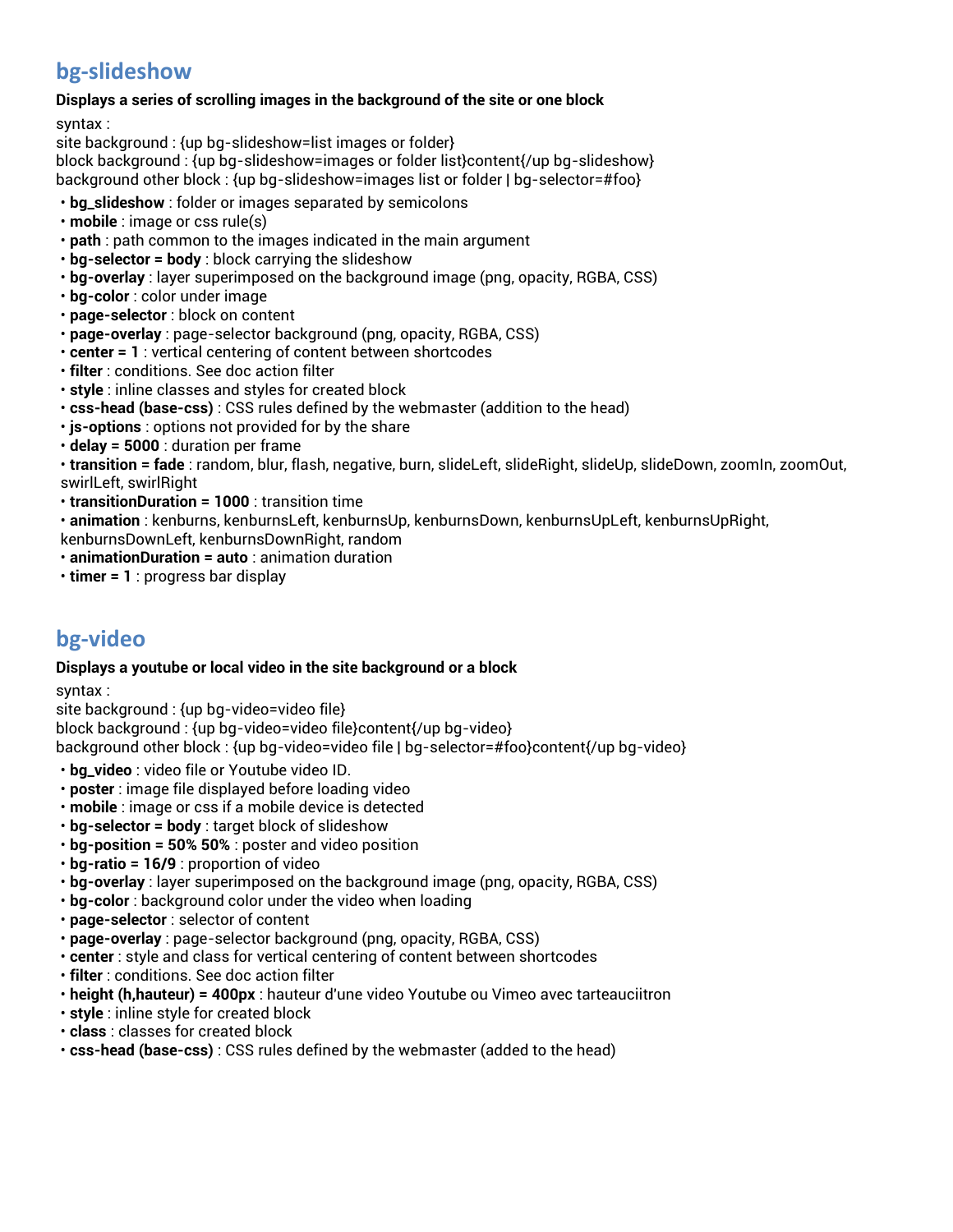## bg-slideshow

**Displays a series of scrolling images in the background of the site or one block**

syntax :
site background : {up bg-slideshow=list images or folder}
block background : {up bg-slideshow=images or folder list}content{/up bg-slideshow}
background other block : {up bg-slideshow=images list or folder | bg-selector=#foo}

- **bg_slideshow** : folder or images separated by semicolons
- **mobile** : image or css rule(s)
- **path** : path common to the images indicated in the main argument
- **bg-selector = body** : block carrying the slideshow
- **bg-overlay** : layer superimposed on the background image (png, opacity, RGBA, CSS)
- **bg-color** : color under image
- **page-selector** : block on content
- **page-overlay** : page-selector background (png, opacity, RGBA, CSS)
- **center = 1** : vertical centering of content between shortcodes
- **filter** : conditions. See doc action filter
- **style** : inline classes and styles for created block
- **css-head (base-css)** : CSS rules defined by the webmaster (addition to the head)
- **js-options** : options not provided for by the share
- **delay = 5000** : duration per frame
- **transition = fade** : random, blur, flash, negative, burn, slideLeft, slideRight, slideUp, slideDown, zoomIn, zoomOut, swirlLeft, swirlRight
- **transitionDuration = 1000** : transition time
- **animation** : kenburns, kenburnsLeft, kenburnsUp, kenburnsDown, kenburnsUpLeft, kenburnsUpRight, kenburnsDownLeft, kenburnsDownRight, random
- **animationDuration = auto** : animation duration
- **timer = 1** : progress bar display

## bg-video

**Displays a youtube or local video in the site background or a block**

syntax :
site background : {up bg-video=video file}
block background : {up bg-video=video file}content{/up bg-video}
background other block : {up bg-video=video file | bg-selector=#foo}content{/up bg-video}

- **bg_video** : video file or Youtube video ID.
- **poster** : image file displayed before loading video
- **mobile** : image or css if a mobile device is detected
- **bg-selector = body** : target block of slideshow
- **bg-position = 50% 50%** : poster and video position
- **bg-ratio = 16/9** : proportion of video
- **bg-overlay** : layer superimposed on the background image (png, opacity, RGBA, CSS)
- **bg-color** : background color under the video when loading
- **page-selector** : selector of content
- **page-overlay** : page-selector background (png, opacity, RGBA, CSS)
- **center** : style and class for vertical centering of content between shortcodes
- **filter** : conditions. See doc action filter
- **height (h,hauteur) = 400px** : hauteur d'une video Youtube ou Vimeo avec tarteauciitron
- **style** : inline style for created block
- **class** : classes for created block
- **css-head (base-css)** : CSS rules defined by the webmaster (added to the head)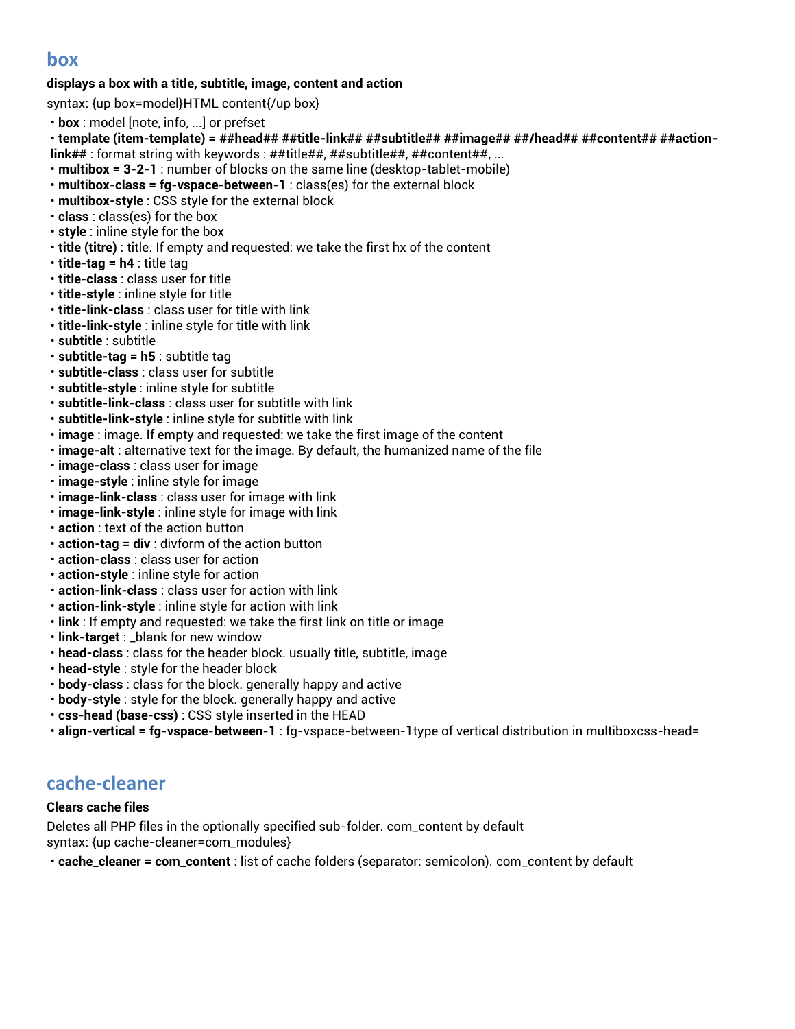## box

**displays a box with a title, subtitle, image, content and action**

syntax: {up box=model}HTML content{/up box}

- **box** : model [note, info, ...] or prefset
- **template (item-template) = ##head## ##title-link## ##subtitle## ##image## ##/head## ##content## ##action-link##** : format string with keywords : ##title##, ##subtitle##, ##content##, ...
- **multibox = 3-2-1** : number of blocks on the same line (desktop-tablet-mobile)
- **multibox-class = fg-vspace-between-1** : class(es) for the external block
- **multibox-style** : CSS style for the external block
- **class** : class(es) for the box
- **style** : inline style for the box
- **title (titre)** : title. If empty and requested: we take the first hx of the content
- **title-tag = h4** : title tag
- **title-class** : class user for title
- **title-style** : inline style for title
- **title-link-class** : class user for title with link
- **title-link-style** : inline style for title with link
- **subtitle** : subtitle
- **subtitle-tag = h5** : subtitle tag
- **subtitle-class** : class user for subtitle
- **subtitle-style** : inline style for subtitle
- **subtitle-link-class** : class user for subtitle with link
- **subtitle-link-style** : inline style for subtitle with link
- **image** : image. If empty and requested: we take the first image of the content
- **image-alt** : alternative text for the image. By default, the humanized name of the file
- **image-class** : class user for image
- **image-style** : inline style for image
- **image-link-class** : class user for image with link
- **image-link-style** : inline style for image with link
- **action** : text of the action button
- **action-tag = div** : divform of the action button
- **action-class** : class user for action
- **action-style** : inline style for action
- **action-link-class** : class user for action with link
- **action-link-style** : inline style for action with link
- **link** : If empty and requested: we take the first link on title or image
- **link-target** : _blank for new window
- **head-class** : class for the header block. usually title, subtitle, image
- **head-style** : style for the header block
- **body-class** : class for the block. generally happy and active
- **body-style** : style for the block. generally happy and active
- **css-head (base-css)** : CSS style inserted in the HEAD
- **align-vertical = fg-vspace-between-1** : fg-vspace-between-1type of vertical distribution in multiboxcss-head=

## cache-cleaner

**Clears cache files**

Deletes all PHP files in the optionally specified sub-folder. com_content by default
syntax: {up cache-cleaner=com_modules}

- **cache_cleaner = com_content** : list of cache folders (separator: semicolon). com_content by default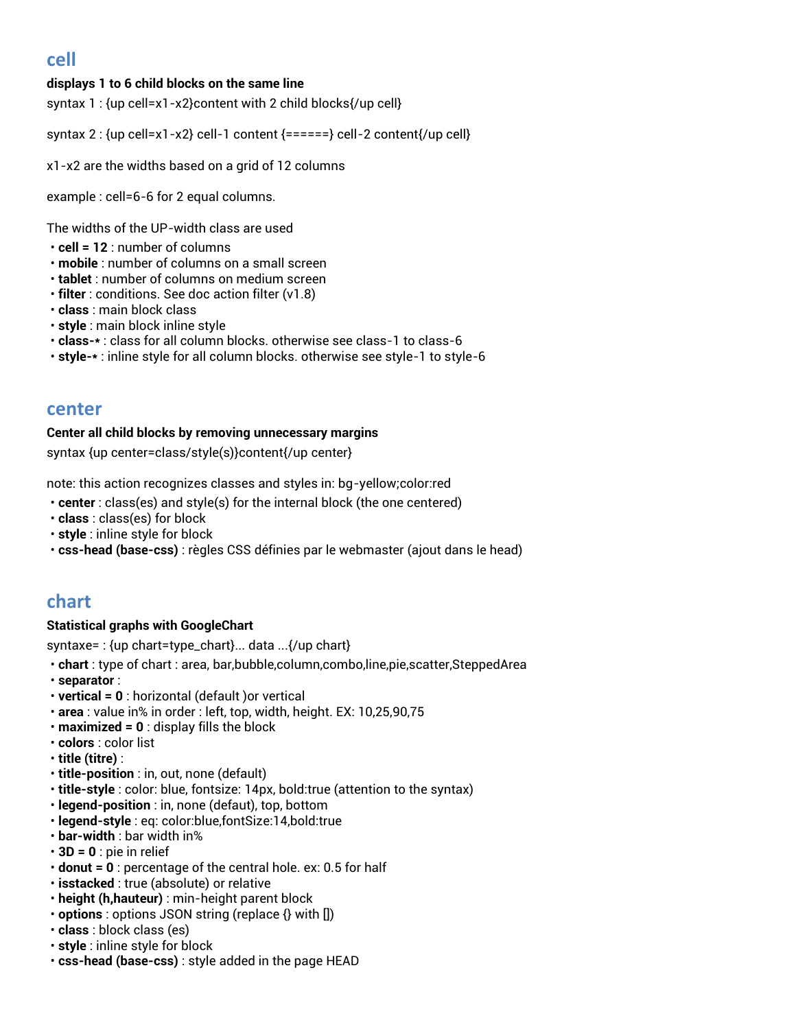## cell

**displays 1 to 6 child blocks on the same line**

syntax 1 : {up cell=x1-x2}content with 2 child blocks{/up cell}

syntax 2 : {up cell=x1-x2} cell-1 content {======} cell-2 content{/up cell}

x1-x2 are the widths based on a grid of 12 columns

example : cell=6-6 for 2 equal columns.

The widths of the UP-width class are used

- **cell = 12** : number of columns
- **mobile** : number of columns on a small screen
- **tablet** : number of columns on medium screen
- **filter** : conditions. See doc action filter (v1.8)
- **class** : main block class
- **style** : main block inline style
- **class-*** : class for all column blocks. otherwise see class-1 to class-6
- **style-*** : inline style for all column blocks. otherwise see style-1 to style-6

## center

**Center all child blocks by removing unnecessary margins**

syntax {up center=class/style(s)}content{/up center}

note: this action recognizes classes and styles in: bg-yellow;color:red

- **center** : class(es) and style(s) for the internal block (the one centered)
- **class** : class(es) for block
- **style** : inline style for block
- **css-head (base-css)** : règles CSS définies par le webmaster (ajout dans le head)

## chart

**Statistical graphs with GoogleChart**

syntaxe= : {up chart=type_chart}... data ...{/up chart}

- **chart** : type of chart : area, bar,bubble,column,combo,line,pie,scatter,SteppedArea
- **separator** :
- **vertical = 0** : horizontal (default )or vertical
- **area** : value in% in order : left, top, width, height. EX: 10,25,90,75
- **maximized = 0** : display fills the block
- **colors** : color list
- **title (titre)** :
- **title-position** : in, out, none (default)
- **title-style** : color: blue, fontsize: 14px, bold:true (attention to the syntax)
- **legend-position** : in, none (defaut), top, bottom
- **legend-style** : eq: color:blue,fontSize:14,bold:true
- **bar-width** : bar width in%
- **3D = 0** : pie in relief
- **donut = 0** : percentage of the central hole. ex: 0.5 for half
- **isstacked** : true (absolute) or relative
- **height (h,hauteur)** : min-height parent block
- **options** : options JSON string (replace {} with [])
- **class** : block class (es)
- **style** : inline style for block
- **css-head (base-css)** : style added in the page HEAD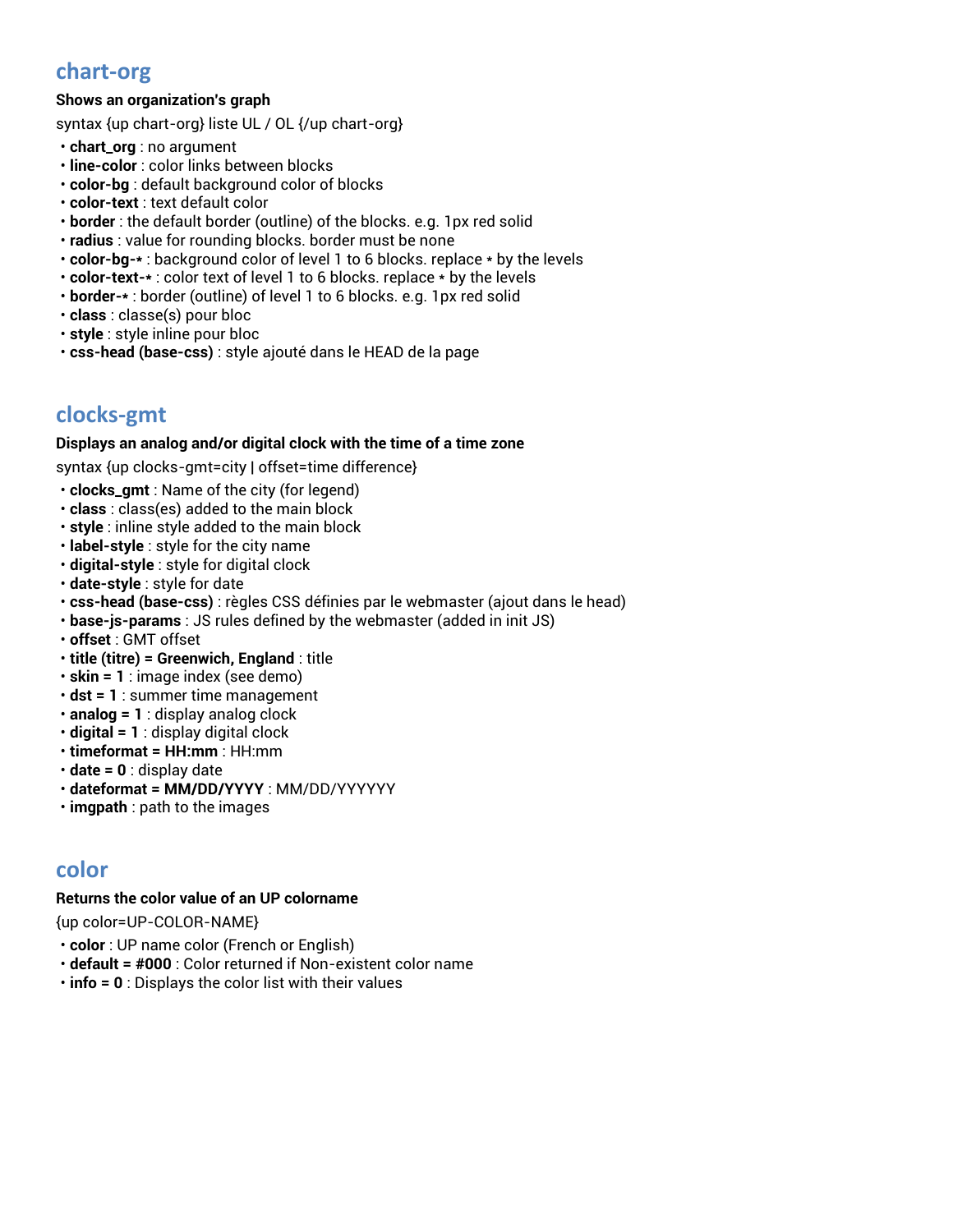## chart-org

**Shows an organization's graph**

syntax {up chart-org} liste UL / OL {/up chart-org}

- **chart_org** : no argument
- **line-color** : color links between blocks
- **color-bg** : default background color of blocks
- **color-text** : text default color
- **border** : the default border (outline) of the blocks. e.g. 1px red solid
- **radius** : value for rounding blocks. border must be none
- **color-bg-*** : background color of level 1 to 6 blocks. replace * by the levels
- **color-text-*** : color text of level 1 to 6 blocks. replace * by the levels
- **border-*** : border (outline) of level 1 to 6 blocks. e.g. 1px red solid
- **class** : classe(s) pour bloc
- **style** : style inline pour bloc
- **css-head (base-css)** : style ajouté dans le HEAD de la page

## clocks-gmt

**Displays an analog and/or digital clock with the time of a time zone**

syntax {up clocks-gmt=city | offset=time difference}

- **clocks_gmt** : Name of the city (for legend)
- **class** : class(es) added to the main block
- **style** : inline style added to the main block
- **label-style** : style for the city name
- **digital-style** : style for digital clock
- **date-style** : style for date
- **css-head (base-css)** : règles CSS définies par le webmaster (ajout dans le head)
- **base-js-params** : JS rules defined by the webmaster (added in init JS)
- **offset** : GMT offset
- **title (titre) = Greenwich, England** : title
- **skin = 1** : image index (see demo)
- **dst = 1** : summer time management
- **analog = 1** : display analog clock
- **digital = 1** : display digital clock
- **timeformat = HH:mm** : HH:mm
- **date = 0** : display date
- **dateformat = MM/DD/YYYY** : MM/DD/YYYYYY
- **imgpath** : path to the images

## color

**Returns the color value of an UP colorname**

{up color=UP-COLOR-NAME}

- **color** : UP name color (French or English)
- **default = #000** : Color returned if Non-existent color name
- **info = 0** : Displays the color list with their values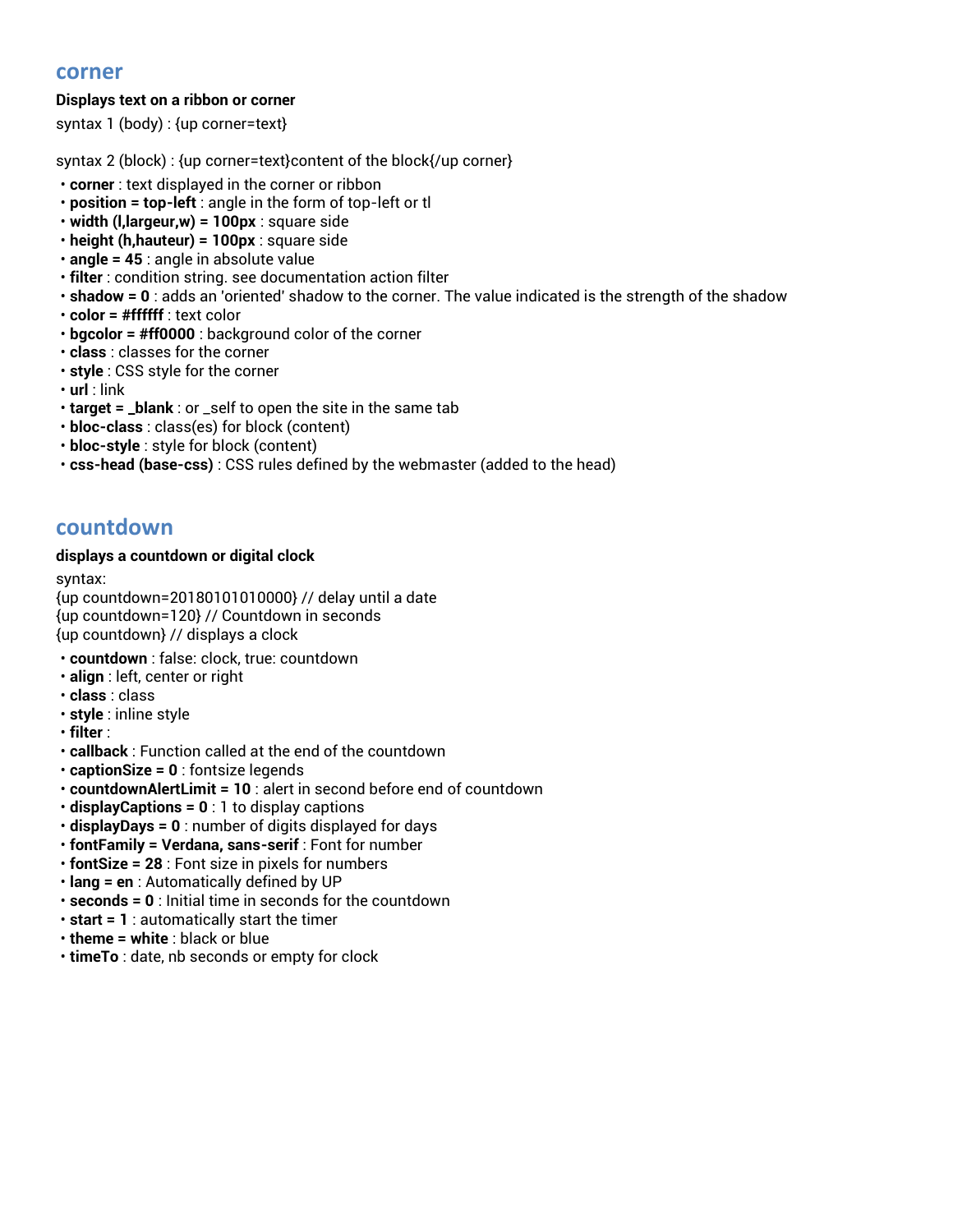## corner

**Displays text on a ribbon or corner**

syntax 1 (body) : {up corner=text}

syntax 2 (block) : {up corner=text}content of the block{/up corner}

- **corner** : text displayed in the corner or ribbon
- **position = top-left** : angle in the form of top-left or tl
- **width (l,largeur,w) = 100px** : square side
- **height (h,hauteur) = 100px** : square side
- **angle = 45** : angle in absolute value
- **filter** : condition string. see documentation action filter
- **shadow = 0** : adds an 'oriented' shadow to the corner. The value indicated is the strength of the shadow
- **color = #ffffff** : text color
- **bgcolor = #ff0000** : background color of the corner
- **class** : classes for the corner
- **style** : CSS style for the corner
- **url** : link
- **target = _blank** : or _self to open the site in the same tab
- **bloc-class** : class(es) for block (content)
- **bloc-style** : style for block (content)
- **css-head (base-css)** : CSS rules defined by the webmaster (added to the head)

## countdown

**displays a countdown or digital clock**

syntax:
{up countdown=20180101010000} // delay until a date
{up countdown=120} // Countdown in seconds
{up countdown} // displays a clock

- **countdown** : false: clock, true: countdown
- **align** : left, center or right
- **class** : class
- **style** : inline style
- **filter** :
- **callback** : Function called at the end of the countdown
- **captionSize = 0** : fontsize legends
- **countdownAlertLimit = 10** : alert in second before end of countdown
- **displayCaptions = 0** : 1 to display captions
- **displayDays = 0** : number of digits displayed for days
- **fontFamily = Verdana, sans-serif** : Font for number
- **fontSize = 28** : Font size in pixels for numbers
- **lang = en** : Automatically defined by UP
- **seconds = 0** : Initial time in seconds for the countdown
- **start = 1** : automatically start the timer
- **theme = white** : black or blue
- **timeTo** : date, nb seconds or empty for clock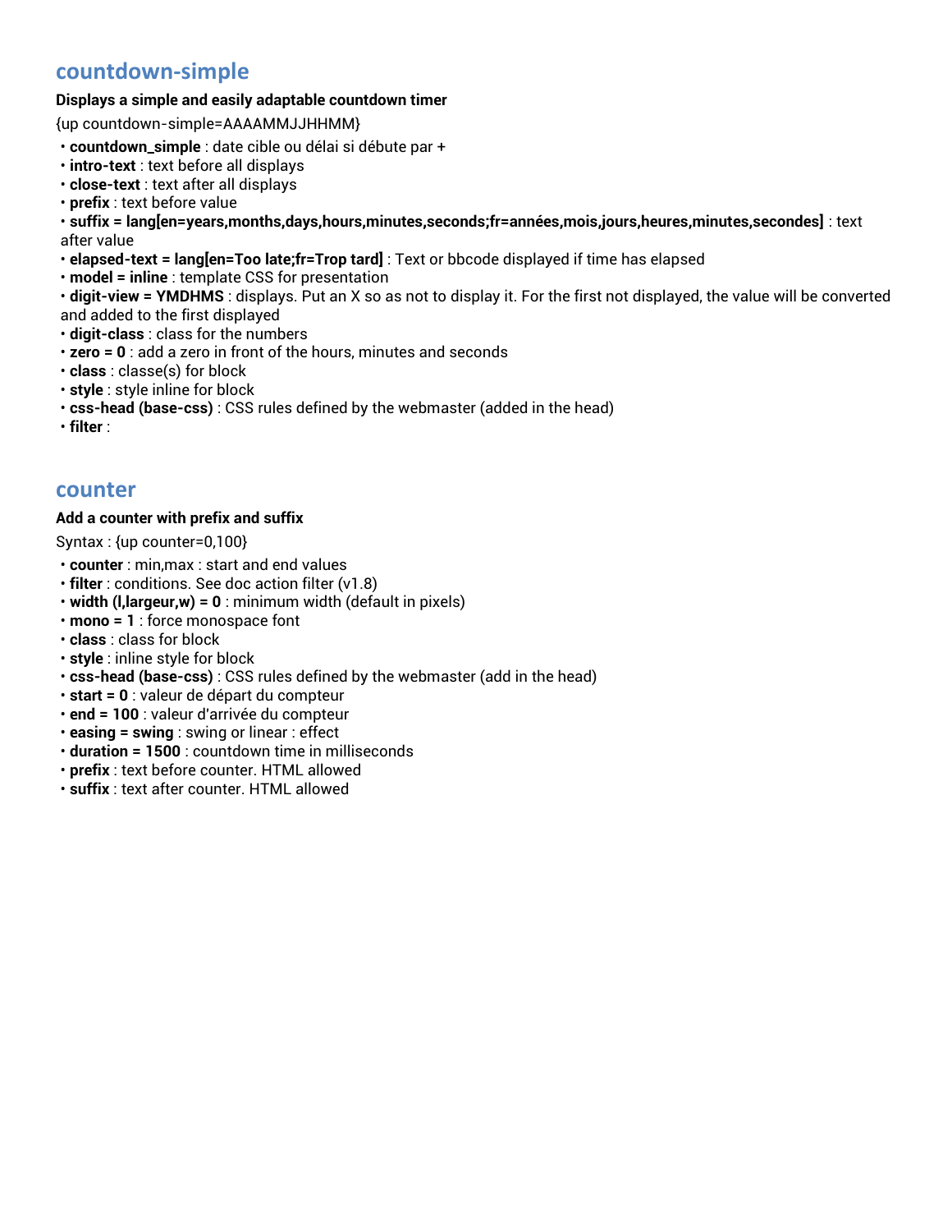## countdown-simple

**Displays a simple and easily adaptable countdown timer**

{up countdown-simple=AAAAMMJJHHMM}

- **countdown_simple** : date cible ou délai si débute par +
- **intro-text** : text before all displays
- **close-text** : text after all displays
- **prefix** : text before value
- **suffix = lang[en=years,months,days,hours,minutes,seconds;fr=années,mois,jours,heures,minutes,secondes]** : text after value
- **elapsed-text = lang[en=Too late;fr=Trop tard]** : Text or bbcode displayed if time has elapsed
- **model = inline** : template CSS for presentation
- **digit-view = YMDHMS** : displays. Put an X so as not to display it. For the first not displayed, the value will be converted and added to the first displayed
- **digit-class** : class for the numbers
- **zero = 0** : add a zero in front of the hours, minutes and seconds
- **class** : classe(s) for block
- **style** : style inline for block
- **css-head (base-css)** : CSS rules defined by the webmaster (added in the head)
- **filter** :

## counter

**Add a counter with prefix and suffix**

Syntax : {up counter=0,100}

- **counter** : min,max : start and end values
- **filter** : conditions. See doc action filter (v1.8)
- **width (l,largeur,w) = 0** : minimum width (default in pixels)
- **mono = 1** : force monospace font
- **class** : class for block
- **style** : inline style for block
- **css-head (base-css)** : CSS rules defined by the webmaster (add in the head)
- **start = 0** : valeur de départ du compteur
- **end = 100** : valeur d'arrivée du compteur
- **easing = swing** : swing or linear : effect
- **duration = 1500** : countdown time in milliseconds
- **prefix** : text before counter. HTML allowed
- **suffix** : text after counter. HTML allowed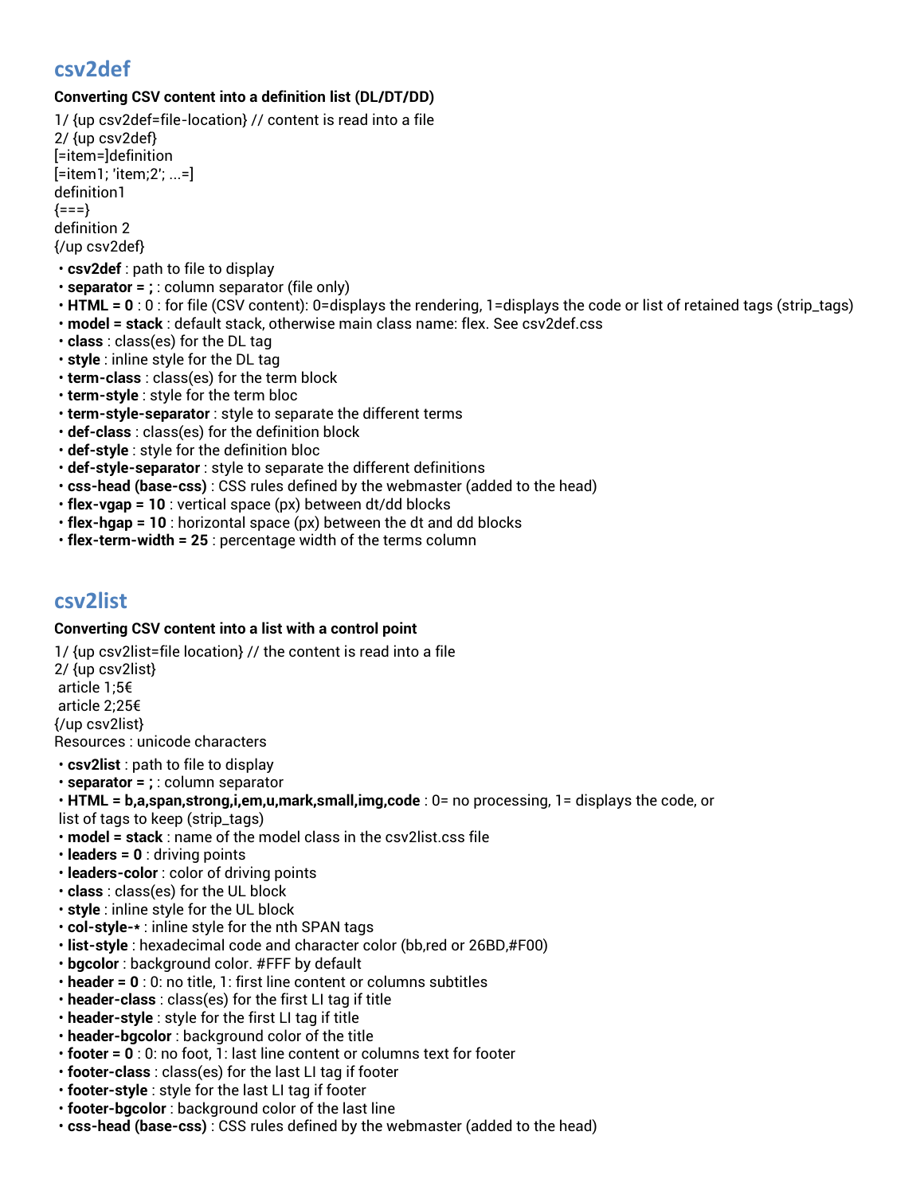## csv2def

**Converting CSV content into a definition list (DL/DT/DD)**

1/ {up csv2def=file-location} // content is read into a file
2/ {up csv2def}
[=item=]definition
[=item1; 'item;2'; ...=]
definition1
{===}
definition 2
{/up csv2def}

- **csv2def** : path to file to display
- **separator = ;** : column separator (file only)
- **HTML = 0** : 0 : for file (CSV content): 0=displays the rendering, 1=displays the code or list of retained tags (strip_tags)
- **model = stack** : default stack, otherwise main class name: flex. See csv2def.css
- **class** : class(es) for the DL tag
- **style** : inline style for the DL tag
- **term-class** : class(es) for the term block
- **term-style** : style for the term bloc
- **term-style-separator** : style to separate the different terms
- **def-class** : class(es) for the definition block
- **def-style** : style for the definition bloc
- **def-style-separator** : style to separate the different definitions
- **css-head (base-css)** : CSS rules defined by the webmaster (added to the head)
- **flex-vgap = 10** : vertical space (px) between dt/dd blocks
- **flex-hgap = 10** : horizontal space (px) between the dt and dd blocks
- **flex-term-width = 25** : percentage width of the terms column

## csv2list

**Converting CSV content into a list with a control point**

1/ {up csv2list=file location} // the content is read into a file
2/ {up csv2list}
 article 1;5€
 article 2;25€
{/up csv2list}
Resources : unicode characters

- **csv2list** : path to file to display
- **separator = ;** : column separator
- **HTML = b,a,span,strong,i,em,u,mark,small,img,code** : 0= no processing, 1= displays the code, or list of tags to keep (strip_tags)
- **model = stack** : name of the model class in the csv2list.css file
- **leaders = 0** : driving points
- **leaders-color** : color of driving points
- **class** : class(es) for the UL block
- **style** : inline style for the UL block
- **col-style-*** : inline style for the nth SPAN tags
- **list-style** : hexadecimal code and character color (bb,red or 26BD,#F00)
- **bgcolor** : background color. #FFF by default
- **header = 0** : 0: no title, 1: first line content or columns subtitles
- **header-class** : class(es) for the first LI tag if title
- **header-style** : style for the first LI tag if title
- **header-bgcolor** : background color of the title
- **footer = 0** : 0: no foot, 1: last line content or columns text for footer
- **footer-class** : class(es) for the last LI tag if footer
- **footer-style** : style for the last LI tag if footer
- **footer-bgcolor** : background color of the last line
- **css-head (base-css)** : CSS rules defined by the webmaster (added to the head)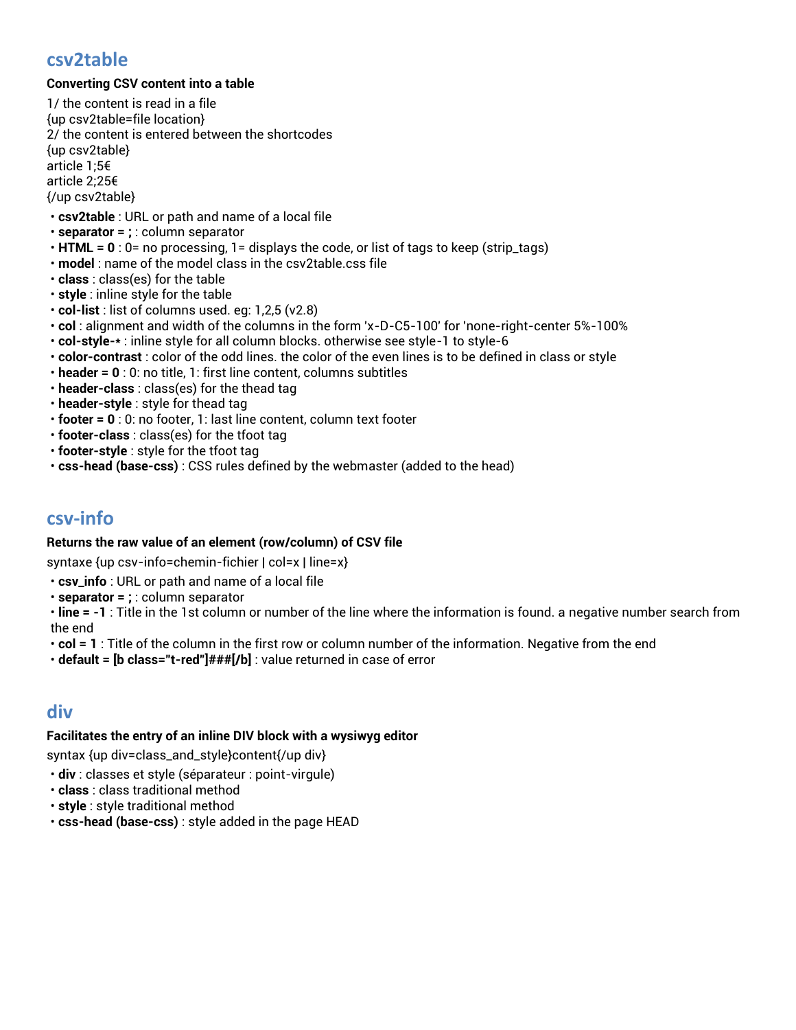## csv2table

**Converting CSV content into a table**

1/ the content is read in a file
{up csv2table=file location}
2/ the content is entered between the shortcodes
{up csv2table}
article 1;5€
article 2;25€
{/up csv2table}

- **csv2table** : URL or path and name of a local file
- **separator = ;** : column separator
- **HTML = 0** : 0= no processing, 1= displays the code, or list of tags to keep (strip_tags)
- **model** : name of the model class in the csv2table.css file
- **class** : class(es) for the table
- **style** : inline style for the table
- **col-list** : list of columns used. eg: 1,2,5 (v2.8)
- **col** : alignment and width of the columns in the form 'x-D-C5-100' for 'none-right-center 5%-100%
- **col-style-*** : inline style for all column blocks. otherwise see style-1 to style-6
- **color-contrast** : color of the odd lines. the color of the even lines is to be defined in class or style
- **header = 0** : 0: no title, 1: first line content, columns subtitles
- **header-class** : class(es) for the thead tag
- **header-style** : style for thead tag
- **footer = 0** : 0: no footer, 1: last line content, column text footer
- **footer-class** : class(es) for the tfoot tag
- **footer-style** : style for the tfoot tag
- **css-head (base-css)** : CSS rules defined by the webmaster (added to the head)

## csv-info

**Returns the raw value of an element (row/column) of CSV file**

syntaxe {up csv-info=chemin-fichier | col=x | line=x}

- **csv_info** : URL or path and name of a local file
- **separator = ;** : column separator
- **line = -1** : Title in the 1st column or number of the line where the information is found. a negative number search from the end
- **col = 1** : Title of the column in the first row or column number of the information. Negative from the end
- **default = [b class="t-red"]###[/b]** : value returned in case of error

## div

**Facilitates the entry of an inline DIV block with a wysiwyg editor**

syntax {up div=class_and_style}content{/up div}

- **div** : classes et style (séparateur : point-virgule)
- **class** : class traditional method
- **style** : style traditional method
- **css-head (base-css)** : style added in the page HEAD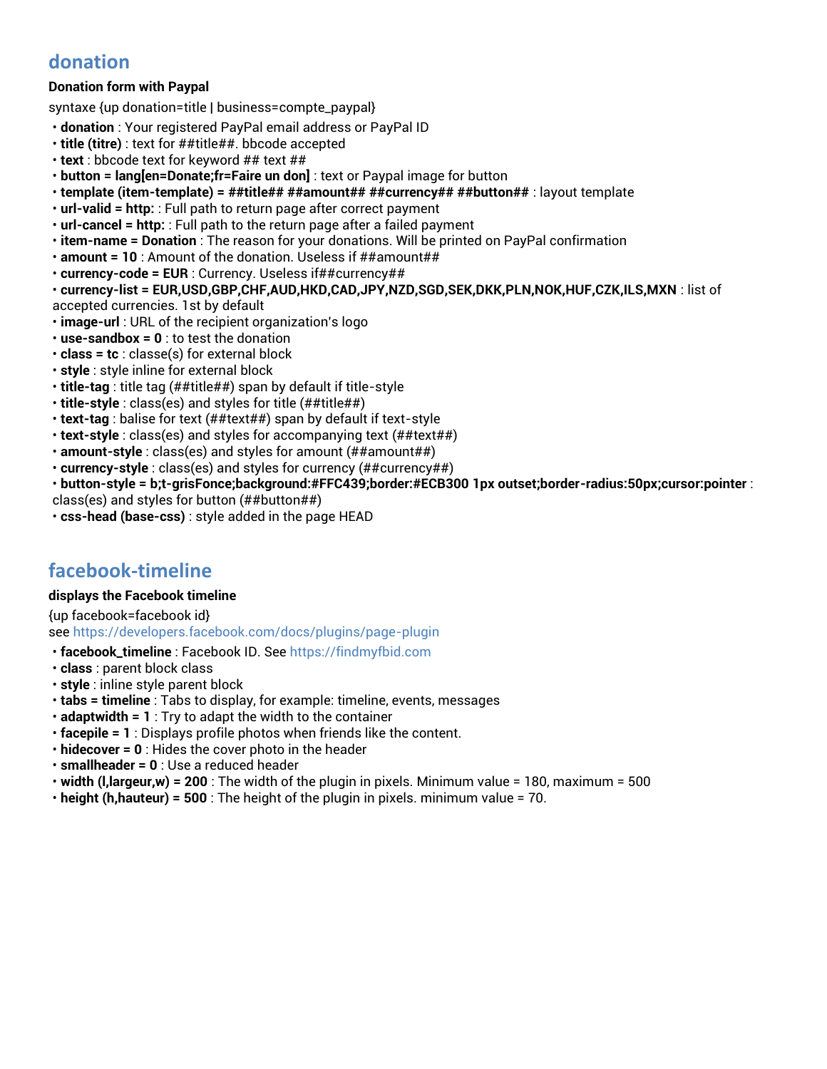## donation

**Donation form with Paypal**

syntaxe {up donation=title | business=compte_paypal}

- **donation** : Your registered PayPal email address or PayPal ID
- **title (titre)** : text for ##title##. bbcode accepted
- **text** : bbcode text for keyword ## text ##
- **button = lang[en=Donate;fr=Faire un don]** : text or Paypal image for button
- **template (item-template) = ##title## ##amount## ##currency## ##button##** : layout template
- **url-valid = http:** : Full path to return page after correct payment
- **url-cancel = http:** : Full path to the return page after a failed payment
- **item-name = Donation** : The reason for your donations. Will be printed on PayPal confirmation
- **amount = 10** : Amount of the donation. Useless if ##amount##
- **currency-code = EUR** : Currency. Useless if##currency##
- **currency-list = EUR,USD,GBP,CHF,AUD,HKD,CAD,JPY,NZD,SGD,SEK,DKK,PLN,NOK,HUF,CZK,ILS,MXN** : list of accepted currencies. 1st by default
- **image-url** : URL of the recipient organization's logo
- **use-sandbox = 0** : to test the donation
- **class = tc** : classe(s) for external block
- **style** : style inline for external block
- **title-tag** : title tag (##title##) span by default if title-style
- **title-style** : class(es) and styles for title (##title##)
- **text-tag** : balise for text (##text##) span by default if text-style
- **text-style** : class(es) and styles for accompanying text (##text##)
- **amount-style** : class(es) and styles for amount (##amount##)
- **currency-style** : class(es) and styles for currency (##currency##)
- **button-style = b;t-grisFonce;background:#FFC439;border:#ECB300 1px outset;border-radius:50px;cursor:pointer** : class(es) and styles for button (##button##)
- **css-head (base-css)** : style added in the page HEAD

## facebook-timeline

**displays the Facebook timeline**

{up facebook=facebook id}
see https://developers.facebook.com/docs/plugins/page-plugin

- **facebook_timeline** : Facebook ID. See https://findmyfbid.com
- **class** : parent block class
- **style** : inline style parent block
- **tabs = timeline** : Tabs to display, for example: timeline, events, messages
- **adaptwidth = 1** : Try to adapt the width to the container
- **facepile = 1** : Displays profile photos when friends like the content.
- **hidecover = 0** : Hides the cover photo in the header
- **smallheader = 0** : Use a reduced header
- **width (l,largeur,w) = 200** : The width of the plugin in pixels. Minimum value = 180, maximum = 500
- **height (h,hauteur) = 500** : The height of the plugin in pixels. minimum value = 70.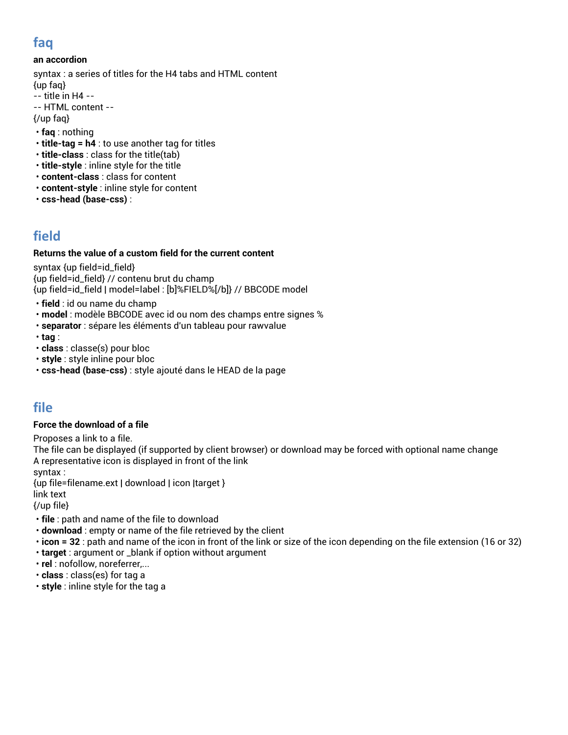## faq

**an accordion**

syntax : a series of titles for the H4 tabs and HTML content
{up faq}
-- title in H4 --
-- HTML content --
{/up faq}

- **faq** : nothing
- **title-tag = h4** : to use another tag for titles
- **title-class** : class for the title(tab)
- **title-style** : inline style for the title
- **content-class** : class for content
- **content-style** : inline style for content
- **css-head (base-css)** :

## field

**Returns the value of a custom field for the current content**

syntax {up field=id_field}
{up field=id_field} // contenu brut du champ
{up field=id_field | model=label : [b]%FIELD%[/b]} // BBCODE model

- **field** : id ou name du champ
- **model** : modèle BBCODE avec id ou nom des champs entre signes %
- **separator** : sépare les éléments d'un tableau pour rawvalue
- **tag** :
- **class** : classe(s) pour bloc
- **style** : style inline pour bloc
- **css-head (base-css)** : style ajouté dans le HEAD de la page

## file

**Force the download of a file**

Proposes a link to a file.
The file can be displayed (if supported by client browser) or download may be forced with optional name change
A representative icon is displayed in front of the link
syntax :
{up file=filename.ext | download | icon |target }
link text
{/up file}

- **file** : path and name of the file to download
- **download** : empty or name of the file retrieved by the client
- **icon = 32** : path and name of the icon in front of the link or size of the icon depending on the file extension (16 or 32)
- **target** : argument or _blank if option without argument
- **rel** : nofollow, noreferrer,...
- **class** : class(es) for tag a
- **style** : inline style for the tag a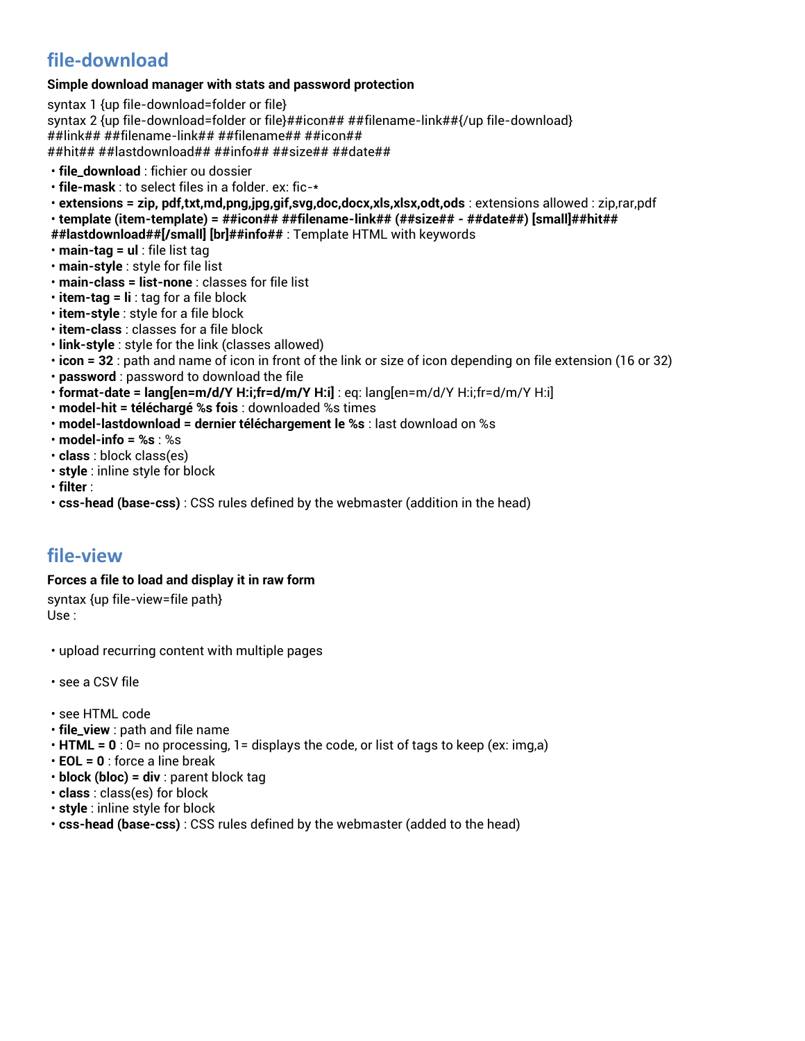## file-download

**Simple download manager with stats and password protection**

syntax 1 {up file-download=folder or file}
syntax 2 {up file-download=folder or file}##icon## ##filename-link##{/up file-download}
##link## ##filename-link## ##filename## ##icon##
##hit## ##lastdownload## ##info## ##size## ##date##

- **file_download** : fichier ou dossier
- **file-mask** : to select files in a folder. ex: fic-*
- **extensions = zip, pdf,txt,md,png,jpg,gif,svg,doc,docx,xls,xlsx,odt,ods** : extensions allowed : zip,rar,pdf
- **template (item-template) = ##icon## ##filename-link## (##size## - ##date##) [small]##hit## ##lastdownload##[/small] [br]##info##** : Template HTML with keywords
- **main-tag = ul** : file list tag
- **main-style** : style for file list
- **main-class = list-none** : classes for file list
- **item-tag = li** : tag for a file block
- **item-style** : style for a file block
- **item-class** : classes for a file block
- **link-style** : style for the link (classes allowed)
- **icon = 32** : path and name of icon in front of the link or size of icon depending on file extension (16 or 32)
- **password** : password to download the file
- **format-date = lang[en=m/d/Y H:i;fr=d/m/Y H:i]** : eq: lang[en=m/d/Y H:i;fr=d/m/Y H:i]
- **model-hit = téléchargé %s fois** : downloaded %s times
- **model-lastdownload = dernier téléchargement le %s** : last download on %s
- **model-info = %s** : %s
- **class** : block class(es)
- **style** : inline style for block
- **filter** :
- **css-head (base-css)** : CSS rules defined by the webmaster (addition in the head)

## file-view

**Forces a file to load and display it in raw form**

syntax {up file-view=file path}
Use :

- upload recurring content with multiple pages
- see a CSV file
- see HTML code
- **file_view** : path and file name
- **HTML = 0** : 0= no processing, 1= displays the code, or list of tags to keep (ex: img,a)
- **EOL = 0** : force a line break
- **block (bloc) = div** : parent block tag
- **class** : class(es) for block
- **style** : inline style for block
- **css-head (base-css)** : CSS rules defined by the webmaster (added to the head)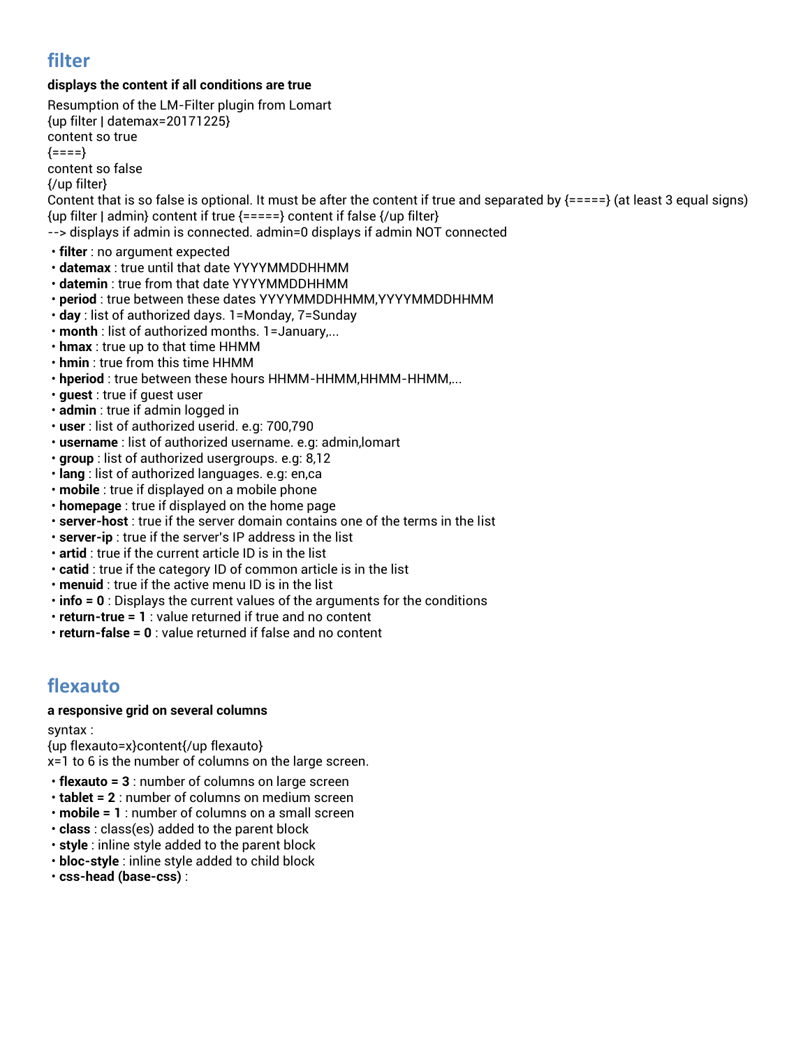## filter

**displays the content if all conditions are true**

Resumption of the LM-Filter plugin from Lomart
{up filter | datemax=20171225}
content so true
{====}
content so false
{/up filter}
Content that is so false is optional. It must be after the content if true and separated by {=====} (at least 3 equal signs)
{up filter | admin} content if true {=====} content if false {/up filter}
--> displays if admin is connected. admin=0 displays if admin NOT connected

- **filter** : no argument expected
- **datemax** : true until that date YYYYMMDDHHMM
- **datemin** : true from that date YYYYMMDDHHMM
- **period** : true between these dates YYYYMMDDHHMM,YYYYMMDDHHMM
- **day** : list of authorized days. 1=Monday, 7=Sunday
- **month** : list of authorized months. 1=January,...
- **hmax** : true up to that time HHMM
- **hmin** : true from this time HHMM
- **hperiod** : true between these hours HHMM-HHMM,HHMM-HHMM,...
- **guest** : true if guest user
- **admin** : true if admin logged in
- **user** : list of authorized userid. e.g: 700,790
- **username** : list of authorized username. e.g: admin,lomart
- **group** : list of authorized usergroups. e.g: 8,12
- **lang** : list of authorized languages. e.g: en,ca
- **mobile** : true if displayed on a mobile phone
- **homepage** : true if displayed on the home page
- **server-host** : true if the server domain contains one of the terms in the list
- **server-ip** : true if the server's IP address in the list
- **artid** : true if the current article ID is in the list
- **catid** : true if the category ID of common article is in the list
- **menuid** : true if the active menu ID is in the list
- **info = 0** : Displays the current values of the arguments for the conditions
- **return-true = 1** : value returned if true and no content
- **return-false = 0** : value returned if false and no content

## flexauto

**a responsive grid on several columns**

syntax :
{up flexauto=x}content{/up flexauto}
x=1 to 6 is the number of columns on the large screen.

- **flexauto = 3** : number of columns on large screen
- **tablet = 2** : number of columns on medium screen
- **mobile = 1** : number of columns on a small screen
- **class** : class(es) added to the parent block
- **style** : inline style added to the parent block
- **bloc-style** : inline style added to child block
- **css-head (base-css)** :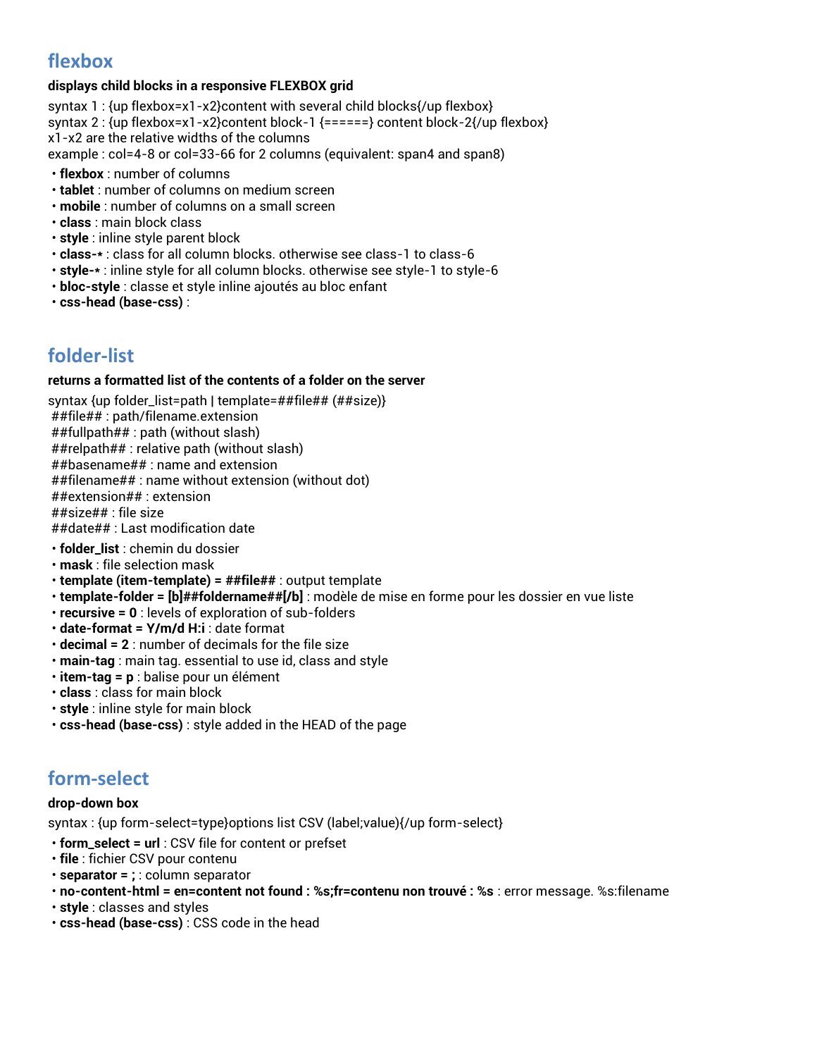## flexbox

**displays child blocks in a responsive FLEXBOX grid**

syntax 1 : {up flexbox=x1-x2}content with several child blocks{/up flexbox}
syntax 2 : {up flexbox=x1-x2}content block-1 {======} content block-2{/up flexbox}
x1-x2 are the relative widths of the columns
example : col=4-8 or col=33-66 for 2 columns (equivalent: span4 and span8)

- **flexbox** : number of columns
- **tablet** : number of columns on medium screen
- **mobile** : number of columns on a small screen
- **class** : main block class
- **style** : inline style parent block
- **class-*** : class for all column blocks. otherwise see class-1 to class-6
- **style-*** : inline style for all column blocks. otherwise see style-1 to style-6
- **bloc-style** : classe et style inline ajoutés au bloc enfant
- **css-head (base-css)** :

## folder-list

**returns a formatted list of the contents of a folder on the server**

syntax {up folder_list=path | template=##file## (##size)}
##file## : path/filename.extension
##fullpath## : path (without slash)
##relpath## : relative path (without slash)
##basename## : name and extension
##filename## : name without extension (without dot)
##extension## : extension
##size## : file size
##date## : Last modification date

- **folder_list** : chemin du dossier
- **mask** : file selection mask
- **template (item-template) = ##file##** : output template
- **template-folder = [b]##foldername##[/b]** : modèle de mise en forme pour les dossier en vue liste
- **recursive = 0** : levels of exploration of sub-folders
- **date-format = Y/m/d H:i** : date format
- **decimal = 2** : number of decimals for the file size
- **main-tag** : main tag. essential to use id, class and style
- **item-tag = p** : balise pour un élément
- **class** : class for main block
- **style** : inline style for main block
- **css-head (base-css)** : style added in the HEAD of the page

## form-select

**drop-down box**

syntax : {up form-select=type}options list CSV (label;value){/up form-select}

- **form_select = url** : CSV file for content or prefset
- **file** : fichier CSV pour contenu
- **separator = ;** : column separator
- **no-content-html = en=content not found : %s;fr=contenu non trouvé : %s** : error message. %s:filename
- **style** : classes and styles
- **css-head (base-css)** : CSS code in the head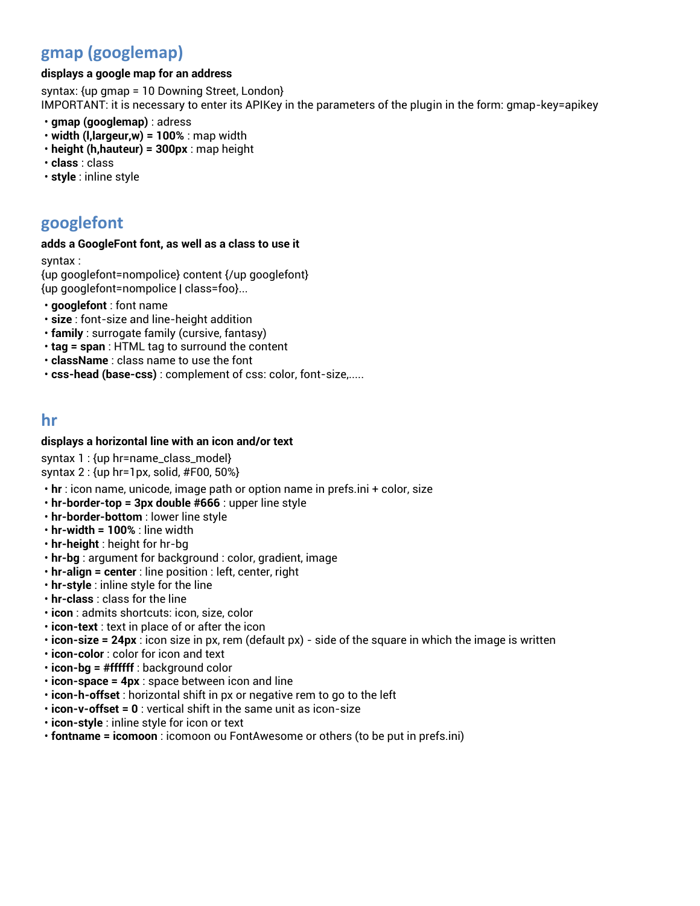## gmap (googlemap)

**displays a google map for an address**

syntax: {up gmap = 10 Downing Street, London}
IMPORTANT: it is necessary to enter its APIKey in the parameters of the plugin in the form: gmap-key=apikey

- **gmap (googlemap)** : adress
- **width (l,largeur,w) = 100%** : map width
- **height (h,hauteur) = 300px** : map height
- **class** : class
- **style** : inline style

## googlefont

**adds a GoogleFont font, as well as a class to use it**

syntax :
{up googlefont=nompolice} content {/up googlefont}
{up googlefont=nompolice | class=foo}...

- **googlefont** : font name
- **size** : font-size and line-height addition
- **family** : surrogate family (cursive, fantasy)
- **tag = span** : HTML tag to surround the content
- **className** : class name to use the font
- **css-head (base-css)** : complement of css: color, font-size,.....

## hr

**displays a horizontal line with an icon and/or text**

syntax 1 : {up hr=name_class_model}
syntax 2 : {up hr=1px, solid, #F00, 50%}

- **hr** : icon name, unicode, image path or option name in prefs.ini + color, size
- **hr-border-top = 3px double #666** : upper line style
- **hr-border-bottom** : lower line style
- **hr-width = 100%** : line width
- **hr-height** : height for hr-bg
- **hr-bg** : argument for background : color, gradient, image
- **hr-align = center** : line position : left, center, right
- **hr-style** : inline style for the line
- **hr-class** : class for the line
- **icon** : admits shortcuts: icon, size, color
- **icon-text** : text in place of or after the icon
- **icon-size = 24px** : icon size in px, rem (default px) - side of the square in which the image is written
- **icon-color** : color for icon and text
- **icon-bg = #ffffff** : background color
- **icon-space = 4px** : space between icon and line
- **icon-h-offset** : horizontal shift in px or negative rem to go to the left
- **icon-v-offset = 0** : vertical shift in the same unit as icon-size
- **icon-style** : inline style for icon or text
- **fontname = icomoon** : icomoon ou FontAwesome or others (to be put in prefs.ini)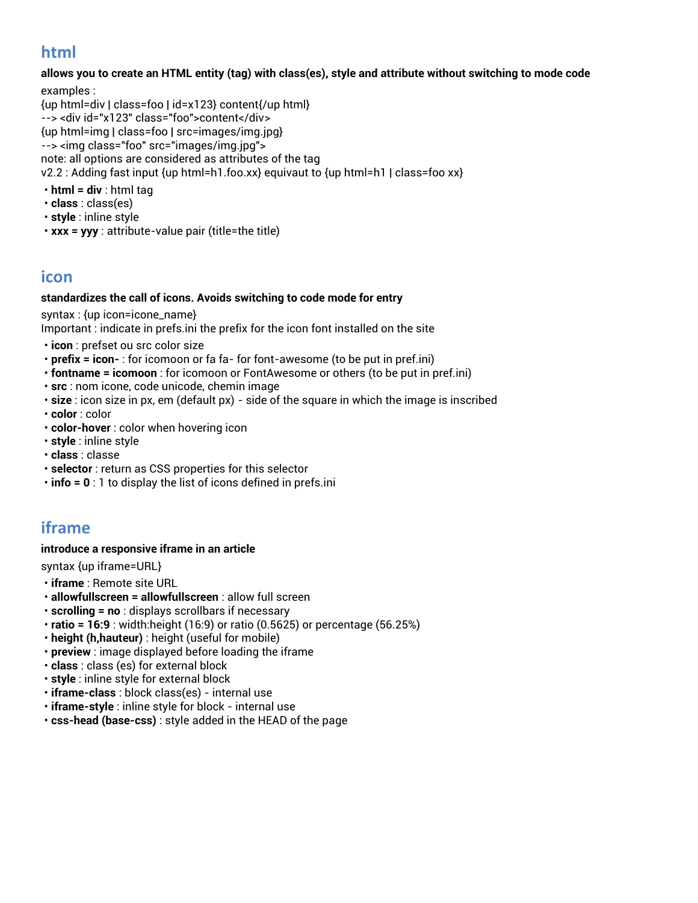## html

**allows you to create an HTML entity (tag) with class(es), style and attribute without switching to mode code**

examples :
{up html=div | class=foo | id=x123} content{/up html}
--> <div id="x123" class="foo">content</div>
{up html=img | class=foo | src=images/img.jpg}
--> <img class="foo" src="images/img.jpg">
note: all options are considered as attributes of the tag
v2.2 : Adding fast input {up html=h1.foo.xx} equivaut to {up html=h1 | class=foo xx}

- **html = div** : html tag
- **class** : class(es)
- **style** : inline style
- **xxx = yyy** : attribute-value pair (title=the title)

## icon

**standardizes the call of icons. Avoids switching to code mode for entry**

syntax : {up icon=icone_name}
Important : indicate in prefs.ini the prefix for the icon font installed on the site

- **icon** : prefset ou src color size
- **prefix = icon-** : for icomoon or fa fa- for font-awesome (to be put in pref.ini)
- **fontname = icomoon** : for icomoon or FontAwesome or others (to be put in pref.ini)
- **src** : nom icone, code unicode, chemin image
- **size** : icon size in px, em (default px) - side of the square in which the image is inscribed
- **color** : color
- **color-hover** : color when hovering icon
- **style** : inline style
- **class** : classe
- **selector** : return as CSS properties for this selector
- **info = 0** : 1 to display the list of icons defined in prefs.ini

## iframe

**introduce a responsive iframe in an article**

syntax {up iframe=URL}

- **iframe** : Remote site URL
- **allowfullscreen = allowfullscreen** : allow full screen
- **scrolling = no** : displays scrollbars if necessary
- **ratio = 16:9** : width:height (16:9) or ratio (0.5625) or percentage (56.25%)
- **height (h,hauteur)** : height (useful for mobile)
- **preview** : image displayed before loading the iframe
- **class** : class (es) for external block
- **style** : inline style for external block
- **iframe-class** : block class(es) - internal use
- **iframe-style** : inline style for block - internal use
- **css-head (base-css)** : style added in the HEAD of the page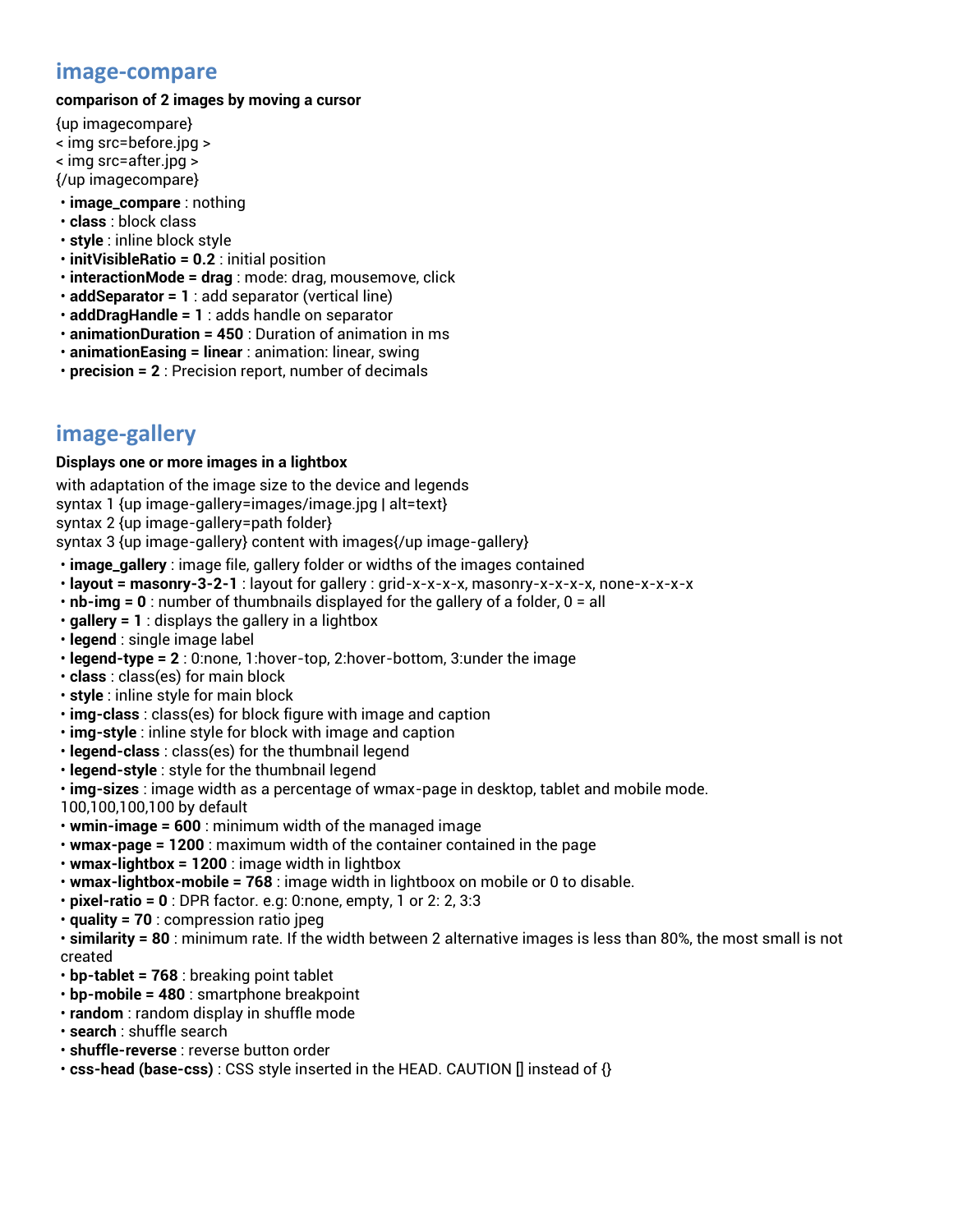## image-compare

**comparison of 2 images by moving a cursor**

{up imagecompare}
< img src=before.jpg >
< img src=after.jpg >
{/up imagecompare}

- **image_compare** : nothing
- **class** : block class
- **style** : inline block style
- **initVisibleRatio = 0.2** : initial position
- **interactionMode = drag** : mode: drag, mousemove, click
- **addSeparator = 1** : add separator (vertical line)
- **addDragHandle = 1** : adds handle on separator
- **animationDuration = 450** : Duration of animation in ms
- **animationEasing = linear** : animation: linear, swing
- **precision = 2** : Precision report, number of decimals

## image-gallery

**Displays one or more images in a lightbox**

with adaptation of the image size to the device and legends
syntax 1 {up image-gallery=images/image.jpg | alt=text}
syntax 2 {up image-gallery=path folder}
syntax 3 {up image-gallery} content with images{/up image-gallery}

- **image_gallery** : image file, gallery folder or widths of the images contained
- **layout = masonry-3-2-1** : layout for gallery : grid-x-x-x-x, masonry-x-x-x-x, none-x-x-x-x
- **nb-img = 0** : number of thumbnails displayed for the gallery of a folder, 0 = all
- **gallery = 1** : displays the gallery in a lightbox
- **legend** : single image label
- **legend-type = 2** : 0:none, 1:hover-top, 2:hover-bottom, 3:under the image
- **class** : class(es) for main block
- **style** : inline style for main block
- **img-class** : class(es) for block figure with image and caption
- **img-style** : inline style for block with image and caption
- **legend-class** : class(es) for the thumbnail legend
- **legend-style** : style for the thumbnail legend
- **img-sizes** : image width as a percentage of wmax-page in desktop, tablet and mobile mode. 100,100,100,100 by default
- **wmin-image = 600** : minimum width of the managed image
- **wmax-page = 1200** : maximum width of the container contained in the page
- **wmax-lightbox = 1200** : image width in lightbox
- **wmax-lightbox-mobile = 768** : image width in lightboox on mobile or 0 to disable.
- **pixel-ratio = 0** : DPR factor. e.g: 0:none, empty, 1 or 2: 2, 3:3
- **quality = 70** : compression ratio jpeg
- **similarity = 80** : minimum rate. If the width between 2 alternative images is less than 80%, the most small is not created
- **bp-tablet = 768** : breaking point tablet
- **bp-mobile = 480** : smartphone breakpoint
- **random** : random display in shuffle mode
- **search** : shuffle search
- **shuffle-reverse** : reverse button order
- **css-head (base-css)** : CSS style inserted in the HEAD. CAUTION [] instead of {}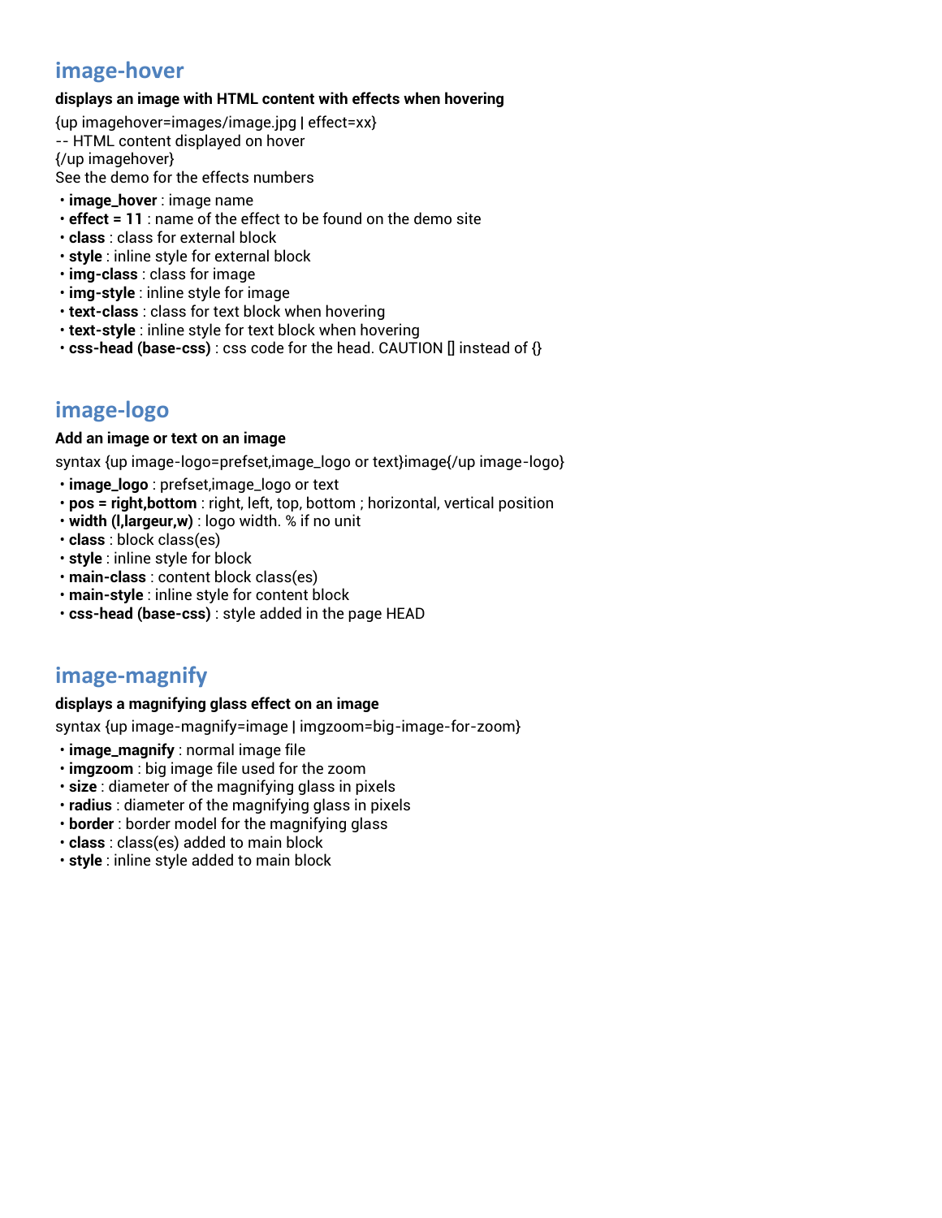## image-hover

**displays an image with HTML content with effects when hovering**

{up imagehover=images/image.jpg | effect=xx}
-- HTML content displayed on hover
{/up imagehover}
See the demo for the effects numbers

- **image_hover** : image name
- **effect = 11** : name of the effect to be found on the demo site
- **class** : class for external block
- **style** : inline style for external block
- **img-class** : class for image
- **img-style** : inline style for image
- **text-class** : class for text block when hovering
- **text-style** : inline style for text block when hovering
- **css-head (base-css)** : css code for the head. CAUTION [] instead of {}

## image-logo

**Add an image or text on an image**

syntax {up image-logo=prefset,image_logo or text}image{/up image-logo}

- **image_logo** : prefset,image_logo or text
- **pos = right,bottom** : right, left, top, bottom ; horizontal, vertical position
- **width (l,largeur,w)** : logo width. % if no unit
- **class** : block class(es)
- **style** : inline style for block
- **main-class** : content block class(es)
- **main-style** : inline style for content block
- **css-head (base-css)** : style added in the page HEAD

## image-magnify

**displays a magnifying glass effect on an image**

syntax {up image-magnify=image | imgzoom=big-image-for-zoom}

- **image_magnify** : normal image file
- **imgzoom** : big image file used for the zoom
- **size** : diameter of the magnifying glass in pixels
- **radius** : diameter of the magnifying glass in pixels
- **border** : border model for the magnifying glass
- **class** : class(es) added to main block
- **style** : inline style added to main block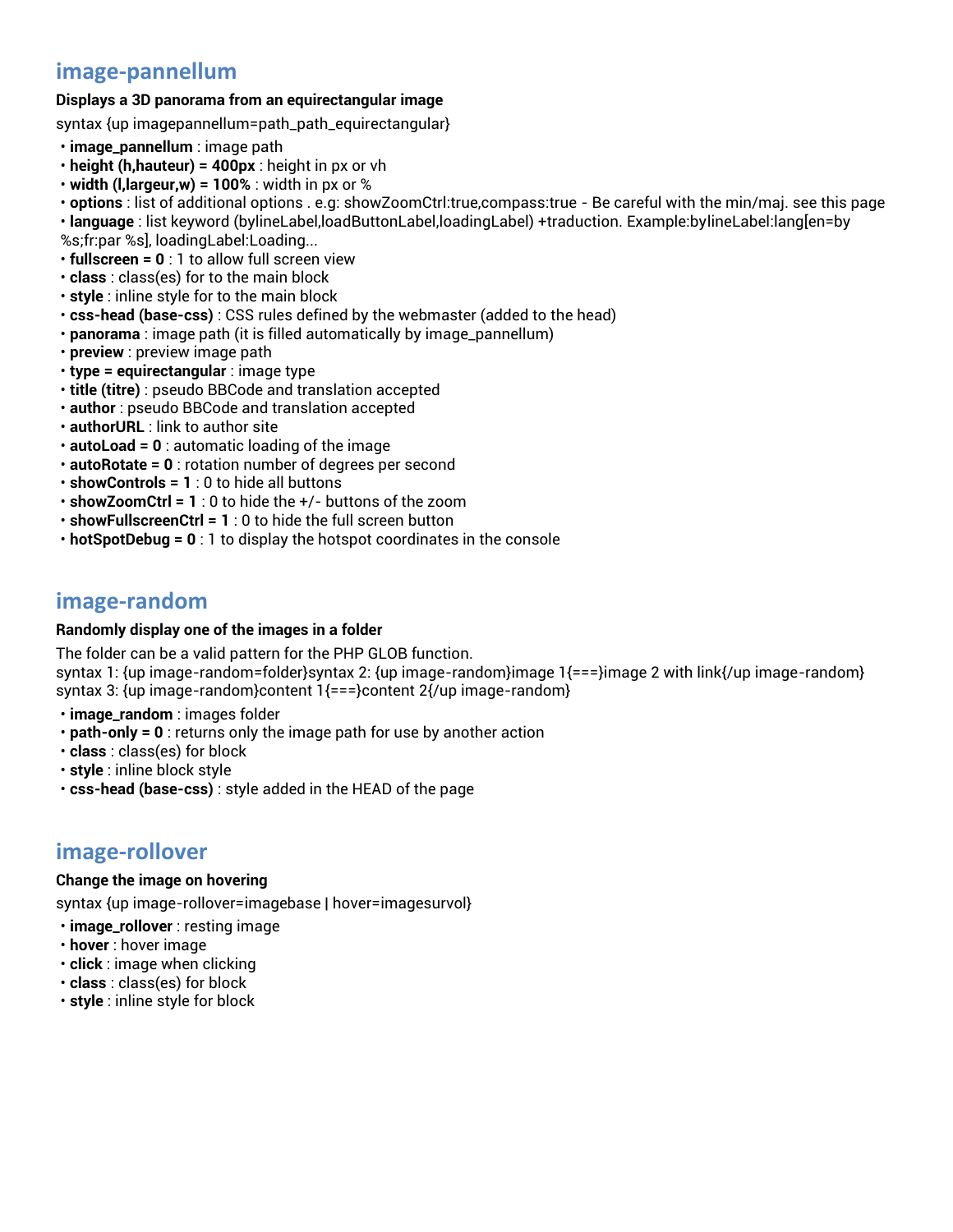## image-pannellum

**Displays a 3D panorama from an equirectangular image**

syntax {up imagepannellum=path_path_equirectangular}

- **image_pannellum** : image path
- **height (h,hauteur) = 400px** : height in px or vh
- **width (l,largeur,w) = 100%** : width in px or %
- **options** : list of additional options . e.g: showZoomCtrl:true,compass:true - Be careful with the min/maj. see this page
- **language** : list keyword (bylineLabel,loadButtonLabel,loadingLabel) +traduction. Example:bylineLabel:lang[en=by %s;fr:par %s], loadingLabel:Loading...
- **fullscreen = 0** : 1 to allow full screen view
- **class** : class(es) for to the main block
- **style** : inline style for to the main block
- **css-head (base-css)** : CSS rules defined by the webmaster (added to the head)
- **panorama** : image path (it is filled automatically by image_pannellum)
- **preview** : preview image path
- **type = equirectangular** : image type
- **title (titre)** : pseudo BBCode and translation accepted
- **author** : pseudo BBCode and translation accepted
- **authorURL** : link to author site
- **autoLoad = 0** : automatic loading of the image
- **autoRotate = 0** : rotation number of degrees per second
- **showControls = 1** : 0 to hide all buttons
- **showZoomCtrl = 1** : 0 to hide the +/- buttons of the zoom
- **showFullscreenCtrl = 1** : 0 to hide the full screen button
- **hotSpotDebug = 0** : 1 to display the hotspot coordinates in the console

## image-random

**Randomly display one of the images in a folder**

The folder can be a valid pattern for the PHP GLOB function.
syntax 1: {up image-random=folder}syntax 2: {up image-random}image 1{===}image 2 with link{/up image-random}
syntax 3: {up image-random}content 1{===}content 2{/up image-random}

- **image_random** : images folder
- **path-only = 0** : returns only the image path for use by another action
- **class** : class(es) for block
- **style** : inline block style
- **css-head (base-css)** : style added in the HEAD of the page

## image-rollover

**Change the image on hovering**

syntax {up image-rollover=imagebase | hover=imagesurvol}

- **image_rollover** : resting image
- **hover** : hover image
- **click** : image when clicking
- **class** : class(es) for block
- **style** : inline style for block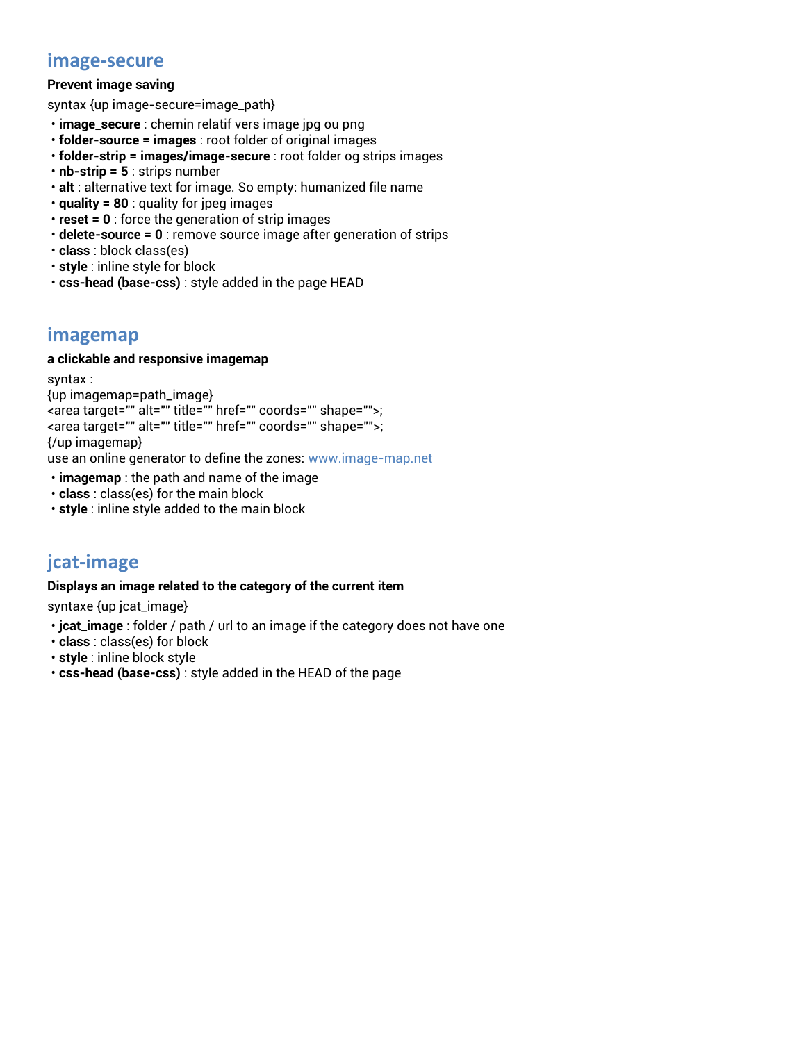## image-secure

**Prevent image saving**

syntax {up image-secure=image_path}

- **image_secure** : chemin relatif vers image jpg ou png
- **folder-source = images** : root folder of original images
- **folder-strip = images/image-secure** : root folder og strips images
- **nb-strip = 5** : strips number
- **alt** : alternative text for image. So empty: humanized file name
- **quality = 80** : quality for jpeg images
- **reset = 0** : force the generation of strip images
- **delete-source = 0** : remove source image after generation of strips
- **class** : block class(es)
- **style** : inline style for block
- **css-head (base-css)** : style added in the page HEAD

## imagemap

**a clickable and responsive imagemap**

syntax :
{up imagemap=path_image}
<area target="" alt="" title="" href="" coords="" shape="">;
<area target="" alt="" title="" href="" coords="" shape="">;
{/up imagemap}
use an online generator to define the zones: www.image-map.net

- **imagemap** : the path and name of the image
- **class** : class(es) for the main block
- **style** : inline style added to the main block

## jcat-image

**Displays an image related to the category of the current item**

syntaxe {up jcat_image}

- **jcat_image** : folder / path / url to an image if the category does not have one
- **class** : class(es) for block
- **style** : inline block style
- **css-head (base-css)** : style added in the HEAD of the page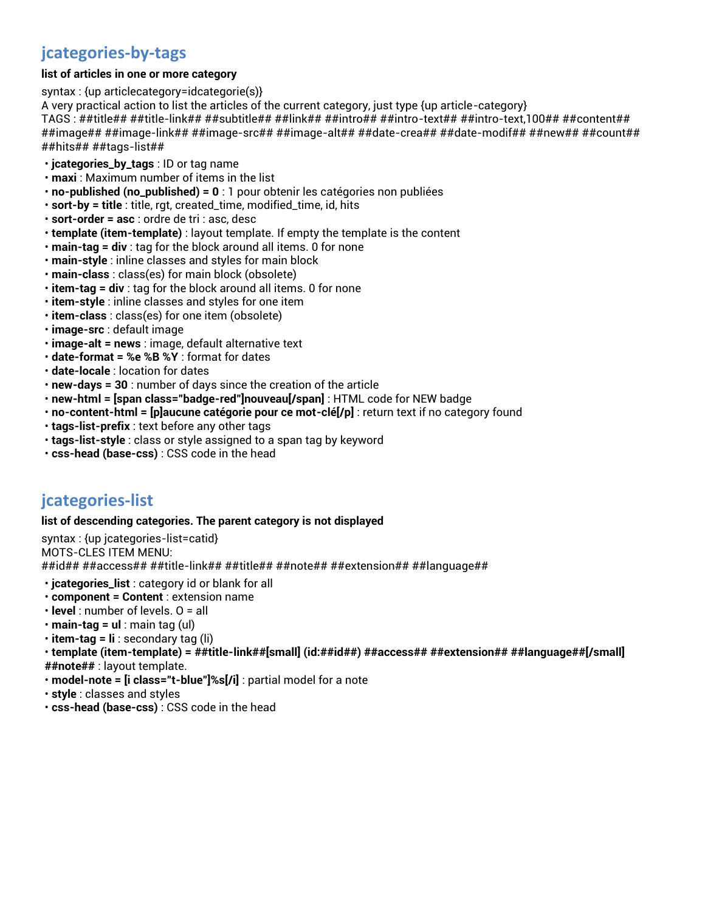## jcategories-by-tags

**list of articles in one or more category**

syntax : {up articlecategory=idcategorie(s)}
A very practical action to list the articles of the current category, just type {up article-category}
TAGS : ##title## ##title-link## ##subtitle## ##link## ##intro## ##intro-text## ##intro-text,100## ##content## ##image## ##image-link## ##image-src## ##image-alt## ##date-crea## ##date-modif## ##new## ##count## ##hits## ##tags-list##

- **jcategories_by_tags** : ID or tag name
- **maxi** : Maximum number of items in the list
- **no-published (no_published) = 0** : 1 pour obtenir les catégories non publiées
- **sort-by = title** : title, rgt, created_time, modified_time, id, hits
- **sort-order = asc** : ordre de tri : asc, desc
- **template (item-template)** : layout template. If empty the template is the content
- **main-tag = div** : tag for the block around all items. 0 for none
- **main-style** : inline classes and styles for main block
- **main-class** : class(es) for main block (obsolete)
- **item-tag = div** : tag for the block around all items. 0 for none
- **item-style** : inline classes and styles for one item
- **item-class** : class(es) for one item (obsolete)
- **image-src** : default image
- **image-alt = news** : image, default alternative text
- **date-format = %e %B %Y** : format for dates
- **date-locale** : location for dates
- **new-days = 30** : number of days since the creation of the article
- **new-html = [span class="badge-red"]nouveau[/span]** : HTML code for NEW badge
- **no-content-html = [p]aucune catégorie pour ce mot-clé[/p]** : return text if no category found
- **tags-list-prefix** : text before any other tags
- **tags-list-style** : class or style assigned to a span tag by keyword
- **css-head (base-css)** : CSS code in the head

## jcategories-list

**list of descending categories. The parent category is not displayed**

syntax : {up jcategories-list=catid}
MOTS-CLES ITEM MENU:
##id## ##access## ##title-link## ##title## ##note## ##extension## ##language##

- **jcategories_list** : category id or blank for all
- **component = Content** : extension name
- **level** : number of levels. 0 = all
- **main-tag = ul** : main tag (ul)
- **item-tag = li** : secondary tag (li)
- **template (item-template) = ##title-link##[small] (id:##id##) ##access## ##extension## ##language##[/small] ##note##** : layout template.
- **model-note = [i class="t-blue"]%s[/i]** : partial model for a note
- **style** : classes and styles
- **css-head (base-css)** : CSS code in the head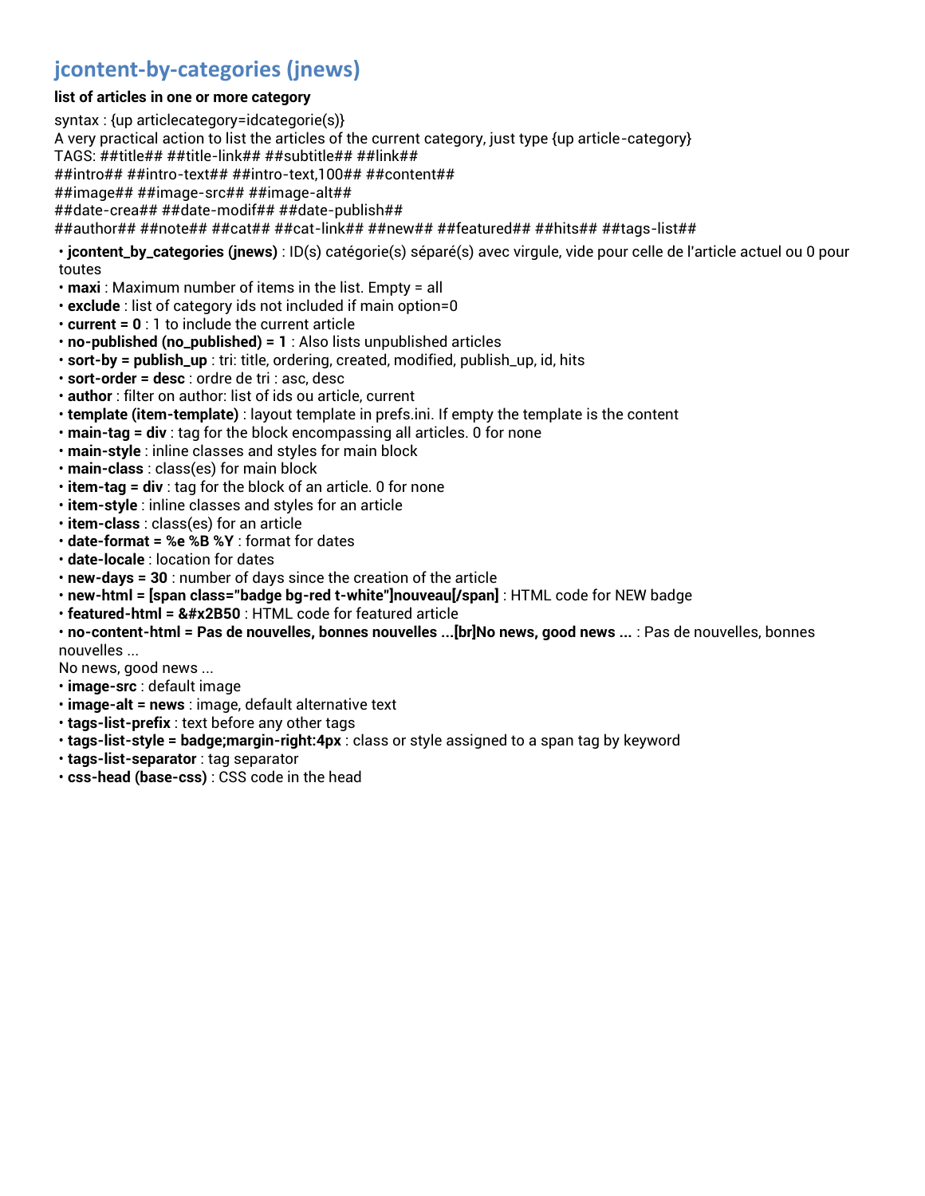## jcontent-by-categories (jnews)

**list of articles in one or more category**

syntax : {up articlecategory=idcategorie(s)}
A very practical action to list the articles of the current category, just type {up article-category}
TAGS: ##title## ##title-link## ##subtitle## ##link##
##intro## ##intro-text## ##intro-text,100## ##content##
##image## ##image-src## ##image-alt##
##date-crea## ##date-modif## ##date-publish##
##author## ##note## ##cat## ##cat-link## ##new## ##featured## ##hits## ##tags-list##

- **jcontent_by_categories (jnews)** : ID(s) catégorie(s) séparé(s) avec virgule, vide pour celle de l'article actuel ou 0 pour toutes
- **maxi** : Maximum number of items in the list. Empty = all
- **exclude** : list of category ids not included if main option=0
- **current = 0** : 1 to include the current article
- **no-published (no_published) = 1** : Also lists unpublished articles
- **sort-by = publish_up** : tri: title, ordering, created, modified, publish_up, id, hits
- **sort-order = desc** : ordre de tri : asc, desc
- **author** : filter on author: list of ids ou article, current
- **template (item-template)** : layout template in prefs.ini. If empty the template is the content
- **main-tag = div** : tag for the block encompassing all articles. 0 for none
- **main-style** : inline classes and styles for main block
- **main-class** : class(es) for main block
- **item-tag = div** : tag for the block of an article. 0 for none
- **item-style** : inline classes and styles for an article
- **item-class** : class(es) for an article
- **date-format = %e %B %Y** : format for dates
- **date-locale** : location for dates
- **new-days = 30** : number of days since the creation of the article
- **new-html = [span class="badge bg-red t-white"]nouveau[/span]** : HTML code for NEW badge
- **featured-html = &#x2B50** : HTML code for featured article
- **no-content-html = Pas de nouvelles, bonnes nouvelles ...[br]No news, good news ...** : Pas de nouvelles, bonnes nouvelles ...
  No news, good news ...
- **image-src** : default image
- **image-alt = news** : image, default alternative text
- **tags-list-prefix** : text before any other tags
- **tags-list-style = badge;margin-right:4px** : class or style assigned to a span tag by keyword
- **tags-list-separator** : tag separator
- **css-head (base-css)** : CSS code in the head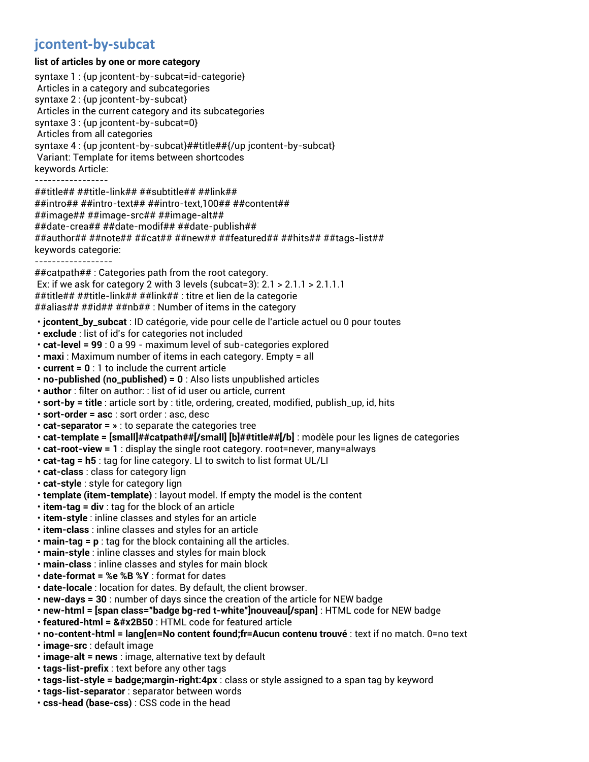# jcontent-by-subcat

**list of articles by one or more category**

syntaxe 1 : {up jcontent-by-subcat=id-categorie}
 Articles in a category and subcategories
syntaxe 2 : {up jcontent-by-subcat}
 Articles in the current category and its subcategories
syntaxe 3 : {up jcontent-by-subcat=0}
 Articles from all categories
syntaxe 4 : {up jcontent-by-subcat}##title##{/up jcontent-by-subcat}
 Variant: Template for items between shortcodes
keywords Article:
-----------------
##title## ##title-link## ##subtitle## ##link##
##intro## ##intro-text## ##intro-text,100## ##content##
##image## ##image-src## ##image-alt##
##date-crea## ##date-modif## ##date-publish##
##author## ##note## ##cat## ##new## ##featured## ##hits## ##tags-list##
keywords categorie:
------------------
##catpath## : Categories path from the root category.
 Ex: if we ask for category 2 with 3 levels (subcat=3): 2.1 > 2.1.1 > 2.1.1.1
##title## ##title-link## ##link## : titre et lien de la categorie
##alias## ##id## ##nb## : Number of items in the category

- **jcontent_by_subcat** : ID catégorie, vide pour celle de l'article actuel ou 0 pour toutes
- **exclude** : list of id's for categories not included
- **cat-level = 99** : 0 a 99 - maximum level of sub-categories explored
- **maxi** : Maximum number of items in each category. Empty = all
- **current = 0** : 1 to include the current article
- **no-published (no_published) = 0** : Also lists unpublished articles
- **author** : filter on author: : list of id user ou article, current
- **sort-by = title** : article sort by : title, ordering, created, modified, publish_up, id, hits
- **sort-order = asc** : sort order : asc, desc
- **cat-separator = »** : to separate the categories tree
- **cat-template = [small]##catpath##[/small] [b]##title##[/b]** : modèle pour les lignes de categories
- **cat-root-view = 1** : display the single root category. root=never, many=always
- **cat-tag = h5** : tag for line category. LI to switch to list format UL/LI
- **cat-class** : class for category lign
- **cat-style** : style for category lign
- **template (item-template)** : layout model. If empty the model is the content
- **item-tag = div** : tag for the block of an article
- **item-style** : inline classes and styles for an article
- **item-class** : inline classes and styles for an article
- **main-tag = p** : tag for the block containing all the articles.
- **main-style** : inline classes and styles for main block
- **main-class** : inline classes and styles for main block
- **date-format = %e %B %Y** : format for dates
- **date-locale** : location for dates. By default, the client browser.
- **new-days = 30** : number of days since the creation of the article for NEW badge
- **new-html = [span class="badge bg-red t-white"]nouveau[/span]** : HTML code for NEW badge
- **featured-html = &#x2B50** : HTML code for featured article
- **no-content-html = lang[en=No content found;fr=Aucun contenu trouvé** : text if no match. 0=no text
- **image-src** : default image
- **image-alt = news** : image, alternative text by default
- **tags-list-prefix** : text before any other tags
- **tags-list-style = badge;margin-right:4px** : class or style assigned to a span tag by keyword
- **tags-list-separator** : separator between words
- **css-head (base-css)** : CSS code in the head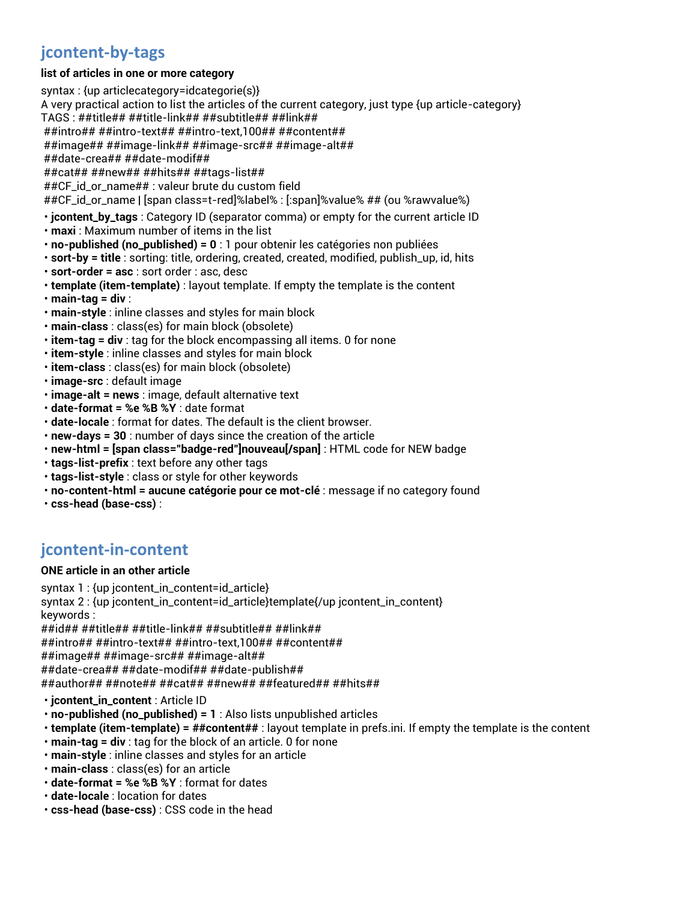## jcontent-by-tags

**list of articles in one or more category**

syntax : {up articlecategory=idcategorie(s)}
A very practical action to list the articles of the current category, just type {up article-category}
TAGS : ##title## ##title-link## ##subtitle## ##link##
##intro## ##intro-text## ##intro-text,100## ##content##
##image## ##image-link## ##image-src## ##image-alt##
##date-crea## ##date-modif##
##cat## ##new## ##hits## ##tags-list##
##CF_id_or_name## : valeur brute du custom field
##CF_id_or_name **|** [span class=t-red]%label% : [:span]%value% ## (ou %rawvalue%)

- **jcontent_by_tags** : Category ID (separator comma) or empty for the current article ID
- **maxi** : Maximum number of items in the list
- **no-published (no_published) = 0** : 1 pour obtenir les catégories non publiées
- **sort-by = title** : sorting: title, ordering, created, created, modified, publish_up, id, hits
- **sort-order = asc** : sort order : asc, desc
- **template (item-template)** : layout template. If empty the template is the content
- **main-tag = div** :
- **main-style** : inline classes and styles for main block
- **main-class** : class(es) for main block (obsolete)
- **item-tag = div** : tag for the block encompassing all items. 0 for none
- **item-style** : inline classes and styles for main block
- **item-class** : class(es) for main block (obsolete)
- **image-src** : default image
- **image-alt = news** : image, default alternative text
- **date-format = %e %B %Y** : date format
- **date-locale** : format for dates. The default is the client browser.
- **new-days = 30** : number of days since the creation of the article
- **new-html = [span class="badge-red"]nouveau[/span]** : HTML code for NEW badge
- **tags-list-prefix** : text before any other tags
- **tags-list-style** : class or style for other keywords
- **no-content-html = aucune catégorie pour ce mot-clé** : message if no category found
- **css-head (base-css)** :

## jcontent-in-content

**ONE article in an other article**

syntax 1 : {up jcontent_in_content=id_article}
syntax 2 : {up jcontent_in_content=id_article}template{/up jcontent_in_content}
keywords :
##id## ##title## ##title-link## ##subtitle## ##link##
##intro## ##intro-text## ##intro-text,100## ##content##
##image## ##image-src## ##image-alt##
##date-crea## ##date-modif## ##date-publish##
##author## ##note## ##cat## ##new## ##featured## ##hits##

- **jcontent_in_content** : Article ID
- **no-published (no_published) = 1** : Also lists unpublished articles
- **template (item-template) = ##content##** : layout template in prefs.ini. If empty the template is the content
- **main-tag = div** : tag for the block of an article. 0 for none
- **main-style** : inline classes and styles for an article
- **main-class** : class(es) for an article
- **date-format = %e %B %Y** : format for dates
- **date-locale** : location for dates
- **css-head (base-css)** : CSS code in the head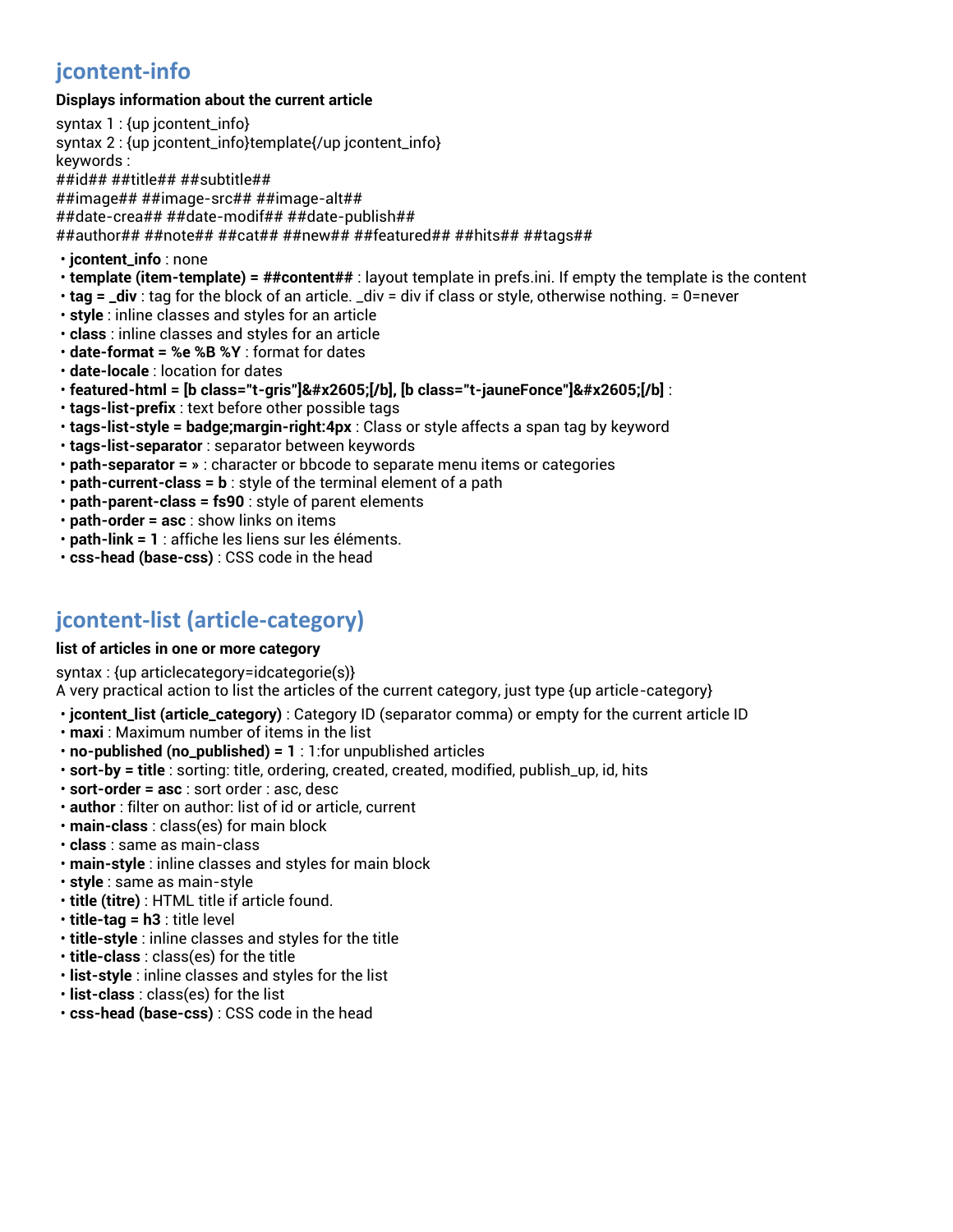## jcontent-info

**Displays information about the current article**

syntax 1 : {up jcontent_info}
syntax 2 : {up jcontent_info}template{/up jcontent_info}
keywords :
##id## ##title## ##subtitle##
##image## ##image-src## ##image-alt##
##date-crea## ##date-modif## ##date-publish##
##author## ##note## ##cat## ##new## ##featured## ##hits## ##tags##

- **jcontent_info** : none
- **template (item-template) = ##content##** : layout template in prefs.ini. If empty the template is the content
- **tag = _div** : tag for the block of an article. _div = div if class or style, otherwise nothing. = 0=never
- **style** : inline classes and styles for an article
- **class** : inline classes and styles for an article
- **date-format = %e %B %Y** : format for dates
- **date-locale** : location for dates
- **featured-html = [b class="t-gris"]&#x2605;[/b], [b class="t-jauneFonce"]&#x2605;[/b]** :
- **tags-list-prefix** : text before other possible tags
- **tags-list-style = badge;margin-right:4px** : Class or style affects a span tag by keyword
- **tags-list-separator** : separator between keywords
- **path-separator = »** : character or bbcode to separate menu items or categories
- **path-current-class = b** : style of the terminal element of a path
- **path-parent-class = fs90** : style of parent elements
- **path-order = asc** : show links on items
- **path-link = 1** : affiche les liens sur les éléments.
- **css-head (base-css)** : CSS code in the head

## jcontent-list (article-category)

**list of articles in one or more category**

syntax : {up articlecategory=idcategorie(s)}
A very practical action to list the articles of the current category, just type {up article-category}

- **jcontent_list (article_category)** : Category ID (separator comma) or empty for the current article ID
- **maxi** : Maximum number of items in the list
- **no-published (no_published) = 1** : 1:for unpublished articles
- **sort-by = title** : sorting: title, ordering, created, created, modified, publish_up, id, hits
- **sort-order = asc** : sort order : asc, desc
- **author** : filter on author: list of id or article, current
- **main-class** : class(es) for main block
- **class** : same as main-class
- **main-style** : inline classes and styles for main block
- **style** : same as main-style
- **title (titre)** : HTML title if article found.
- **title-tag = h3** : title level
- **title-style** : inline classes and styles for the title
- **title-class** : class(es) for the title
- **list-style** : inline classes and styles for the list
- **list-class** : class(es) for the list
- **css-head (base-css)** : CSS code in the head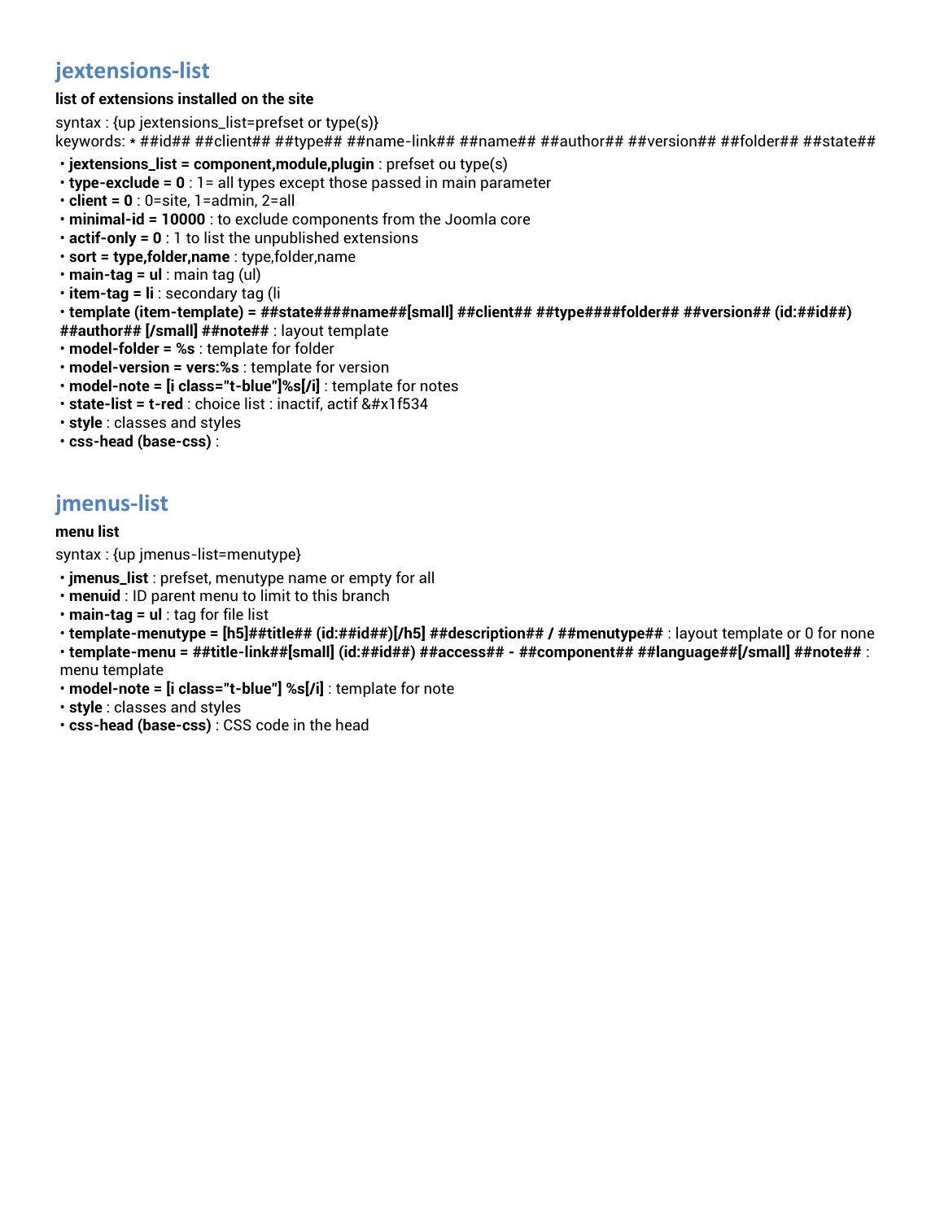## jextensions-list

**list of extensions installed on the site**

syntax : {up jextensions_list=prefset or type(s)}
keywords: * ##id## ##client## ##type## ##name-link## ##name## ##author## ##version## ##folder## ##state##

- **jextensions_list = component,module,plugin** : prefset ou type(s)
- **type-exclude = 0** : 1= all types except those passed in main parameter
- **client = 0** : 0=site, 1=admin, 2=all
- **minimal-id = 10000** : to exclude components from the Joomla core
- **actif-only = 0** : 1 to list the unpublished extensions
- **sort = type,folder,name** : type,folder,name
- **main-tag = ul** : main tag (ul)
- **item-tag = li** : secondary tag (li
- **template (item-template) = ##state####name##[small] ##client## ##type####folder## ##version## (id:##id##) ##author## [/small] ##note##** : layout template
- **model-folder = %s** : template for folder
- **model-version = vers:%s** : template for version
- **model-note = [i class="t-blue"]%s[/i]** : template for notes
- **state-list = t-red** : choice list : inactif, actif &#x1f534
- **style** : classes and styles
- **css-head (base-css)** :

## jmenus-list

**menu list**

syntax : {up jmenus-list=menutype}

- **jmenus_list** : prefset, menutype name or empty for all
- **menuid** : ID parent menu to limit to this branch
- **main-tag = ul** : tag for file list
- **template-menutype = [h5]##title## (id:##id##)[/h5] ##description## / ##menutype##** : layout template or 0 for none
- **template-menu = ##title-link##[small] (id:##id##) ##access## - ##component## ##language##[/small] ##note##** : menu template
- **model-note = [i class="t-blue"] %s[/i]** : template for note
- **style** : classes and styles
- **css-head (base-css)** : CSS code in the head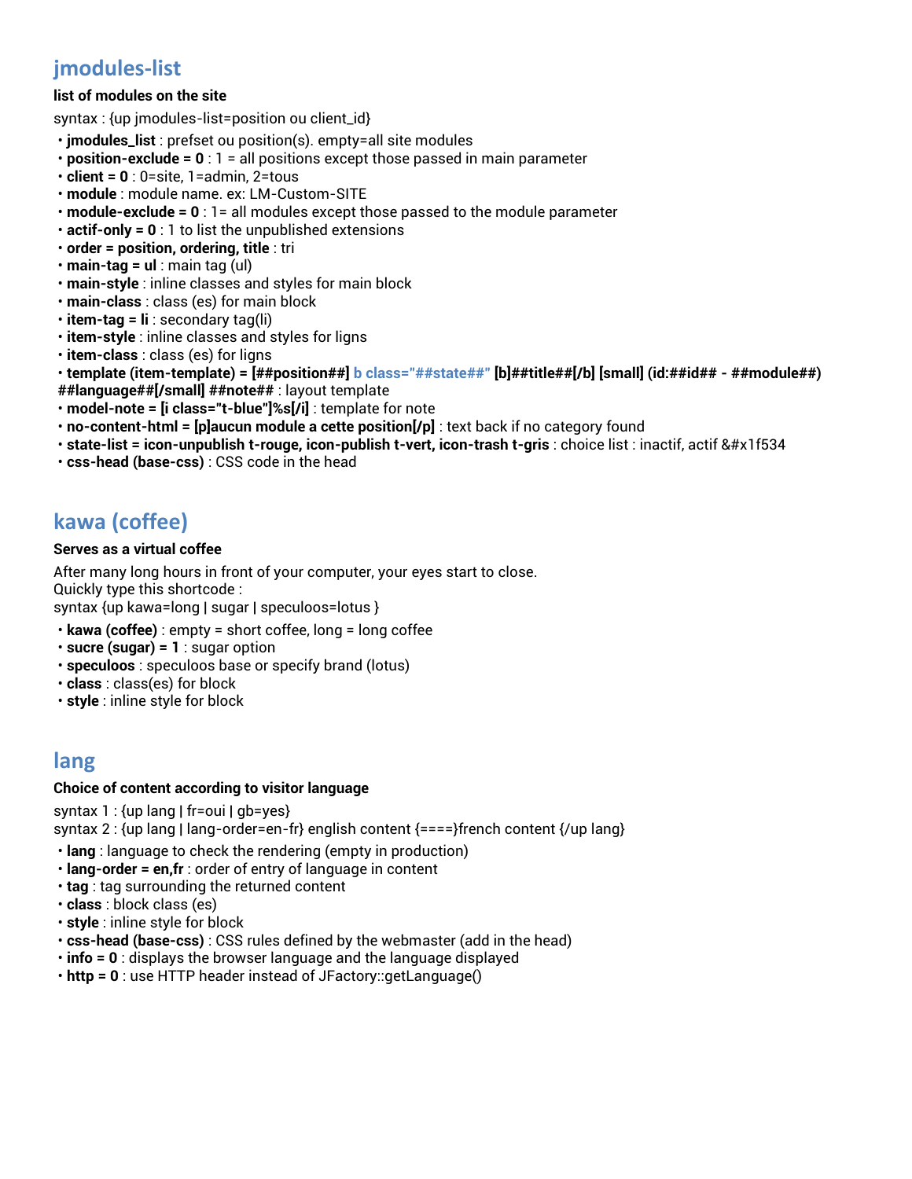## jmodules-list

**list of modules on the site**

syntax : {up jmodules-list=position ou client_id}

- **jmodules_list** : prefset ou position(s). empty=all site modules
- **position-exclude = 0** : 1 = all positions except those passed in main parameter
- **client = 0** : 0=site, 1=admin, 2=tous
- **module** : module name. ex: LM-Custom-SITE
- **module-exclude = 0** : 1= all modules except those passed to the module parameter
- **actif-only = 0** : 1 to list the unpublished extensions
- **order = position, ordering, title** : tri
- **main-tag = ul** : main tag (ul)
- **main-style** : inline classes and styles for main block
- **main-class** : class (es) for main block
- **item-tag = li** : secondary tag(li)
- **item-style** : inline classes and styles for ligns
- **item-class** : class (es) for ligns
- **template (item-template) = [##position##] b class="##state##" [b]##title##[/b] [small] (id:##id## - ##module##) ##language##[/small] ##note##** : layout template
- **model-note = [i class="t-blue"]%s[/i]** : template for note
- **no-content-html = [p]aucun module a cette position[/p]** : text back if no category found
- **state-list = icon-unpublish t-rouge, icon-publish t-vert, icon-trash t-gris** : choice list : inactif, actif &#x1f534
- **css-head (base-css)** : CSS code in the head

## kawa (coffee)

**Serves as a virtual coffee**

After many long hours in front of your computer, your eyes start to close.
Quickly type this shortcode :
syntax {up kawa=long | sugar | speculoos=lotus }

- **kawa (coffee)** : empty = short coffee, long = long coffee
- **sucre (sugar) = 1** : sugar option
- **speculoos** : speculoos base or specify brand (lotus)
- **class** : class(es) for block
- **style** : inline style for block

## lang

**Choice of content according to visitor language**

syntax 1 : {up lang | fr=oui | gb=yes}
syntax 2 : {up lang | lang-order=en-fr} english content {====}french content {/up lang}

- **lang** : language to check the rendering (empty in production)
- **lang-order = en,fr** : order of entry of language in content
- **tag** : tag surrounding the returned content
- **class** : block class (es)
- **style** : inline style for block
- **css-head (base-css)** : CSS rules defined by the webmaster (add in the head)
- **info = 0** : displays the browser language and the language displayed
- **http = 0** : use HTTP header instead of JFactory::getLanguage()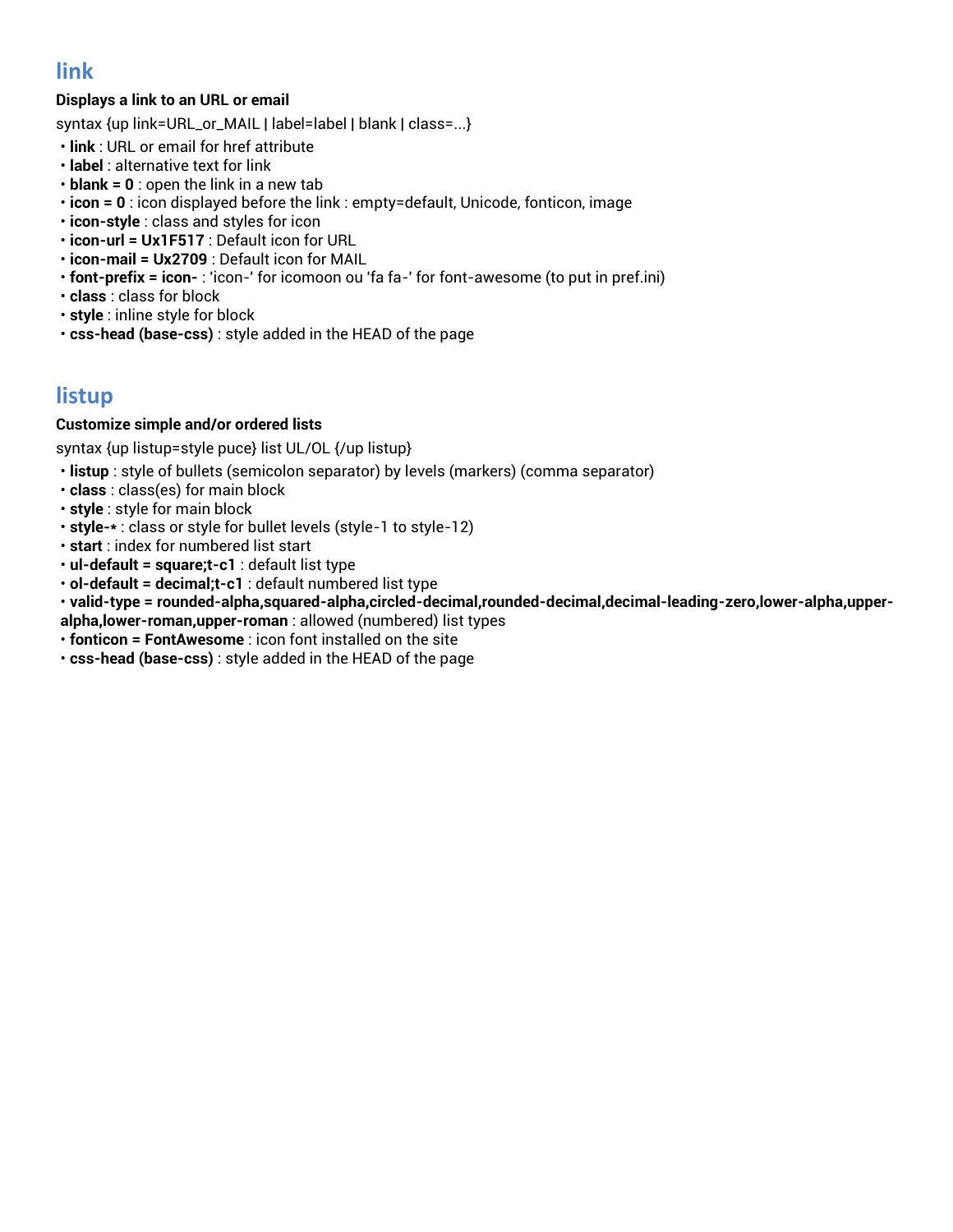## link

**Displays a link to an URL or email**

syntax {up link=URL_or_MAIL | label=label | blank | class=...}

- **link** : URL or email for href attribute
- **label** : alternative text for link
- **blank = 0** : open the link in a new tab
- **icon = 0** : icon displayed before the link : empty=default, Unicode, fonticon, image
- **icon-style** : class and styles for icon
- **icon-url = Ux1F517** : Default icon for URL
- **icon-mail = Ux2709** : Default icon for MAIL
- **font-prefix = icon-** : 'icon-' for icomoon ou 'fa fa-' for font-awesome (to put in pref.ini)
- **class** : class for block
- **style** : inline style for block
- **css-head (base-css)** : style added in the HEAD of the page

## listup

**Customize simple and/or ordered lists**

syntax {up listup=style puce} list UL/OL {/up listup}

- **listup** : style of bullets (semicolon separator) by levels (markers) (comma separator)
- **class** : class(es) for main block
- **style** : style for main block
- **style-*** : class or style for bullet levels (style-1 to style-12)
- **start** : index for numbered list start
- **ul-default = square;t-c1** : default list type
- **ol-default = decimal;t-c1** : default numbered list type
- **valid-type = rounded-alpha,squared-alpha,circled-decimal,rounded-decimal,decimal-leading-zero,lower-alpha,upper-alpha,lower-roman,upper-roman** : allowed (numbered) list types
- **fonticon = FontAwesome** : icon font installed on the site
- **css-head (base-css)** : style added in the HEAD of the page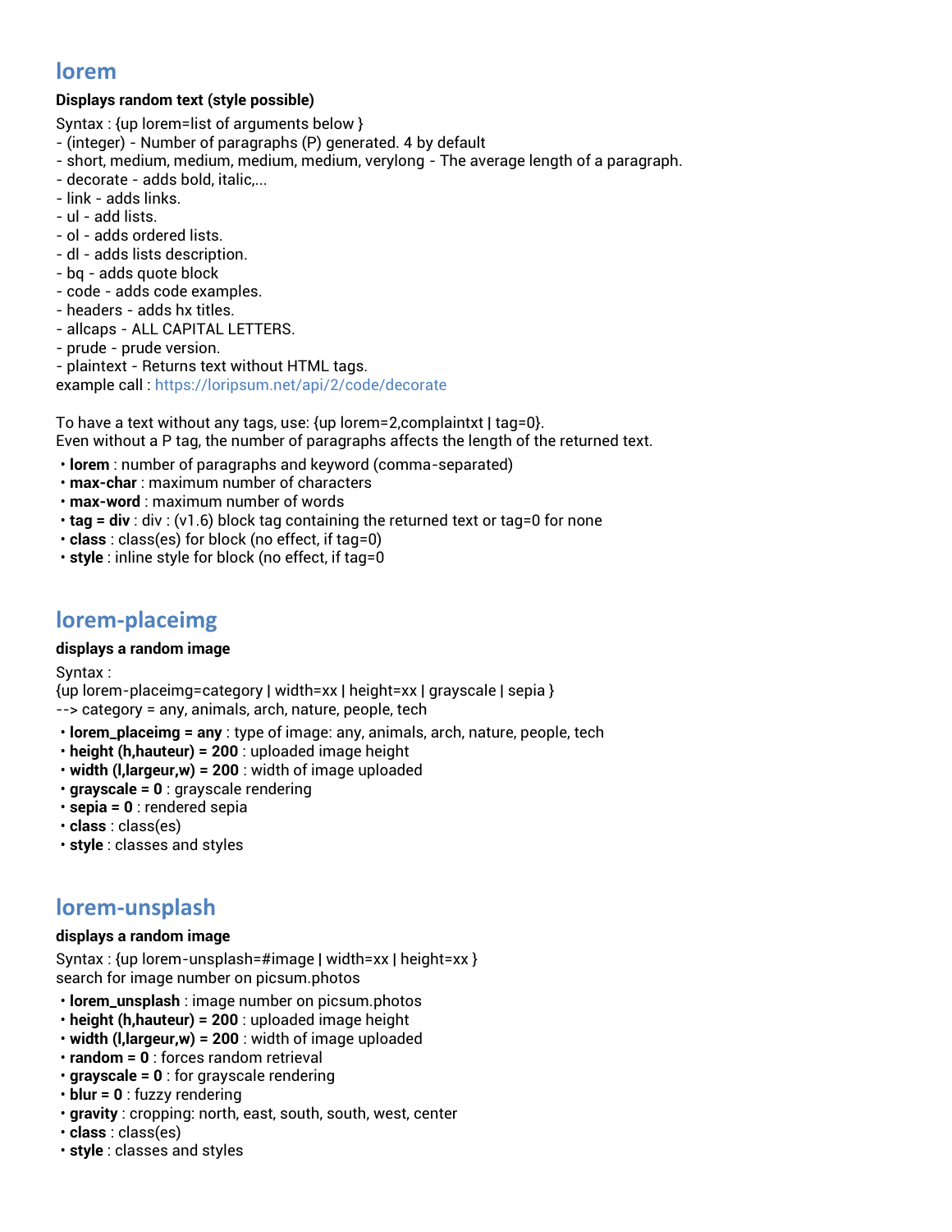## lorem

**Displays random text (style possible)**

Syntax : {up lorem=list of arguments below }
- (integer) - Number of paragraphs (P) generated. 4 by default
- short, medium, medium, medium, medium, verylong - The average length of a paragraph.
- decorate - adds bold, italic,...
- link - adds links.
- ul - add lists.
- ol - adds ordered lists.
- dl - adds lists description.
- bq - adds quote block
- code - adds code examples.
- headers - adds hx titles.
- allcaps - ALL CAPITAL LETTERS.
- prude - prude version.
- plaintext - Returns text without HTML tags.

example call : https://loripsum.net/api/2/code/decorate

To have a text without any tags, use: {up lorem=2,complaintxt | tag=0}.
Even without a P tag, the number of paragraphs affects the length of the returned text.

- **lorem** : number of paragraphs and keyword (comma-separated)
- **max-char** : maximum number of characters
- **max-word** : maximum number of words
- **tag = div** : div : (v1.6) block tag containing the returned text or tag=0 for none
- **class** : class(es) for block (no effect, if tag=0)
- **style** : inline style for block (no effect, if tag=0

## lorem-placeimg

**displays a random image**

Syntax :
{up lorem-placeimg=category | width=xx | height=xx | grayscale | sepia }
--> category = any, animals, arch, nature, people, tech

- **lorem_placeimg = any** : type of image: any, animals, arch, nature, people, tech
- **height (h,hauteur) = 200** : uploaded image height
- **width (l,largeur,w) = 200** : width of image uploaded
- **grayscale = 0** : grayscale rendering
- **sepia = 0** : rendered sepia
- **class** : class(es)
- **style** : classes and styles

## lorem-unsplash

**displays a random image**

Syntax : {up lorem-unsplash=#image | width=xx | height=xx }
search for image number on picsum.photos

- **lorem_unsplash** : image number on picsum.photos
- **height (h,hauteur) = 200** : uploaded image height
- **width (l,largeur,w) = 200** : width of image uploaded
- **random = 0** : forces random retrieval
- **grayscale = 0** : for grayscale rendering
- **blur = 0** : fuzzy rendering
- **gravity** : cropping: north, east, south, south, west, center
- **class** : class(es)
- **style** : classes and styles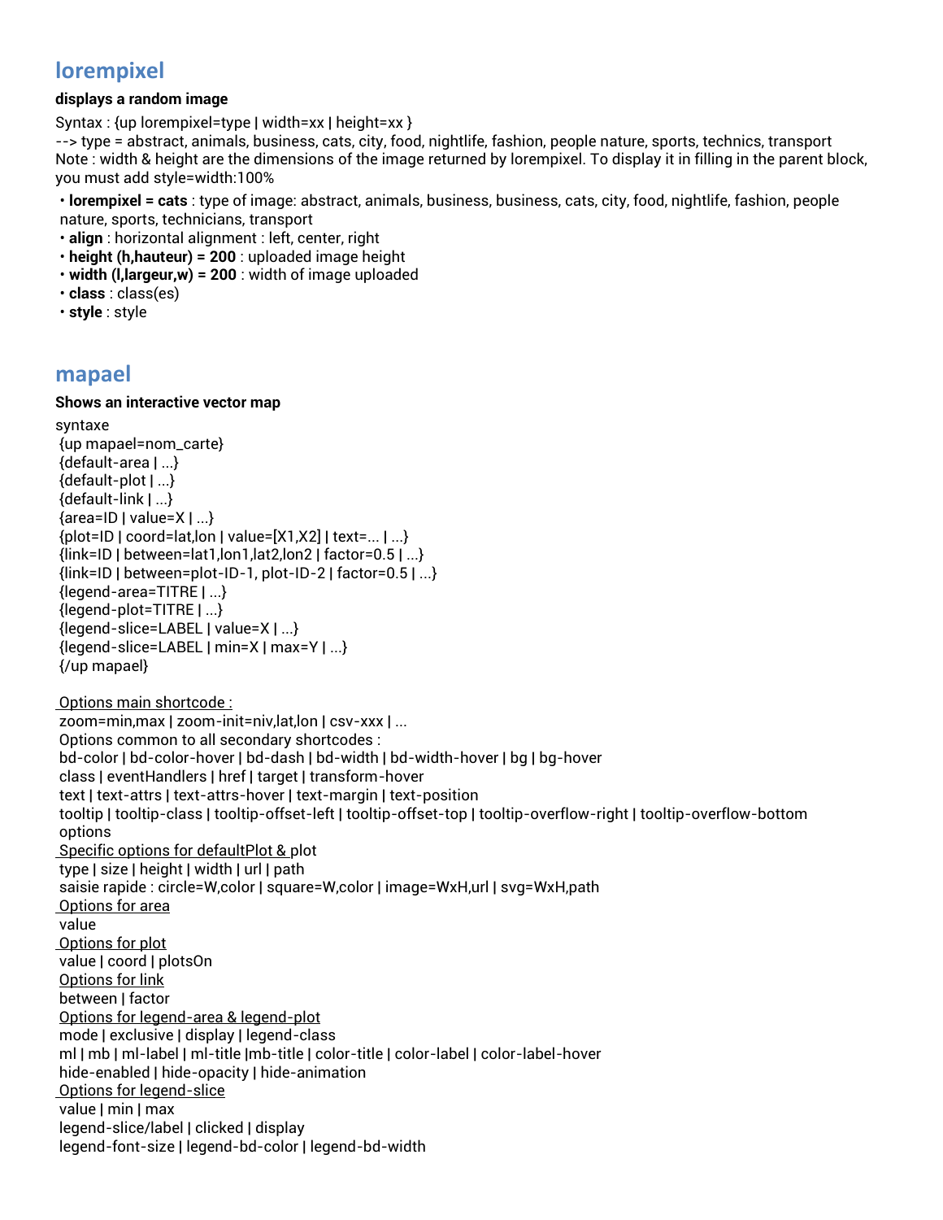## lorempixel

**displays a random image**

Syntax : {up lorempixel=type | width=xx | height=xx }
--> type = abstract, animals, business, cats, city, food, nightlife, fashion, people nature, sports, technics, transport
Note : width & height are the dimensions of the image returned by lorempixel. To display it in filling in the parent block, you must add style=width:100%

- **lorempixel = cats** : type of image: abstract, animals, business, business, cats, city, food, nightlife, fashion, people nature, sports, technicians, transport
- **align** : horizontal alignment : left, center, right
- **height (h,hauteur) = 200** : uploaded image height
- **width (l,largeur,w) = 200** : width of image uploaded
- **class** : class(es)
- **style** : style

## mapael

**Shows an interactive vector map**

syntaxe
{up mapael=nom_carte}
{default-area | ...}
{default-plot | ...}
{default-link | ...}
{area=ID | value=X | ...}
{plot=ID | coord=lat,lon | value=[X1,X2] | text=... | ...}
{link=ID | between=lat1,lon1,lat2,lon2 | factor=0.5 | ...}
{link=ID | between=plot-ID-1, plot-ID-2 | factor=0.5 | ...}
{legend-area=TITRE | ...}
{legend-plot=TITRE | ...}
{legend-slice=LABEL | value=X | ...}
{legend-slice=LABEL | min=X | max=Y | ...}
{/up mapael}

<u>Options main shortcode :</u>
zoom=min,max | zoom-init=niv,lat,lon | csv-xxx | ...
Options common to all secondary shortcodes :
bd-color | bd-color-hover | bd-dash | bd-width | bd-width-hover | bg | bg-hover
class | eventHandlers | href | target | transform-hover
text | text-attrs | text-attrs-hover | text-margin | text-position
tooltip | tooltip-class | tooltip-offset-left | tooltip-offset-top | tooltip-overflow-right | tooltip-overflow-bottom
options
<u>Specific options for defaultPlot & plot</u>
type | size | height | width | url | path
saisie rapide : circle=W,color | square=W,color | image=WxH,url | svg=WxH,path
<u>Options for area</u>
value
<u>Options for plot</u>
value | coord | plotsOn
<u>Options for link</u>
between | factor
<u>Options for legend-area & legend-plot</u>
mode | exclusive | display | legend-class
ml | mb | ml-label | ml-title |mb-title | color-title | color-label | color-label-hover
hide-enabled | hide-opacity | hide-animation
<u>Options for legend-slice</u>
value | min | max
legend-slice/label | clicked | display
legend-font-size | legend-bd-color | legend-bd-width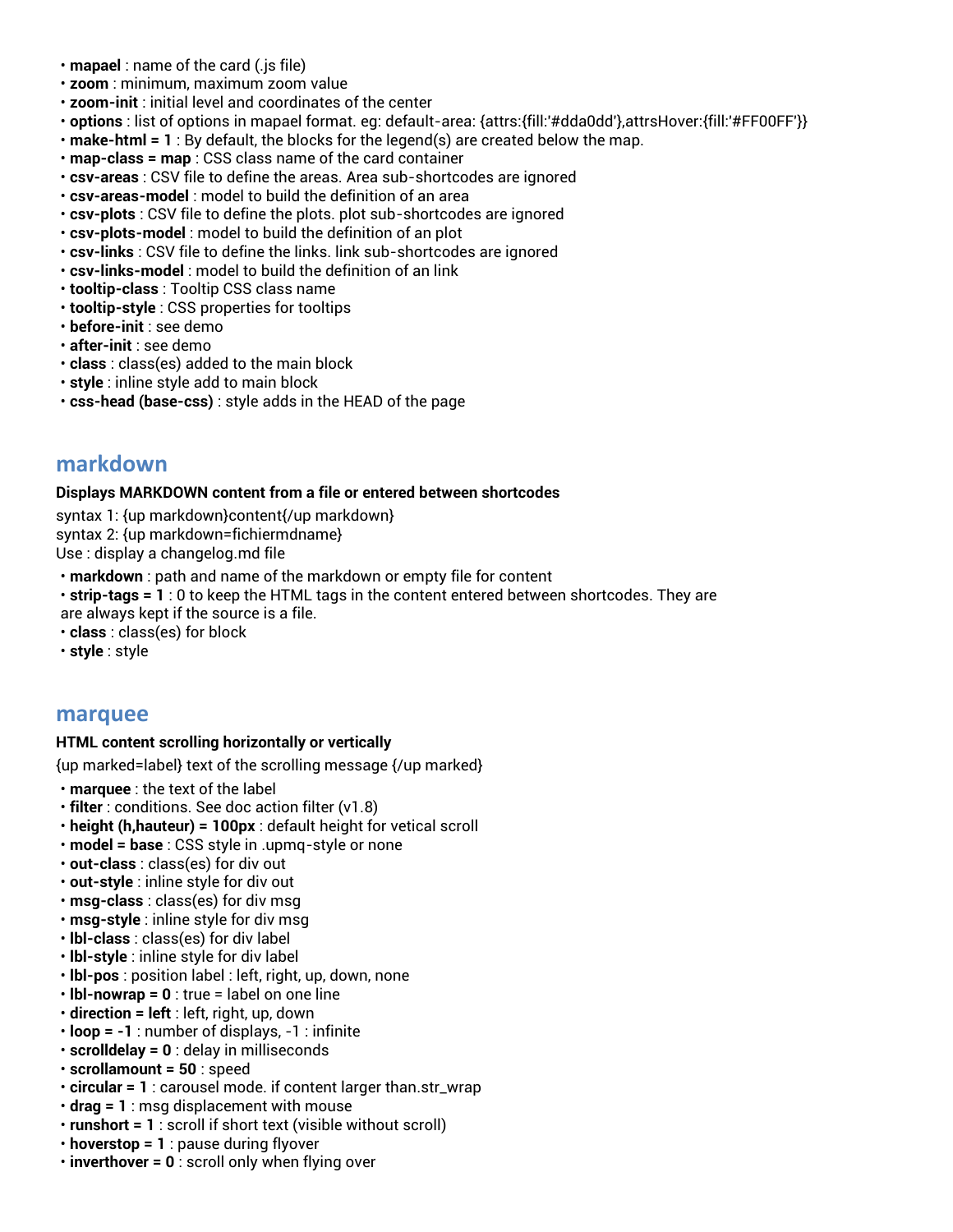- **mapael** : name of the card (.js file)
- **zoom** : minimum, maximum zoom value
- **zoom-init** : initial level and coordinates of the center
- **options** : list of options in mapael format. eg: default-area: {attrs:{fill:'#dda0dd'},attrsHover:{fill:'#FF00FF'}}
- **make-html = 1** : By default, the blocks for the legend(s) are created below the map.
- **map-class = map** : CSS class name of the card container
- **csv-areas** : CSV file to define the areas. Area sub-shortcodes are ignored
- **csv-areas-model** : model to build the definition of an area
- **csv-plots** : CSV file to define the plots. plot sub-shortcodes are ignored
- **csv-plots-model** : model to build the definition of an plot
- **csv-links** : CSV file to define the links. link sub-shortcodes are ignored
- **csv-links-model** : model to build the definition of an link
- **tooltip-class** : Tooltip CSS class name
- **tooltip-style** : CSS properties for tooltips
- **before-init** : see demo
- **after-init** : see demo
- **class** : class(es) added to the main block
- **style** : inline style add to main block
- **css-head (base-css)** : style adds in the HEAD of the page

## markdown

**Displays MARKDOWN content from a file or entered between shortcodes**

syntax 1: {up markdown}content{/up markdown}
syntax 2: {up markdown=fichiermdname}
Use : display a changelog.md file

- **markdown** : path and name of the markdown or empty file for content
- **strip-tags = 1** : 0 to keep the HTML tags in the content entered between shortcodes. They are are always kept if the source is a file.
- **class** : class(es) for block
- **style** : style

## marquee

**HTML content scrolling horizontally or vertically**

{up marked=label} text of the scrolling message {/up marked}

- **marquee** : the text of the label
- **filter** : conditions. See doc action filter (v1.8)
- **height (h,hauteur) = 100px** : default height for vetical scroll
- **model = base** : CSS style in .upmq-style or none
- **out-class** : class(es) for div out
- **out-style** : inline style for div out
- **msg-class** : class(es) for div msg
- **msg-style** : inline style for div msg
- **lbl-class** : class(es) for div label
- **lbl-style** : inline style for div label
- **lbl-pos** : position label : left, right, up, down, none
- **lbl-nowrap = 0** : true = label on one line
- **direction = left** : left, right, up, down
- **loop = -1** : number of displays, -1 : infinite
- **scrolldelay = 0** : delay in milliseconds
- **scrollamount = 50** : speed
- **circular = 1** : carousel mode. if content larger than.str_wrap
- **drag = 1** : msg displacement with mouse
- **runshort = 1** : scroll if short text (visible without scroll)
- **hoverstop = 1** : pause during flyover
- **inverthover = 0** : scroll only when flying over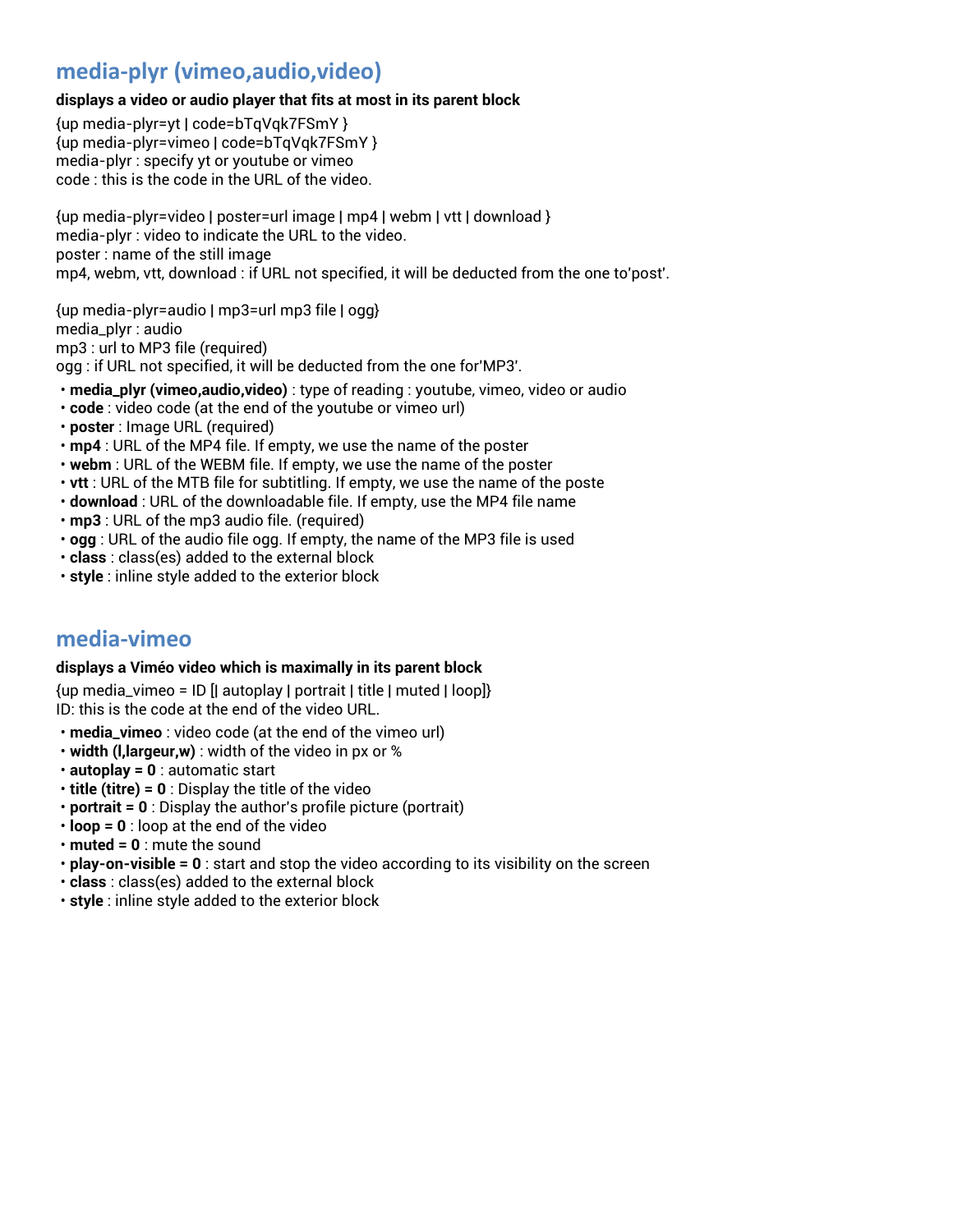## media-plyr (vimeo,audio,video)

**displays a video or audio player that fits at most in its parent block**

{up media-plyr=yt | code=bTqVqk7FSmY }
{up media-plyr=vimeo | code=bTqVqk7FSmY }
media-plyr : specify yt or youtube or vimeo
code : this is the code in the URL of the video.

{up media-plyr=video | poster=url image | mp4 | webm | vtt | download }
media-plyr : video to indicate the URL to the video.
poster : name of the still image
mp4, webm, vtt, download : if URL not specified, it will be deducted from the one to'post'.

{up media-plyr=audio | mp3=url mp3 file | ogg}
media_plyr : audio
mp3 : url to MP3 file (required)
ogg : if URL not specified, it will be deducted from the one for'MP3'.

- **media_plyr (vimeo,audio,video)** : type of reading : youtube, vimeo, video or audio
- **code** : video code (at the end of the youtube or vimeo url)
- **poster** : Image URL (required)
- **mp4** : URL of the MP4 file. If empty, we use the name of the poster
- **webm** : URL of the WEBM file. If empty, we use the name of the poster
- **vtt** : URL of the MTB file for subtitling. If empty, we use the name of the poste
- **download** : URL of the downloadable file. If empty, use the MP4 file name
- **mp3** : URL of the mp3 audio file. (required)
- **ogg** : URL of the audio file ogg. If empty, the name of the MP3 file is used
- **class** : class(es) added to the external block
- **style** : inline style added to the exterior block

## media-vimeo

**displays a Viméo video which is maximally in its parent block**

{up media_vimeo = ID [| autoplay | portrait | title | muted | loop]}
ID: this is the code at the end of the video URL.

- **media_vimeo** : video code (at the end of the vimeo url)
- **width (l,largeur,w)** : width of the video in px or %
- **autoplay = 0** : automatic start
- **title (titre) = 0** : Display the title of the video
- **portrait = 0** : Display the author's profile picture (portrait)
- **loop = 0** : loop at the end of the video
- **muted = 0** : mute the sound
- **play-on-visible = 0** : start and stop the video according to its visibility on the screen
- **class** : class(es) added to the external block
- **style** : inline style added to the exterior block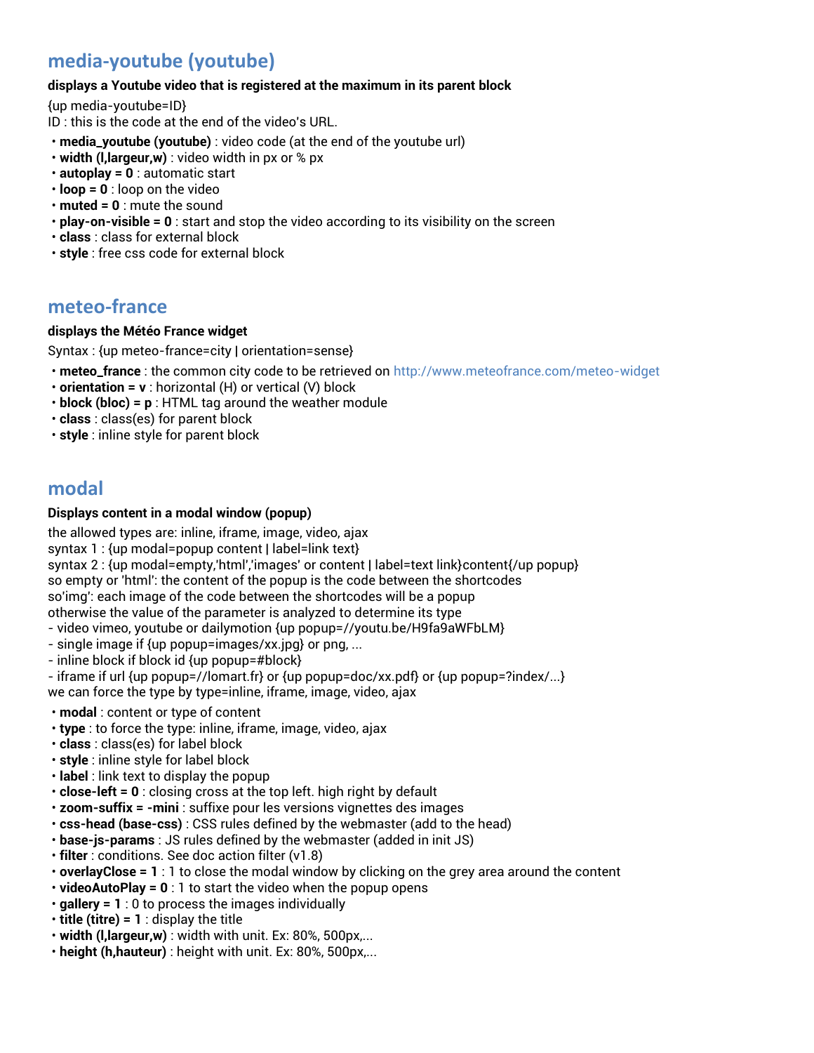## media-youtube (youtube)

**displays a Youtube video that is registered at the maximum in its parent block**

{up media-youtube=ID}
ID : this is the code at the end of the video's URL.

- **media_youtube (youtube)** : video code (at the end of the youtube url)
- **width (l,largeur,w)** : video width in px or % px
- **autoplay = 0** : automatic start
- **loop = 0** : loop on the video
- **muted = 0** : mute the sound
- **play-on-visible = 0** : start and stop the video according to its visibility on the screen
- **class** : class for external block
- **style** : free css code for external block

## meteo-france

**displays the Météo France widget**

Syntax : {up meteo-france=city | orientation=sense}

- **meteo_france** : the common city code to be retrieved on http://www.meteofrance.com/meteo-widget
- **orientation = v** : horizontal (H) or vertical (V) block
- **block (bloc) = p** : HTML tag around the weather module
- **class** : class(es) for parent block
- **style** : inline style for parent block

## modal

**Displays content in a modal window (popup)**

the allowed types are: inline, iframe, image, video, ajax
syntax 1 : {up modal=popup content | label=link text}
syntax 2 : {up modal=empty,'html','images' or content | label=text link}content{/up popup}
so empty or 'html': the content of the popup is the code between the shortcodes
so'img': each image of the code between the shortcodes will be a popup
otherwise the value of the parameter is analyzed to determine its type
- video vimeo, youtube or dailymotion {up popup=//youtu.be/H9fa9aWFbLM}
- single image if {up popup=images/xx.jpg} or png, ...
- inline block if block id {up popup=#block}
- iframe if url {up popup=//lomart.fr} or {up popup=doc/xx.pdf} or {up popup=?index/...}
we can force the type by type=inline, iframe, image, video, ajax

- **modal** : content or type of content
- **type** : to force the type: inline, iframe, image, video, ajax
- **class** : class(es) for label block
- **style** : inline style for label block
- **label** : link text to display the popup
- **close-left = 0** : closing cross at the top left. high right by default
- **zoom-suffix = -mini** : suffixe pour les versions vignettes des images
- **css-head (base-css)** : CSS rules defined by the webmaster (add to the head)
- **base-js-params** : JS rules defined by the webmaster (added in init JS)
- **filter** : conditions. See doc action filter (v1.8)
- **overlayClose = 1** : 1 to close the modal window by clicking on the grey area around the content
- **videoAutoPlay = 0** : 1 to start the video when the popup opens
- **gallery = 1** : 0 to process the images individually
- **title (titre) = 1** : display the title
- **width (l,largeur,w)** : width with unit. Ex: 80%, 500px,...
- **height (h,hauteur)** : height with unit. Ex: 80%, 500px,...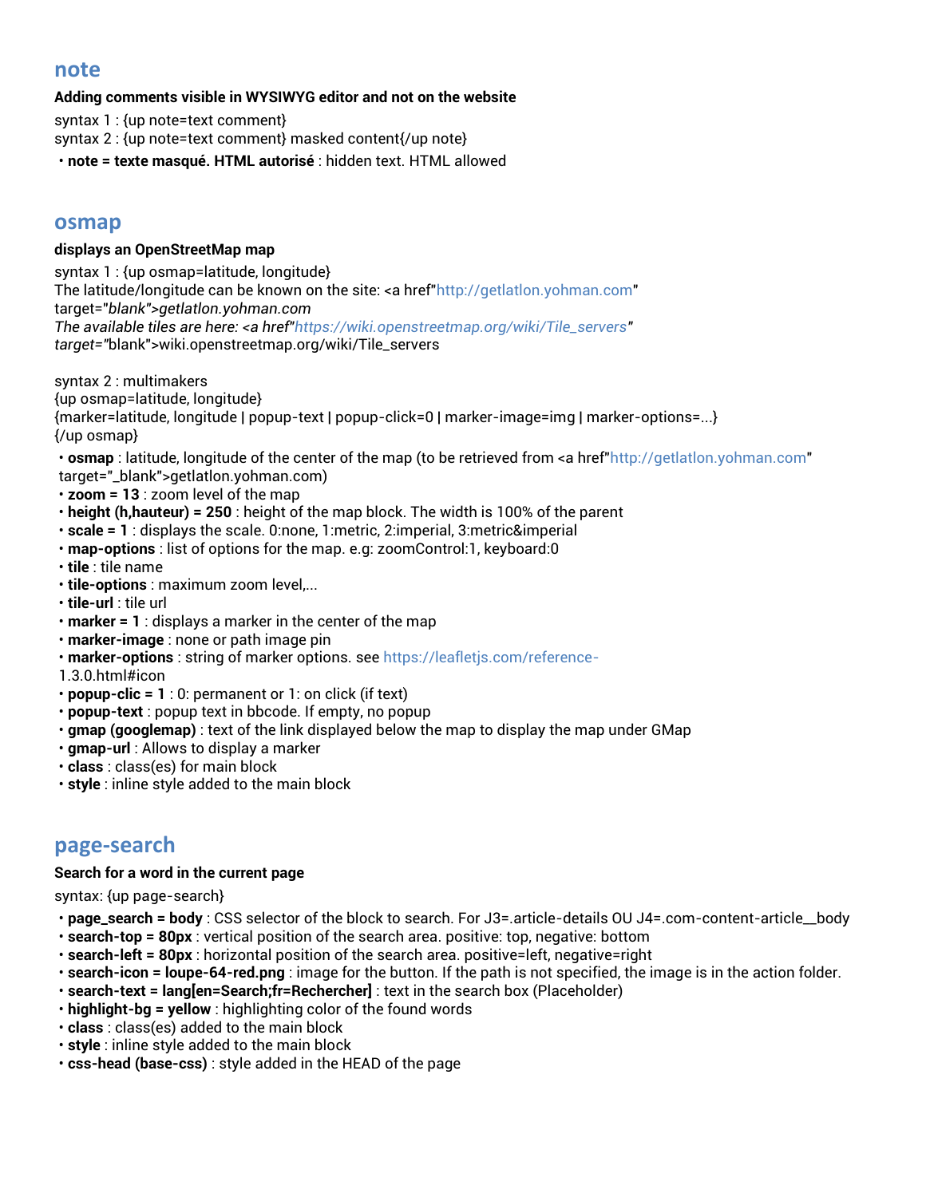## note

**Adding comments visible in WYSIWYG editor and not on the website**

syntax 1 : {up note=text comment}
syntax 2 : {up note=text comment} masked content{/up note}

- **note = texte masqué. HTML autorisé** : hidden text. HTML allowed

## osmap

**displays an OpenStreetMap map**

syntax 1 : {up osmap=latitude, longitude}
The latitude/longitude can be known on the site: <a href"http://getlatlon.yohman.com" target="*blank">getlatlon.yohman.com*
*The available tiles are here: <a href"https://wiki.openstreetmap.org/wiki/Tile_servers" target="*blank">wiki.openstreetmap.org/wiki/Tile_servers

syntax 2 : multimakers
{up osmap=latitude, longitude}
{marker=latitude, longitude | popup-text | popup-click=0 | marker-image=img | marker-options=...}
{/up osmap}

- **osmap** : latitude, longitude of the center of the map (to be retrieved from <a href"http://getlatlon.yohman.com" target="_blank">getlatlon.yohman.com)
- **zoom = 13** : zoom level of the map
- **height (h,hauteur) = 250** : height of the map block. The width is 100% of the parent
- **scale = 1** : displays the scale. 0:none, 1:metric, 2:imperial, 3:metric&imperial
- **map-options** : list of options for the map. e.g: zoomControl:1, keyboard:0
- **tile** : tile name
- **tile-options** : maximum zoom level,...
- **tile-url** : tile url
- **marker = 1** : displays a marker in the center of the map
- **marker-image** : none or path image pin
- **marker-options** : string of marker options. see https://leafletjs.com/reference-1.3.0.html#icon
- **popup-clic = 1** : 0: permanent or 1: on click (if text)
- **popup-text** : popup text in bbcode. If empty, no popup
- **gmap (googlemap)** : text of the link displayed below the map to display the map under GMap
- **gmap-url** : Allows to display a marker
- **class** : class(es) for main block
- **style** : inline style added to the main block

## page-search

**Search for a word in the current page**

syntax: {up page-search}

- **page_search = body** : CSS selector of the block to search. For J3=.article-details OU J4=.com-content-article__body
- **search-top = 80px** : vertical position of the search area. positive: top, negative: bottom
- **search-left = 80px** : horizontal position of the search area. positive=left, negative=right
- **search-icon = loupe-64-red.png** : image for the button. If the path is not specified, the image is in the action folder.
- **search-text = lang[en=Search;fr=Rechercher]** : text in the search box (Placeholder)
- **highlight-bg = yellow** : highlighting color of the found words
- **class** : class(es) added to the main block
- **style** : inline style added to the main block
- **css-head (base-css)** : style added in the HEAD of the page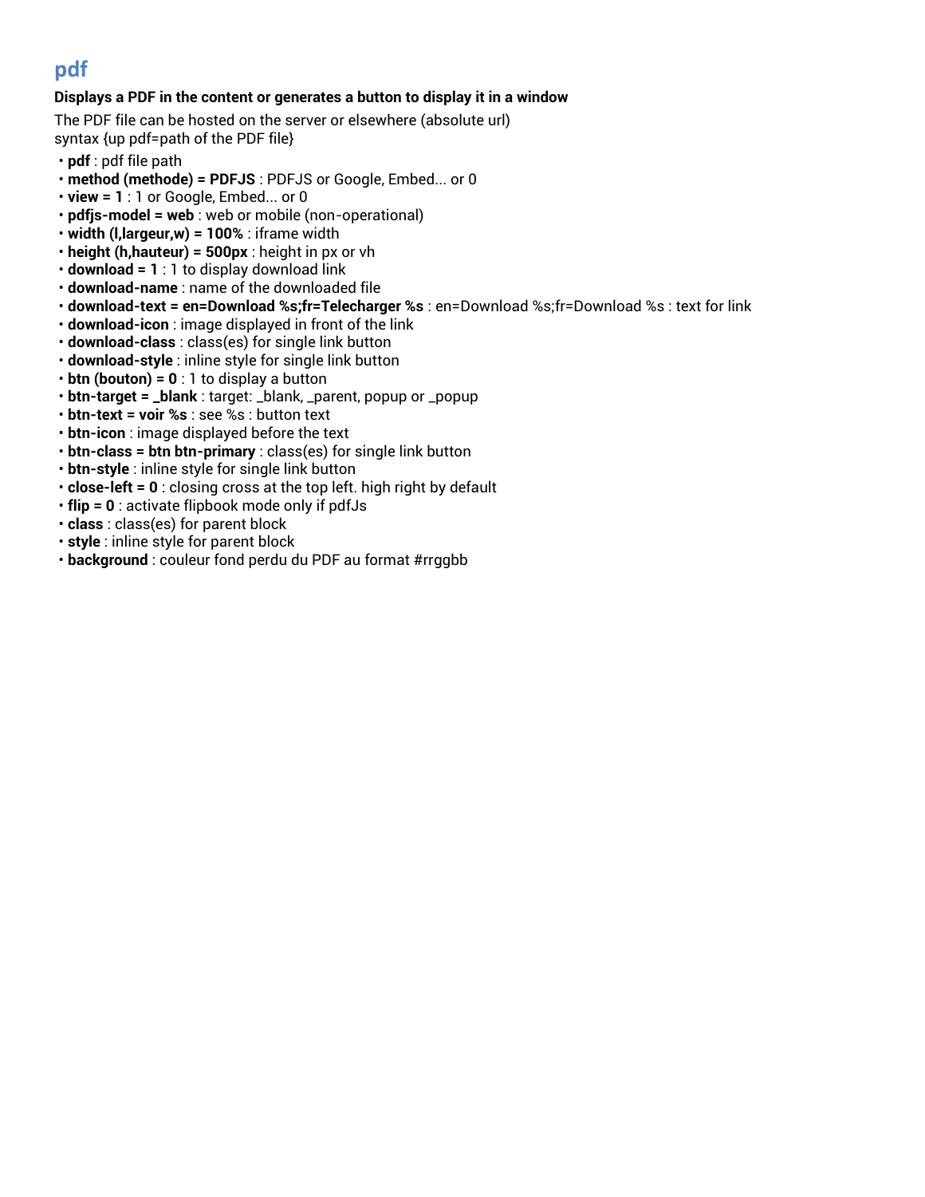## pdf

**Displays a PDF in the content or generates a button to display it in a window**

The PDF file can be hosted on the server or elsewhere (absolute url)
syntax {up pdf=path of the PDF file}

- **pdf** : pdf file path
- **method (methode) = PDFJS** : PDFJS or Google, Embed... or 0
- **view = 1** : 1 or Google, Embed... or 0
- **pdfjs-model = web** : web or mobile (non-operational)
- **width (l,largeur,w) = 100%** : iframe width
- **height (h,hauteur) = 500px** : height in px or vh
- **download = 1** : 1 to display download link
- **download-name** : name of the downloaded file
- **download-text = en=Download %s;fr=Telecharger %s** : en=Download %s;fr=Download %s : text for link
- **download-icon** : image displayed in front of the link
- **download-class** : class(es) for single link button
- **download-style** : inline style for single link button
- **btn (bouton) = 0** : 1 to display a button
- **btn-target = _blank** : target: _blank, _parent, popup or _popup
- **btn-text = voir %s** : see %s : button text
- **btn-icon** : image displayed before the text
- **btn-class = btn btn-primary** : class(es) for single link button
- **btn-style** : inline style for single link button
- **close-left = 0** : closing cross at the top left. high right by default
- **flip = 0** : activate flipbook mode only if pdfJs
- **class** : class(es) for parent block
- **style** : inline style for parent block
- **background** : couleur fond perdu du PDF au format #rrggbb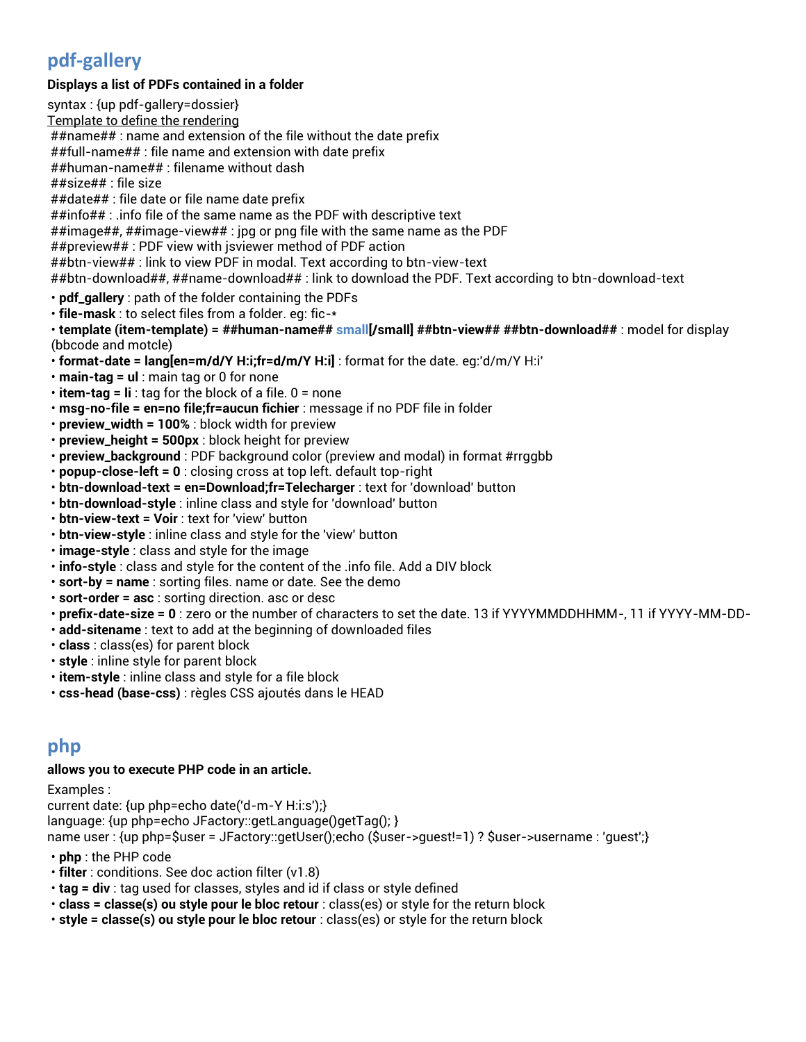## pdf-gallery

**Displays a list of PDFs contained in a folder**

syntax : {up pdf-gallery=dossier}

Template to define the rendering

##name## : name and extension of the file without the date prefix
##full-name## : file name and extension with date prefix
##human-name## : filename without dash
##size## : file size
##date## : file date or file name date prefix
##info## : .info file of the same name as the PDF with descriptive text
##image##, ##image-view## : jpg or png file with the same name as the PDF
##preview## : PDF view with jsviewer method of PDF action
##btn-view## : link to view PDF in modal. Text according to btn-view-text
##btn-download##, ##name-download## : link to download the PDF. Text according to btn-download-text

- **pdf_gallery** : path of the folder containing the PDFs
- **file-mask** : to select files from a folder. eg: fic-*
- **template (item-template) = ##human-name## small[/small] ##btn-view## ##btn-download##** : model for display (bbcode and motcle)
- **format-date = lang[en=m/d/Y H:i;fr=d/m/Y H:i]** : format for the date. eg:'d/m/Y H:i'
- **main-tag = ul** : main tag or 0 for none
- **item-tag = li** : tag for the block of a file. 0 = none
- **msg-no-file = en=no file;fr=aucun fichier** : message if no PDF file in folder
- **preview_width = 100%** : block width for preview
- **preview_height = 500px** : block height for preview
- **preview_background** : PDF background color (preview and modal) in format #rrggbb
- **popup-close-left = 0** : closing cross at top left. default top-right
- **btn-download-text = en=Download;fr=Telecharger** : text for 'download' button
- **btn-download-style** : inline class and style for 'download' button
- **btn-view-text = Voir** : text for 'view' button
- **btn-view-style** : inline class and style for the 'view' button
- **image-style** : class and style for the image
- **info-style** : class and style for the content of the .info file. Add a DIV block
- **sort-by = name** : sorting files. name or date. See the demo
- **sort-order = asc** : sorting direction. asc or desc
- **prefix-date-size = 0** : zero or the number of characters to set the date. 13 if YYYYMMDDHHMM-, 11 if YYYY-MM-DD-
- **add-sitename** : text to add at the beginning of downloaded files
- **class** : class(es) for parent block
- **style** : inline style for parent block
- **item-style** : inline class and style for a file block
- **css-head (base-css)** : règles CSS ajoutés dans le HEAD

## php

**allows you to execute PHP code in an article.**

Examples :
current date: {up php=echo date('d-m-Y H:i:s');}
language: {up php=echo JFactory::getLanguage()getTag(); }
name user : {up php=$user = JFactory::getUser();echo ($user->guest!=1) ? $user->username : 'guest';}

- **php** : the PHP code
- **filter** : conditions. See doc action filter (v1.8)
- **tag = div** : tag used for classes, styles and id if class or style defined
- **class = classe(s) ou style pour le bloc retour** : class(es) or style for the return block
- **style = classe(s) ou style pour le bloc retour** : class(es) or style for the return block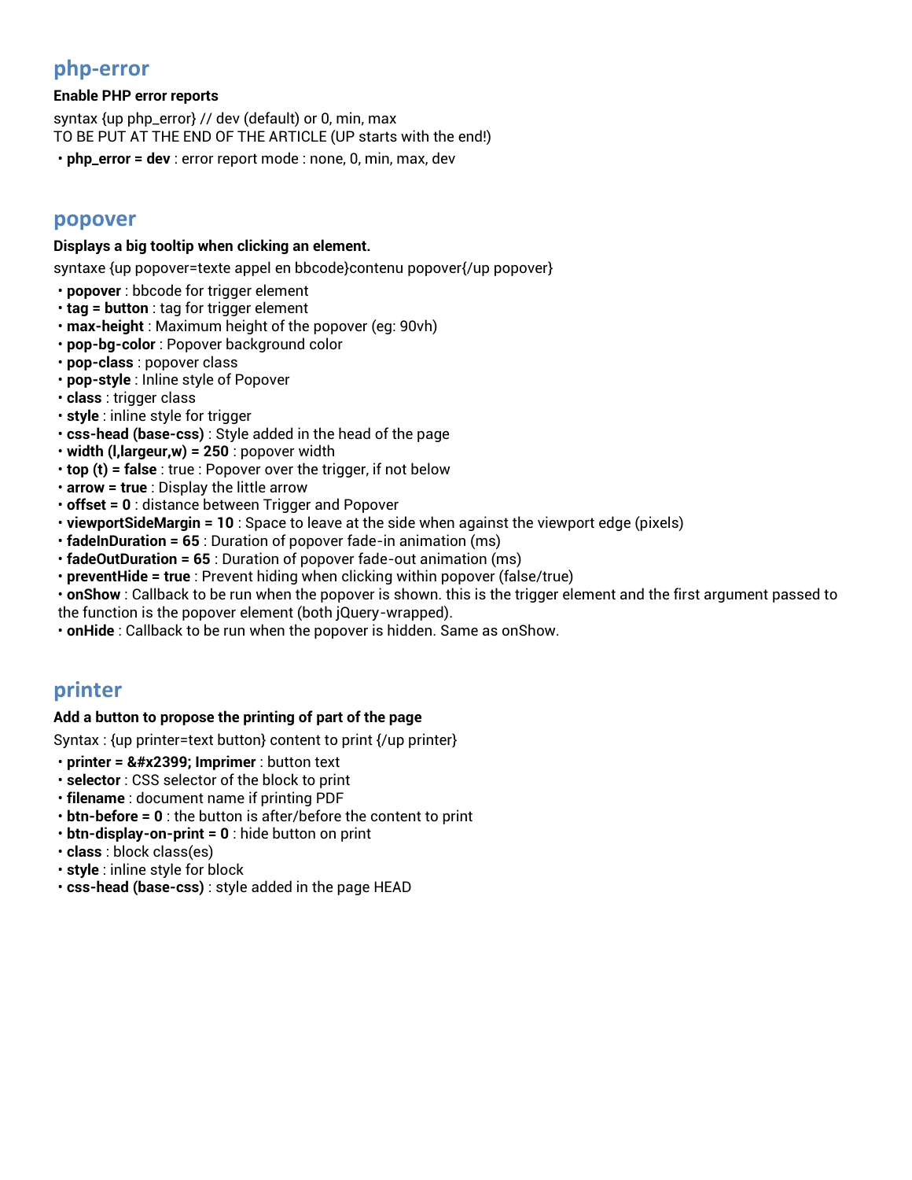## php-error

**Enable PHP error reports**

syntax {up php_error} // dev (default) or 0, min, max
TO BE PUT AT THE END OF THE ARTICLE (UP starts with the end!)

- **php_error = dev** : error report mode : none, 0, min, max, dev

## popover

**Displays a big tooltip when clicking an element.**

syntaxe {up popover=texte appel en bbcode}contenu popover{/up popover}

- **popover** : bbcode for trigger element
- **tag = button** : tag for trigger element
- **max-height** : Maximum height of the popover (eg: 90vh)
- **pop-bg-color** : Popover background color
- **pop-class** : popover class
- **pop-style** : Inline style of Popover
- **class** : trigger class
- **style** : inline style for trigger
- **css-head (base-css)** : Style added in the head of the page
- **width (l,largeur,w) = 250** : popover width
- **top (t) = false** : true : Popover over the trigger, if not below
- **arrow = true** : Display the little arrow
- **offset = 0** : distance between Trigger and Popover
- **viewportSideMargin = 10** : Space to leave at the side when against the viewport edge (pixels)
- **fadeInDuration = 65** : Duration of popover fade-in animation (ms)
- **fadeOutDuration = 65** : Duration of popover fade-out animation (ms)
- **preventHide = true** : Prevent hiding when clicking within popover (false/true)
- **onShow** : Callback to be run when the popover is shown. this is the trigger element and the first argument passed to the function is the popover element (both jQuery-wrapped).
- **onHide** : Callback to be run when the popover is hidden. Same as onShow.

## printer

**Add a button to propose the printing of part of the page**

Syntax : {up printer=text button} content to print {/up printer}

- **printer = &#x2399; Imprimer** : button text
- **selector** : CSS selector of the block to print
- **filename** : document name if printing PDF
- **btn-before = 0** : the button is after/before the content to print
- **btn-display-on-print = 0** : hide button on print
- **class** : block class(es)
- **style** : inline style for block
- **css-head (base-css)** : style added in the page HEAD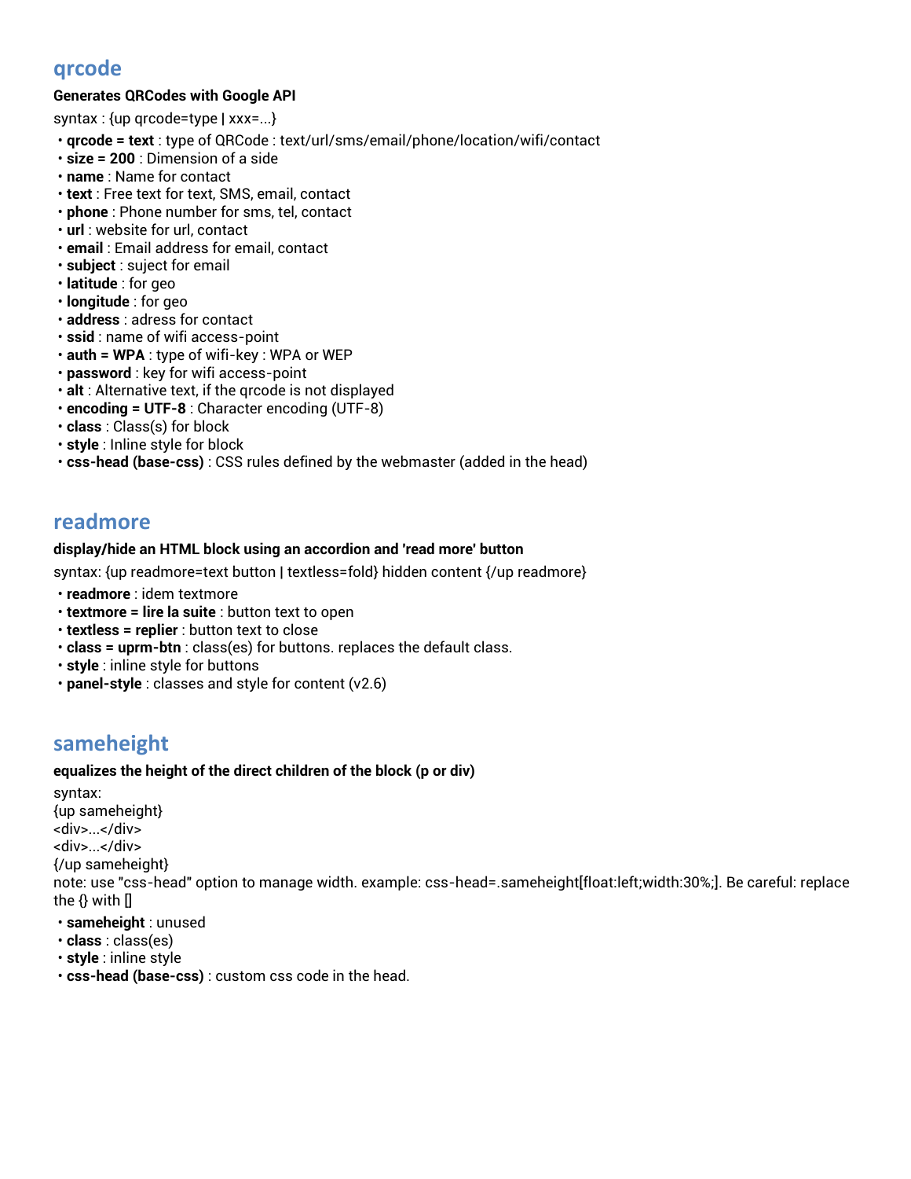## qrcode

**Generates QRCodes with Google API**

syntax : {up qrcode=type | xxx=...}

- **qrcode = text** : type of QRCode : text/url/sms/email/phone/location/wifi/contact
- **size = 200** : Dimension of a side
- **name** : Name for contact
- **text** : Free text for text, SMS, email, contact
- **phone** : Phone number for sms, tel, contact
- **url** : website for url, contact
- **email** : Email address for email, contact
- **subject** : suject for email
- **latitude** : for geo
- **longitude** : for geo
- **address** : adress for contact
- **ssid** : name of wifi access-point
- **auth = WPA** : type of wifi-key : WPA or WEP
- **password** : key for wifi access-point
- **alt** : Alternative text, if the qrcode is not displayed
- **encoding = UTF-8** : Character encoding (UTF-8)
- **class** : Class(s) for block
- **style** : Inline style for block
- **css-head (base-css)** : CSS rules defined by the webmaster (added in the head)

## readmore

**display/hide an HTML block using an accordion and 'read more' button**

syntax: {up readmore=text button | textless=fold} hidden content {/up readmore}

- **readmore** : idem textmore
- **textmore = lire la suite** : button text to open
- **textless = replier** : button text to close
- **class = uprm-btn** : class(es) for buttons. replaces the default class.
- **style** : inline style for buttons
- **panel-style** : classes and style for content (v2.6)

## sameheight

**equalizes the height of the direct children of the block (p or div)**

syntax:
{up sameheight}
<div>...</div>
<div>...</div>
{/up sameheight}
note: use "css-head" option to manage width. example: css-head=.sameheight[float:left;width:30%;]. Be careful: replace the {} with []

- **sameheight** : unused
- **class** : class(es)
- **style** : inline style
- **css-head (base-css)** : custom css code in the head.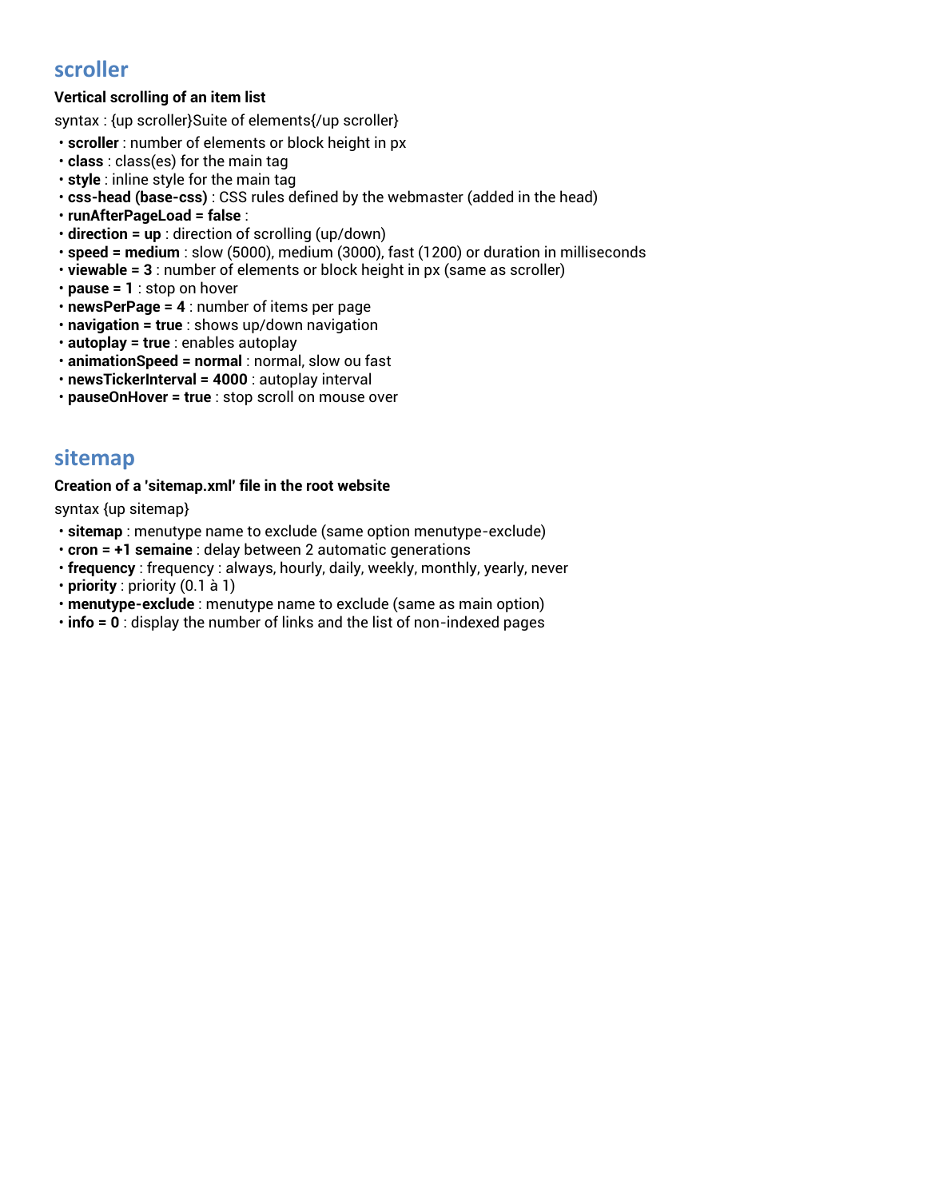## scroller

**Vertical scrolling of an item list**

syntax : {up scroller}Suite of elements{/up scroller}

- **scroller** : number of elements or block height in px
- **class** : class(es) for the main tag
- **style** : inline style for the main tag
- **css-head (base-css)** : CSS rules defined by the webmaster (added in the head)
- **runAfterPageLoad = false** :
- **direction = up** : direction of scrolling (up/down)
- **speed = medium** : slow (5000), medium (3000), fast (1200) or duration in milliseconds
- **viewable = 3** : number of elements or block height in px (same as scroller)
- **pause = 1** : stop on hover
- **newsPerPage = 4** : number of items per page
- **navigation = true** : shows up/down navigation
- **autoplay = true** : enables autoplay
- **animationSpeed = normal** : normal, slow ou fast
- **newsTickerInterval = 4000** : autoplay interval
- **pauseOnHover = true** : stop scroll on mouse over

## sitemap

**Creation of a 'sitemap.xml' file in the root website**

syntax {up sitemap}

- **sitemap** : menutype name to exclude (same option menutype-exclude)
- **cron = +1 semaine** : delay between 2 automatic generations
- **frequency** : frequency : always, hourly, daily, weekly, monthly, yearly, never
- **priority** : priority (0.1 à 1)
- **menutype-exclude** : menutype name to exclude (same as main option)
- **info = 0** : display the number of links and the list of non-indexed pages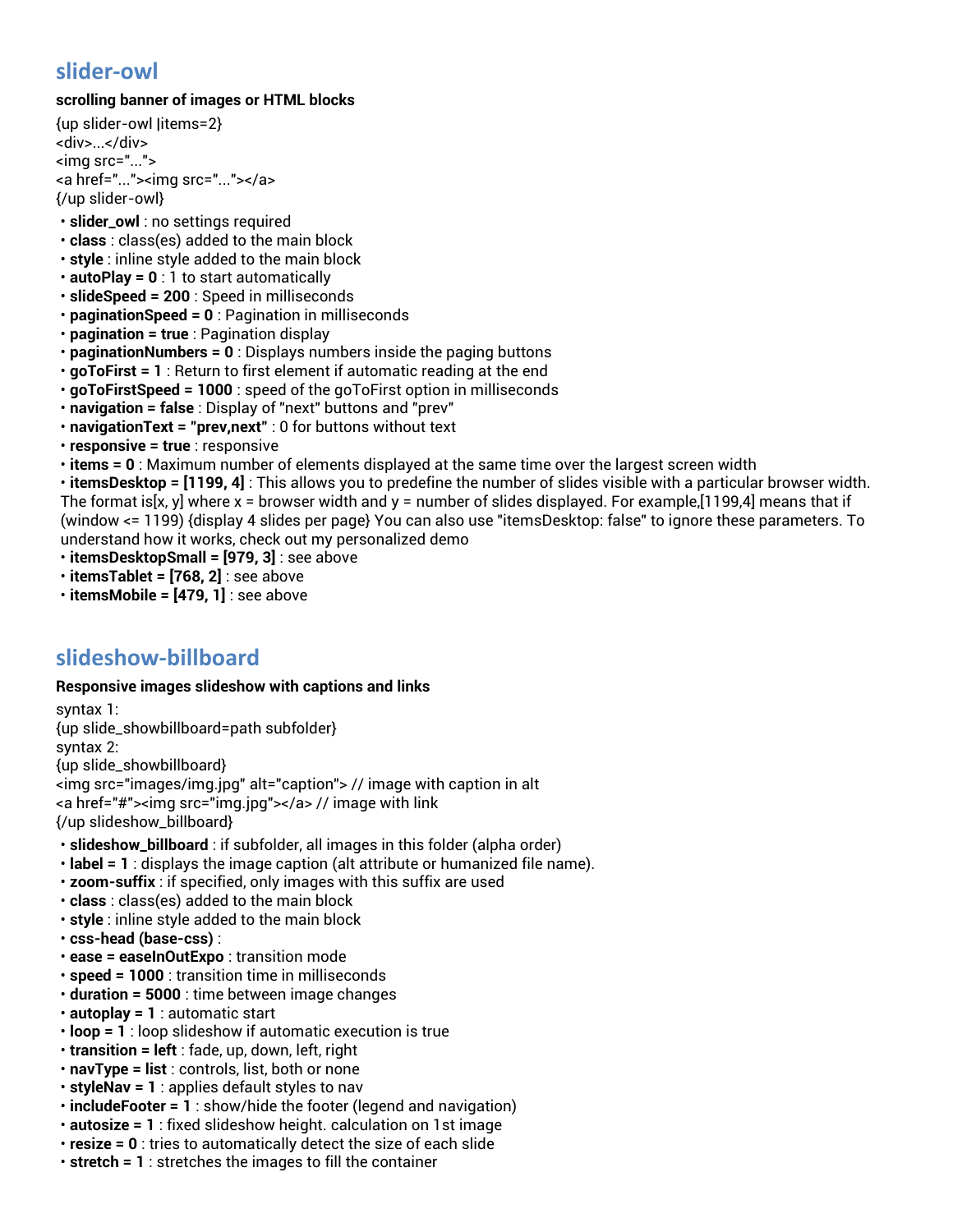## slider-owl

**scrolling banner of images or HTML blocks**

{up slider-owl |items=2}
<div>...</div>
<img src="...">
<a href="..."><img src="..."></a>
{/up slider-owl}

- **slider_owl** : no settings required
- **class** : class(es) added to the main block
- **style** : inline style added to the main block
- **autoPlay = 0** : 1 to start automatically
- **slideSpeed = 200** : Speed in milliseconds
- **paginationSpeed = 0** : Pagination in milliseconds
- **pagination = true** : Pagination display
- **paginationNumbers = 0** : Displays numbers inside the paging buttons
- **goToFirst = 1** : Return to first element if automatic reading at the end
- **goToFirstSpeed = 1000** : speed of the goToFirst option in milliseconds
- **navigation = false** : Display of "next" buttons and "prev"
- **navigationText = "prev,next"** : 0 for buttons without text
- **responsive = true** : responsive
- **items = 0** : Maximum number of elements displayed at the same time over the largest screen width
- **itemsDesktop = [1199, 4]** : This allows you to predefine the number of slides visible with a particular browser width. The format is[x, y] where x = browser width and y = number of slides displayed. For example,[1199,4] means that if (window <= 1199) {display 4 slides per page} You can also use "itemsDesktop: false" to ignore these parameters. To understand how it works, check out my personalized demo
- **itemsDesktopSmall = [979, 3]** : see above
- **itemsTablet = [768, 2]** : see above
- **itemsMobile = [479, 1]** : see above

## slideshow-billboard

**Responsive images slideshow with captions and links**

syntax 1:
{up slide_showbillboard=path subfolder}
syntax 2:
{up slide_showbillboard}
<img src="images/img.jpg" alt="caption"> // image with caption in alt
<a href="#"><img src="img.jpg"></a> // image with link
{/up slideshow_billboard}

- **slideshow_billboard** : if subfolder, all images in this folder (alpha order)
- **label = 1** : displays the image caption (alt attribute or humanized file name).
- **zoom-suffix** : if specified, only images with this suffix are used
- **class** : class(es) added to the main block
- **style** : inline style added to the main block
- **css-head (base-css)** :
- **ease = easeInOutExpo** : transition mode
- **speed = 1000** : transition time in milliseconds
- **duration = 5000** : time between image changes
- **autoplay = 1** : automatic start
- **loop = 1** : loop slideshow if automatic execution is true
- **transition = left** : fade, up, down, left, right
- **navType = list** : controls, list, both or none
- **styleNav = 1** : applies default styles to nav
- **includeFooter = 1** : show/hide the footer (legend and navigation)
- **autosize = 1** : fixed slideshow height. calculation on 1st image
- **resize = 0** : tries to automatically detect the size of each slide
- **stretch = 1** : stretches the images to fill the container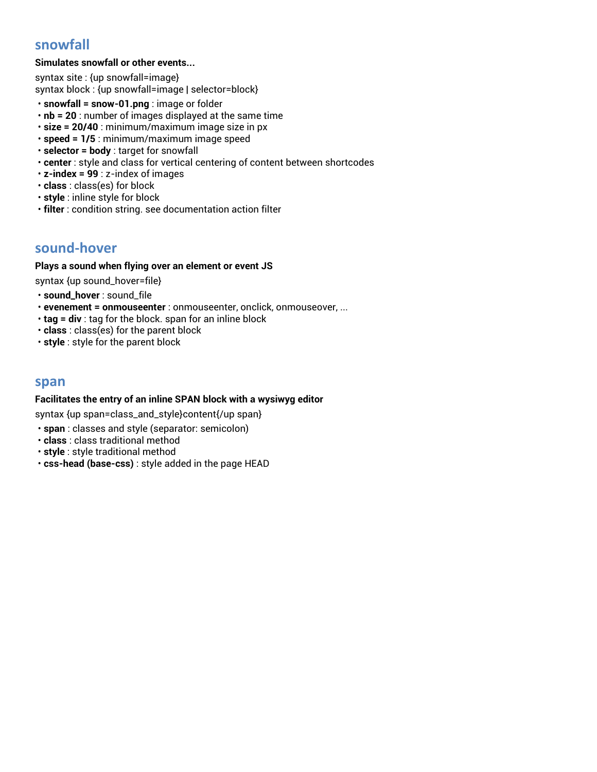## snowfall

**Simulates snowfall or other events...**

syntax site : {up snowfall=image}
syntax block : {up snowfall=image | selector=block}

- **snowfall = snow-01.png** : image or folder
- **nb = 20** : number of images displayed at the same time
- **size = 20/40** : minimum/maximum image size in px
- **speed = 1/5** : minimum/maximum image speed
- **selector = body** : target for snowfall
- **center** : style and class for vertical centering of content between shortcodes
- **z-index = 99** : z-index of images
- **class** : class(es) for block
- **style** : inline style for block
- **filter** : condition string. see documentation action filter

## sound-hover

**Plays a sound when flying over an element or event JS**

syntax {up sound_hover=file}

- **sound_hover** : sound_file
- **evenement = onmouseenter** : onmouseenter, onclick, onmouseover, ...
- **tag = div** : tag for the block. span for an inline block
- **class** : class(es) for the parent block
- **style** : style for the parent block

## span

**Facilitates the entry of an inline SPAN block with a wysiwyg editor**

syntax {up span=class_and_style}content{/up span}

- **span** : classes and style (separator: semicolon)
- **class** : class traditional method
- **style** : style traditional method
- **css-head (base-css)** : style added in the page HEAD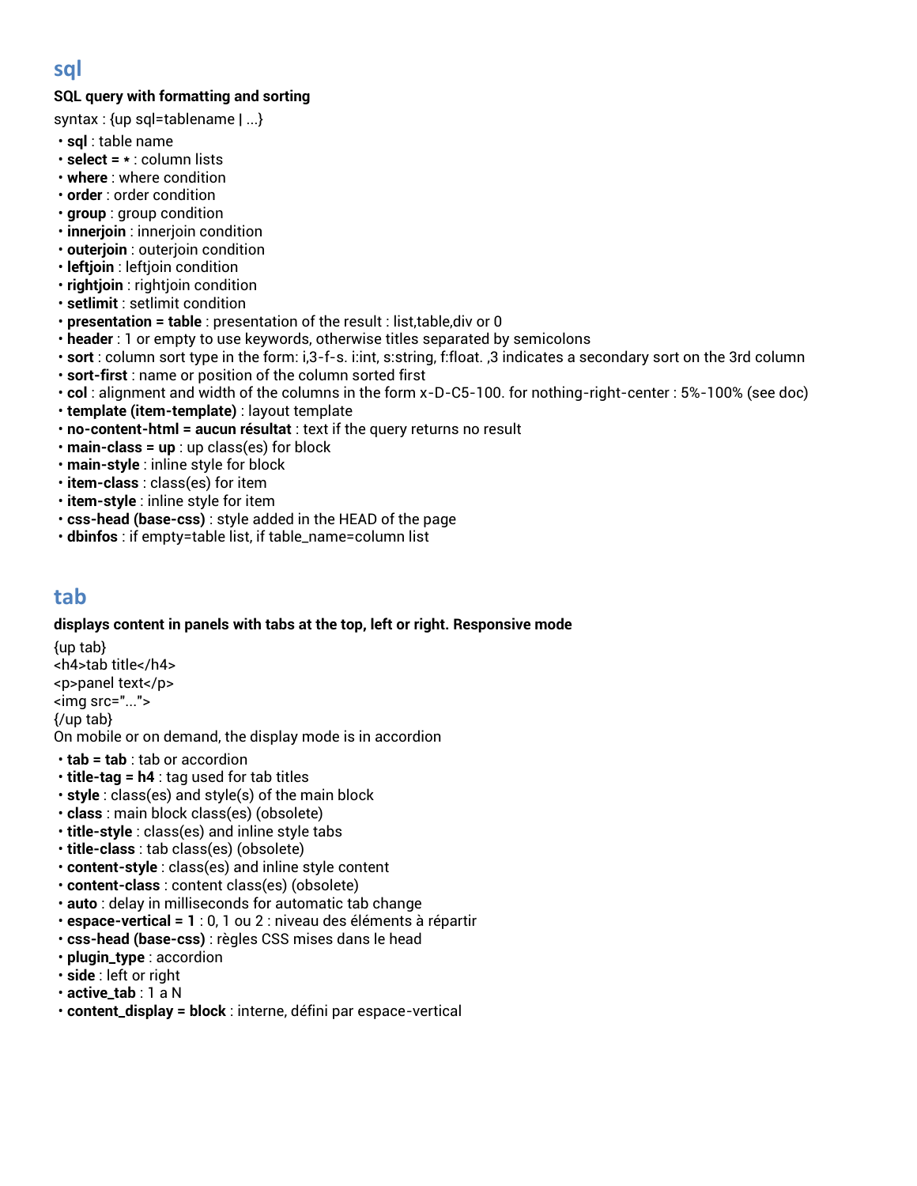## sql

**SQL query with formatting and sorting**

syntax : {up sql=tablename | ...}

- **sql** : table name
- **select = *** : column lists
- **where** : where condition
- **order** : order condition
- **group** : group condition
- **innerjoin** : innerjoin condition
- **outerjoin** : outerjoin condition
- **leftjoin** : leftjoin condition
- **rightjoin** : rightjoin condition
- **setlimit** : setlimit condition
- **presentation = table** : presentation of the result : list,table,div or 0
- **header** : 1 or empty to use keywords, otherwise titles separated by semicolons
- **sort** : column sort type in the form: i,3-f-s. i:int, s:string, f:float. ,3 indicates a secondary sort on the 3rd column
- **sort-first** : name or position of the column sorted first
- **col** : alignment and width of the columns in the form x-D-C5-100. for nothing-right-center : 5%-100% (see doc)
- **template (item-template)** : layout template
- **no-content-html = aucun résultat** : text if the query returns no result
- **main-class = up** : up class(es) for block
- **main-style** : inline style for block
- **item-class** : class(es) for item
- **item-style** : inline style for item
- **css-head (base-css)** : style added in the HEAD of the page
- **dbinfos** : if empty=table list, if table_name=column list

## tab

**displays content in panels with tabs at the top, left or right. Responsive mode**

```
{up tab}
<h4>tab title</h4>
<p>panel text</p>
<img src="...">
{/up tab}
```

On mobile or on demand, the display mode is in accordion

- **tab = tab** : tab or accordion
- **title-tag = h4** : tag used for tab titles
- **style** : class(es) and style(s) of the main block
- **class** : main block class(es) (obsolete)
- **title-style** : class(es) and inline style tabs
- **title-class** : tab class(es) (obsolete)
- **content-style** : class(es) and inline style content
- **content-class** : content class(es) (obsolete)
- **auto** : delay in milliseconds for automatic tab change
- **espace-vertical = 1** : 0, 1 ou 2 : niveau des éléments à répartir
- **css-head (base-css)** : règles CSS mises dans le head
- **plugin_type** : accordion
- **side** : left or right
- **active_tab** : 1 a N
- **content_display = block** : interne, défini par espace-vertical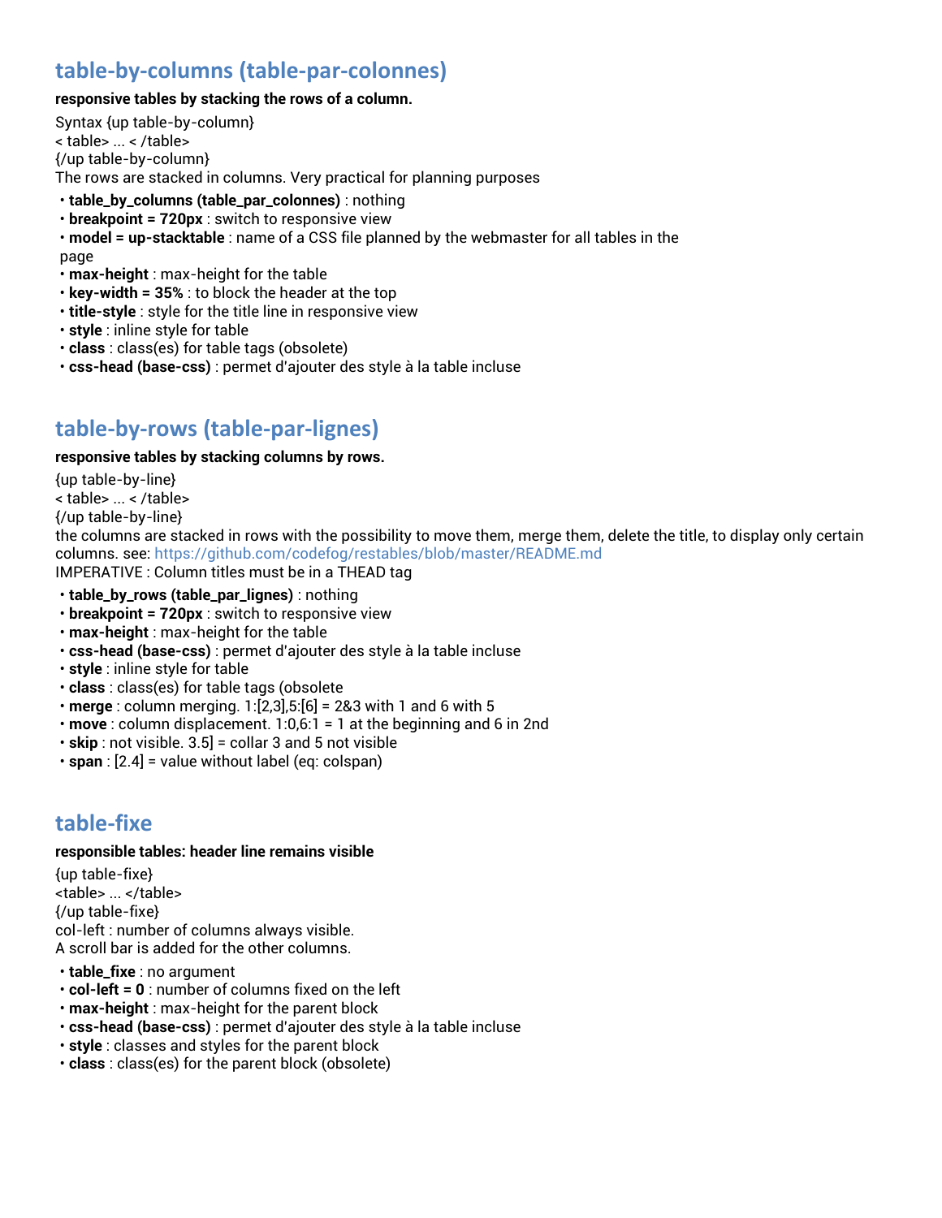## table-by-columns (table-par-colonnes)

**responsive tables by stacking the rows of a column.**

Syntax {up table-by-column}
< table> ... < /table>
{/up table-by-column}
The rows are stacked in columns. Very practical for planning purposes

- **table_by_columns (table_par_colonnes)** : nothing
- **breakpoint = 720px** : switch to responsive view
- **model = up-stacktable** : name of a CSS file planned by the webmaster for all tables in the page
- **max-height** : max-height for the table
- **key-width = 35%** : to block the header at the top
- **title-style** : style for the title line in responsive view
- **style** : inline style for table
- **class** : class(es) for table tags (obsolete)
- **css-head (base-css)** : permet d'ajouter des style à la table incluse

## table-by-rows (table-par-lignes)

**responsive tables by stacking columns by rows.**

{up table-by-line}
< table> ... < /table>
{/up table-by-line}
the columns are stacked in rows with the possibility to move them, merge them, delete the title, to display only certain columns. see: https://github.com/codefog/restables/blob/master/README.md
IMPERATIVE : Column titles must be in a THEAD tag

- **table_by_rows (table_par_lignes)** : nothing
- **breakpoint = 720px** : switch to responsive view
- **max-height** : max-height for the table
- **css-head (base-css)** : permet d'ajouter des style à la table incluse
- **style** : inline style for table
- **class** : class(es) for table tags (obsolete
- **merge** : column merging. 1:[2,3],5:[6] = 2&3 with 1 and 6 with 5
- **move** : column displacement. 1:0,6:1 = 1 at the beginning and 6 in 2nd
- **skip** : not visible. 3.5] = collar 3 and 5 not visible
- **span** : [2.4] = value without label (eq: colspan)

## table-fixe

**responsible tables: header line remains visible**

{up table-fixe}
<table> ... </table>
{/up table-fixe}
col-left : number of columns always visible.
A scroll bar is added for the other columns.

- **table_fixe** : no argument
- **col-left = 0** : number of columns fixed on the left
- **max-height** : max-height for the parent block
- **css-head (base-css)** : permet d'ajouter des style à la table incluse
- **style** : classes and styles for the parent block
- **class** : class(es) for the parent block (obsolete)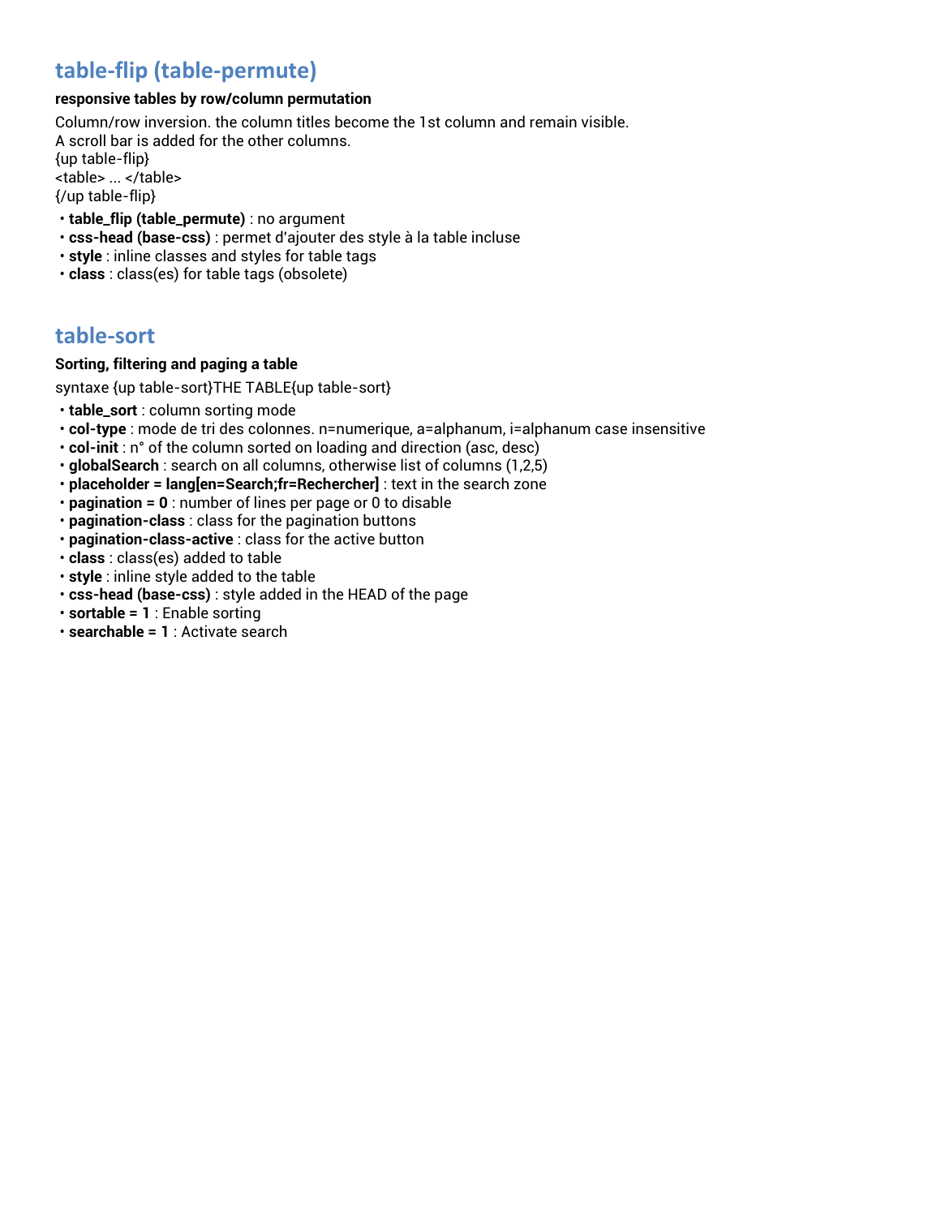## table-flip (table-permute)

**responsive tables by row/column permutation**

Column/row inversion. the column titles become the 1st column and remain visible.
A scroll bar is added for the other columns.
{up table-flip}
<table> ... </table>
{/up table-flip}

- **table_flip (table_permute)** : no argument
- **css-head (base-css)** : permet d'ajouter des style à la table incluse
- **style** : inline classes and styles for table tags
- **class** : class(es) for table tags (obsolete)

## table-sort

**Sorting, filtering and paging a table**

syntaxe {up table-sort}THE TABLE{up table-sort}

- **table_sort** : column sorting mode
- **col-type** : mode de tri des colonnes. n=numerique, a=alphanum, i=alphanum case insensitive
- **col-init** : n° of the column sorted on loading and direction (asc, desc)
- **globalSearch** : search on all columns, otherwise list of columns (1,2,5)
- **placeholder = lang[en=Search;fr=Rechercher]** : text in the search zone
- **pagination = 0** : number of lines per page or 0 to disable
- **pagination-class** : class for the pagination buttons
- **pagination-class-active** : class for the active button
- **class** : class(es) added to table
- **style** : inline style added to the table
- **css-head (base-css)** : style added in the HEAD of the page
- **sortable = 1** : Enable sorting
- **searchable = 1** : Activate search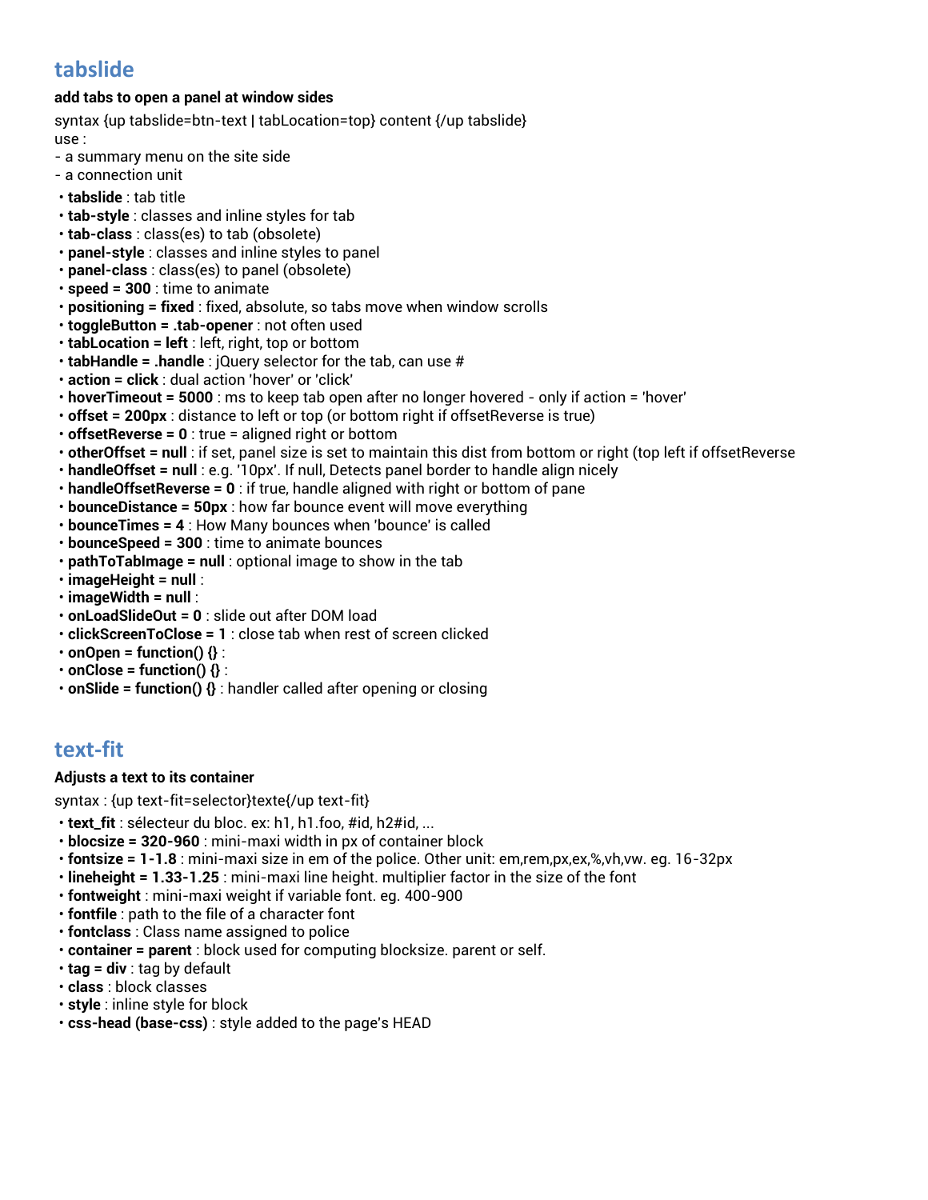## tabslide

**add tabs to open a panel at window sides**

syntax {up tabslide=btn-text | tabLocation=top} content {/up tabslide}
use :
- a summary menu on the site side
- a connection unit

- **tabslide** : tab title
- **tab-style** : classes and inline styles for tab
- **tab-class** : class(es) to tab (obsolete)
- **panel-style** : classes and inline styles to panel
- **panel-class** : class(es) to panel (obsolete)
- **speed = 300** : time to animate
- **positioning = fixed** : fixed, absolute, so tabs move when window scrolls
- **toggleButton = .tab-opener** : not often used
- **tabLocation = left** : left, right, top or bottom
- **tabHandle = .handle** : jQuery selector for the tab, can use #
- **action = click** : dual action 'hover' or 'click'
- **hoverTimeout = 5000** : ms to keep tab open after no longer hovered - only if action = 'hover'
- **offset = 200px** : distance to left or top (or bottom right if offsetReverse is true)
- **offsetReverse = 0** : true = aligned right or bottom
- **otherOffset = null** : if set, panel size is set to maintain this dist from bottom or right (top left if offsetReverse
- **handleOffset = null** : e.g. '10px'. If null, Detects panel border to handle align nicely
- **handleOffsetReverse = 0** : if true, handle aligned with right or bottom of pane
- **bounceDistance = 50px** : how far bounce event will move everything
- **bounceTimes = 4** : How Many bounces when 'bounce' is called
- **bounceSpeed = 300** : time to animate bounces
- **pathToTabImage = null** : optional image to show in the tab
- **imageHeight = null** :
- **imageWidth = null** :
- **onLoadSlideOut = 0** : slide out after DOM load
- **clickScreenToClose = 1** : close tab when rest of screen clicked
- **onOpen = function() {}** :
- **onClose = function() {}** :
- **onSlide = function() {}** : handler called after opening or closing

## text-fit

**Adjusts a text to its container**

syntax : {up text-fit=selector}texte{/up text-fit}

- **text_fit** : sélecteur du bloc. ex: h1, h1.foo, #id, h2#id, ...
- **blocsize = 320-960** : mini-maxi width in px of container block
- **fontsize = 1-1.8** : mini-maxi size in em of the police. Other unit: em,rem,px,ex,%,vh,vw. eg. 16-32px
- **lineheight = 1.33-1.25** : mini-maxi line height. multiplier factor in the size of the font
- **fontweight** : mini-maxi weight if variable font. eg. 400-900
- **fontfile** : path to the file of a character font
- **fontclass** : Class name assigned to police
- **container = parent** : block used for computing blocksize. parent or self.
- **tag = div** : tag by default
- **class** : block classes
- **style** : inline style for block
- **css-head (base-css)** : style added to the page's HEAD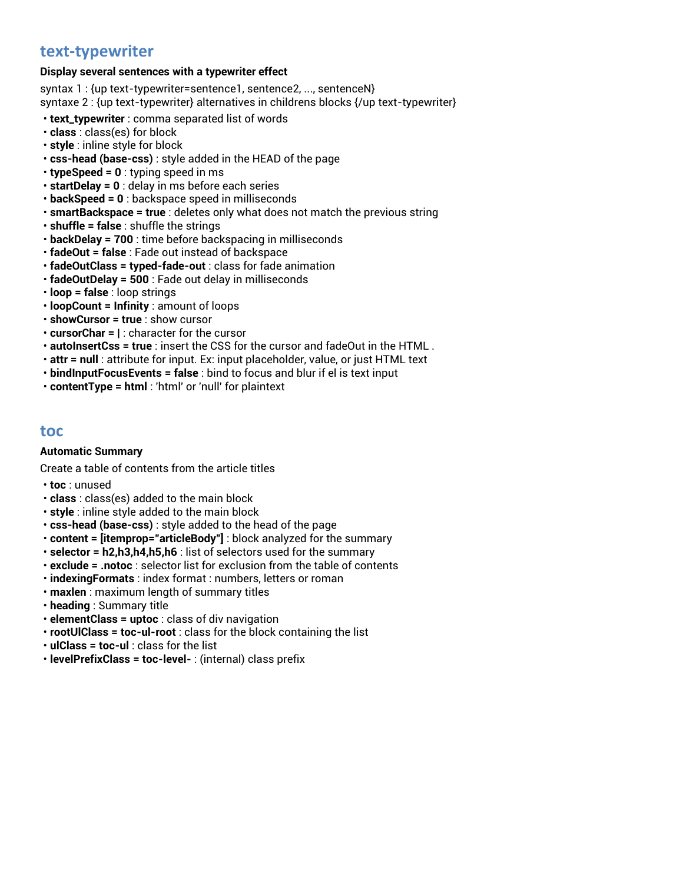## text-typewriter

**Display several sentences with a typewriter effect**

syntax 1 : {up text-typewriter=sentence1, sentence2, ..., sentenceN}
syntaxe 2 : {up text-typewriter} alternatives in childrens blocks {/up text-typewriter}

- **text_typewriter** : comma separated list of words
- **class** : class(es) for block
- **style** : inline style for block
- **css-head (base-css)** : style added in the HEAD of the page
- **typeSpeed = 0** : typing speed in ms
- **startDelay = 0** : delay in ms before each series
- **backSpeed = 0** : backspace speed in milliseconds
- **smartBackspace = true** : deletes only what does not match the previous string
- **shuffle = false** : shuffle the strings
- **backDelay = 700** : time before backspacing in milliseconds
- **fadeOut = false** : Fade out instead of backspace
- **fadeOutClass = typed-fade-out** : class for fade animation
- **fadeOutDelay = 500** : Fade out delay in milliseconds
- **loop = false** : loop strings
- **loopCount = Infinity** : amount of loops
- **showCursor = true** : show cursor
- **cursorChar = |** : character for the cursor
- **autoInsertCss = true** : insert the CSS for the cursor and fadeOut in the HTML .
- **attr = null** : attribute for input. Ex: input placeholder, value, or just HTML text
- **bindInputFocusEvents = false** : bind to focus and blur if el is text input
- **contentType = html** : 'html' or 'null' for plaintext

## toc

**Automatic Summary**

Create a table of contents from the article titles

- **toc** : unused
- **class** : class(es) added to the main block
- **style** : inline style added to the main block
- **css-head (base-css)** : style added to the head of the page
- **content = [itemprop="articleBody"]** : block analyzed for the summary
- **selector = h2,h3,h4,h5,h6** : list of selectors used for the summary
- **exclude = .notoc** : selector list for exclusion from the table of contents
- **indexingFormats** : index format : numbers, letters or roman
- **maxlen** : maximum length of summary titles
- **heading** : Summary title
- **elementClass = uptoc** : class of div navigation
- **rootUlClass = toc-ul-root** : class for the block containing the list
- **ulClass = toc-ul** : class for the list
- **levelPrefixClass = toc-level-** : (internal) class prefix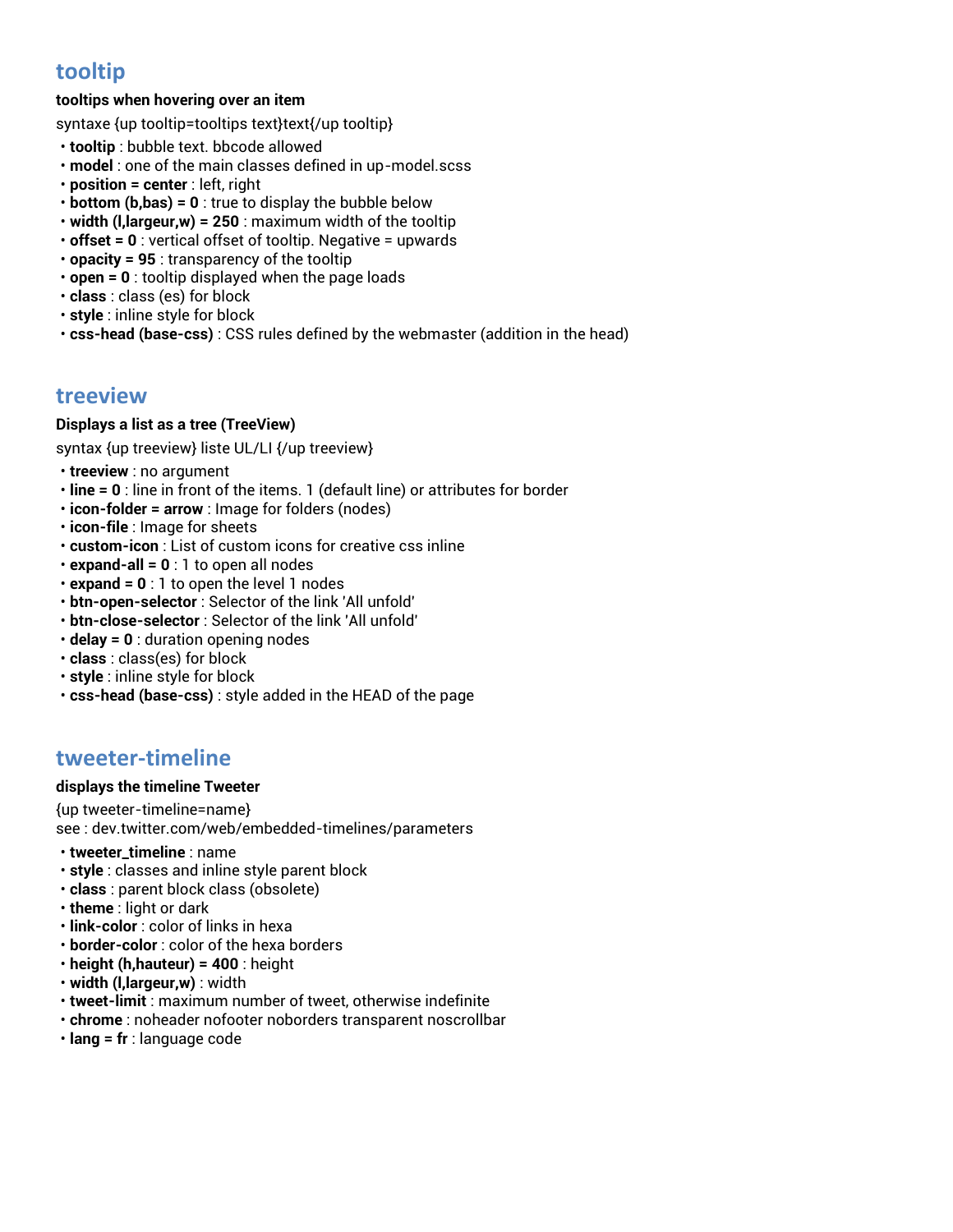## tooltip

**tooltips when hovering over an item**

syntaxe {up tooltip=tooltips text}text{/up tooltip}

- **tooltip** : bubble text. bbcode allowed
- **model** : one of the main classes defined in up-model.scss
- **position = center** : left, right
- **bottom (b,bas) = 0** : true to display the bubble below
- **width (l,largeur,w) = 250** : maximum width of the tooltip
- **offset = 0** : vertical offset of tooltip. Negative = upwards
- **opacity = 95** : transparency of the tooltip
- **open = 0** : tooltip displayed when the page loads
- **class** : class (es) for block
- **style** : inline style for block
- **css-head (base-css)** : CSS rules defined by the webmaster (addition in the head)

## treeview

**Displays a list as a tree (TreeView)**

syntax {up treeview} liste UL/LI {/up treeview}

- **treeview** : no argument
- **line = 0** : line in front of the items. 1 (default line) or attributes for border
- **icon-folder = arrow** : Image for folders (nodes)
- **icon-file** : Image for sheets
- **custom-icon** : List of custom icons for creative css inline
- **expand-all = 0** : 1 to open all nodes
- **expand = 0** : 1 to open the level 1 nodes
- **btn-open-selector** : Selector of the link 'All unfold'
- **btn-close-selector** : Selector of the link 'All unfold'
- **delay = 0** : duration opening nodes
- **class** : class(es) for block
- **style** : inline style for block
- **css-head (base-css)** : style added in the HEAD of the page

## tweeter-timeline

**displays the timeline Tweeter**

{up tweeter-timeline=name}
see : dev.twitter.com/web/embedded-timelines/parameters

- **tweeter_timeline** : name
- **style** : classes and inline style parent block
- **class** : parent block class (obsolete)
- **theme** : light or dark
- **link-color** : color of links in hexa
- **border-color** : color of the hexa borders
- **height (h,hauteur) = 400** : height
- **width (l,largeur,w)** : width
- **tweet-limit** : maximum number of tweet, otherwise indefinite
- **chrome** : noheader nofooter noborders transparent noscrollbar
- **lang = fr** : language code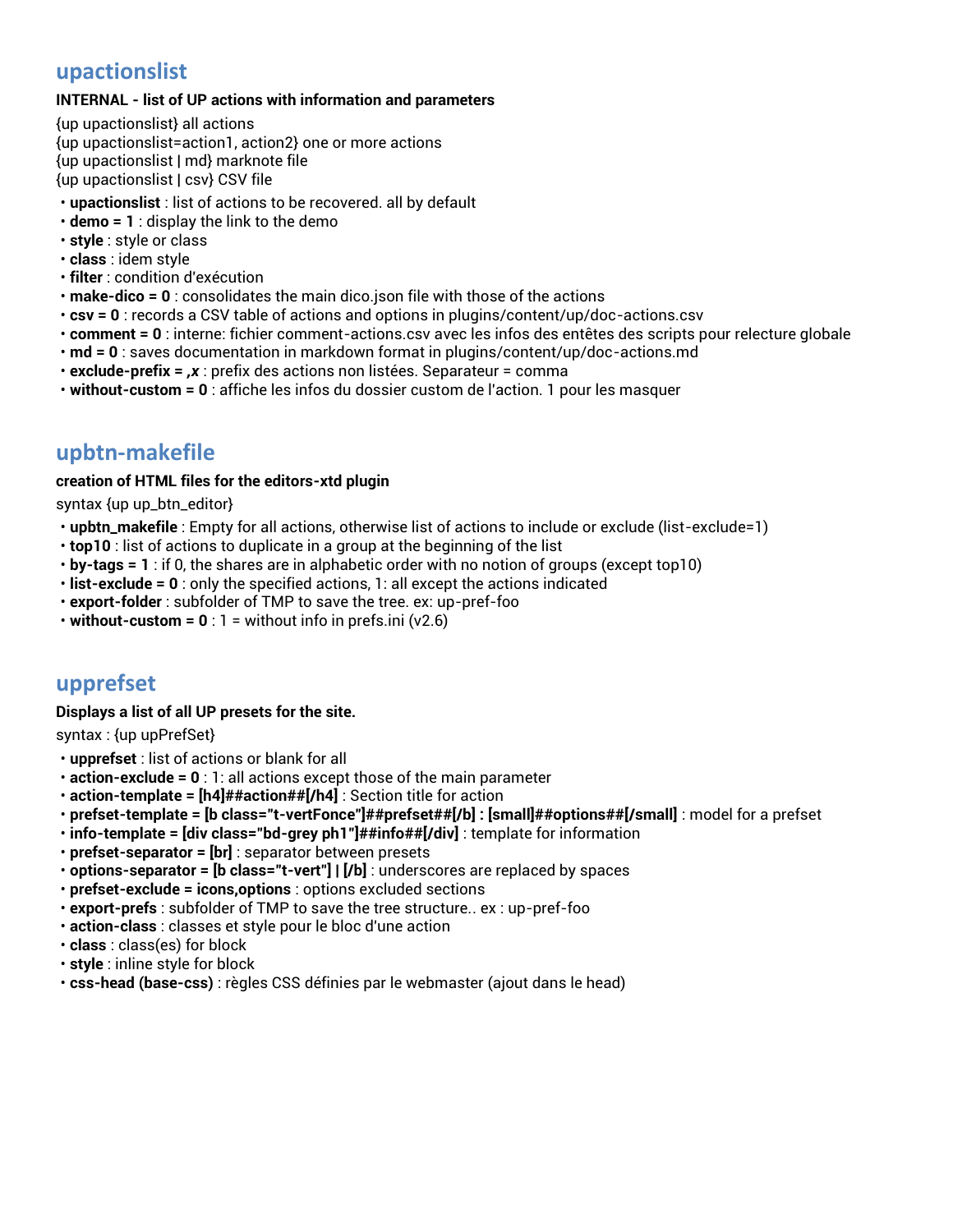## upactionslist

**INTERNAL - list of UP actions with information and parameters**

{up upactionslist} all actions
{up upactionslist=action1, action2} one or more actions
{up upactionslist | md} marknote file
{up upactionslist | csv} CSV file

- **upactionslist** : list of actions to be recovered. all by default
- **demo = 1** : display the link to the demo
- **style** : style or class
- **class** : idem style
- **filter** : condition d'exécution
- **make-dico = 0** : consolidates the main dico.json file with those of the actions
- **csv = 0** : records a CSV table of actions and options in plugins/content/up/doc-actions.csv
- **comment = 0** : interne: fichier comment-actions.csv avec les infos des entêtes des scripts pour relecture globale
- **md = 0** : saves documentation in markdown format in plugins/content/up/doc-actions.md
- **exclude-prefix = ,x** : prefix des actions non listées. Separateur = comma
- **without-custom = 0** : affiche les infos du dossier custom de l'action. 1 pour les masquer

## upbtn-makefile

**creation of HTML files for the editors-xtd plugin**

syntax {up up_btn_editor}

- **upbtn_makefile** : Empty for all actions, otherwise list of actions to include or exclude (list-exclude=1)
- **top10** : list of actions to duplicate in a group at the beginning of the list
- **by-tags = 1** : if 0, the shares are in alphabetic order with no notion of groups (except top10)
- **list-exclude = 0** : only the specified actions, 1: all except the actions indicated
- **export-folder** : subfolder of TMP to save the tree. ex: up-pref-foo
- **without-custom = 0** : 1 = without info in prefs.ini (v2.6)

## upprefset

**Displays a list of all UP presets for the site.**

syntax : {up upPrefSet}

- **upprefset** : list of actions or blank for all
- **action-exclude = 0** : 1: all actions except those of the main parameter
- **action-template = [h4]##action##[/h4]** : Section title for action
- **prefset-template = [b class="t-vertFonce"]##prefset##[/b] : [small]##options##[/small]** : model for a prefset
- **info-template = [div class="bd-grey ph1"]##info##[/div]** : template for information
- **prefset-separator = [br]** : separator between presets
- **options-separator = [b class="t-vert"] | [/b]** : underscores are replaced by spaces
- **prefset-exclude = icons,options** : options excluded sections
- **export-prefs** : subfolder of TMP to save the tree structure.. ex : up-pref-foo
- **action-class** : classes et style pour le bloc d'une action
- **class** : class(es) for block
- **style** : inline style for block
- **css-head (base-css)** : règles CSS définies par le webmaster (ajout dans le head)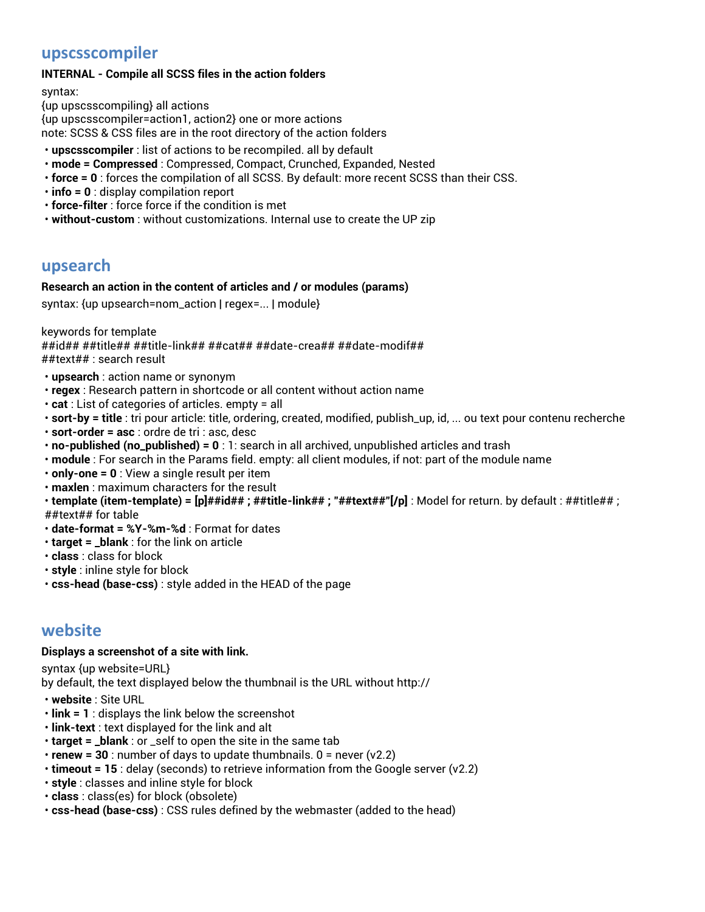## upscsscompiler

**INTERNAL - Compile all SCSS files in the action folders**

syntax:
{up upscsscompiling} all actions
{up upscsscompiler=action1, action2} one or more actions
note: SCSS & CSS files are in the root directory of the action folders

- **upscsscompiler** : list of actions to be recompiled. all by default
- **mode = Compressed** : Compressed, Compact, Crunched, Expanded, Nested
- **force = 0** : forces the compilation of all SCSS. By default: more recent SCSS than their CSS.
- **info = 0** : display compilation report
- **force-filter** : force force if the condition is met
- **without-custom** : without customizations. Internal use to create the UP zip

## upsearch

**Research an action in the content of articles and / or modules (params)**

syntax: {up upsearch=nom_action | regex=... | module}

keywords for template
##id## ##title## ##title-link## ##cat## ##date-crea## ##date-modif##
##text## : search result

- **upsearch** : action name or synonym
- **regex** : Research pattern in shortcode or all content without action name
- **cat** : List of categories of articles. empty = all
- **sort-by = title** : tri pour article: title, ordering, created, modified, publish_up, id, ... ou text pour contenu recherche
- **sort-order = asc** : ordre de tri : asc, desc
- **no-published (no_published) = 0** : 1: search in all archived, unpublished articles and trash
- **module** : For search in the Params field. empty: all client modules, if not: part of the module name
- **only-one = 0** : View a single result per item
- **maxlen** : maximum characters for the result
- **template (item-template) = [p]##id## ; ##title-link## ; "##text##"[/p]** : Model for return. by default : ##title## ; ##text## for table
- **date-format = %Y-%m-%d** : Format for dates
- **target = _blank** : for the link on article
- **class** : class for block
- **style** : inline style for block
- **css-head (base-css)** : style added in the HEAD of the page

## website

**Displays a screenshot of a site with link.**

syntax {up website=URL}
by default, the text displayed below the thumbnail is the URL without http://

- **website** : Site URL
- **link = 1** : displays the link below the screenshot
- **link-text** : text displayed for the link and alt
- **target = _blank** : or _self to open the site in the same tab
- **renew = 30** : number of days to update thumbnails. 0 = never (v2.2)
- **timeout = 15** : delay (seconds) to retrieve information from the Google server (v2.2)
- **style** : classes and inline style for block
- **class** : class(es) for block (obsolete)
- **css-head (base-css)** : CSS rules defined by the webmaster (added to the head)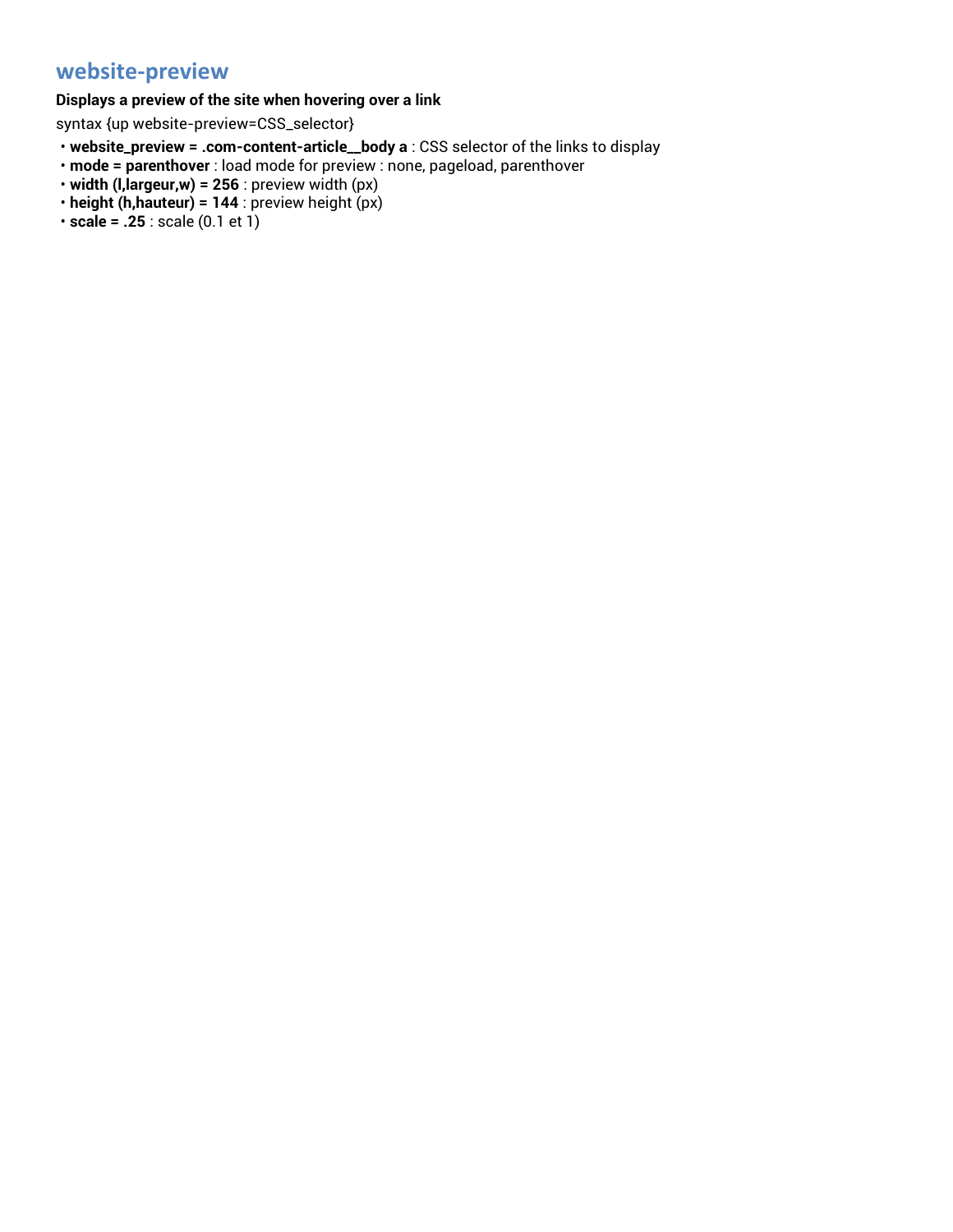## website-preview

**Displays a preview of the site when hovering over a link**

syntax {up website-preview=CSS_selector}

- **website_preview = .com-content-article__body a** : CSS selector of the links to display
- **mode = parenthover** : load mode for preview : none, pageload, parenthover
- **width (l,largeur,w) = 256** : preview width (px)
- **height (h,hauteur) = 144** : preview height (px)
- **scale = .25** : scale (0.1 et 1)